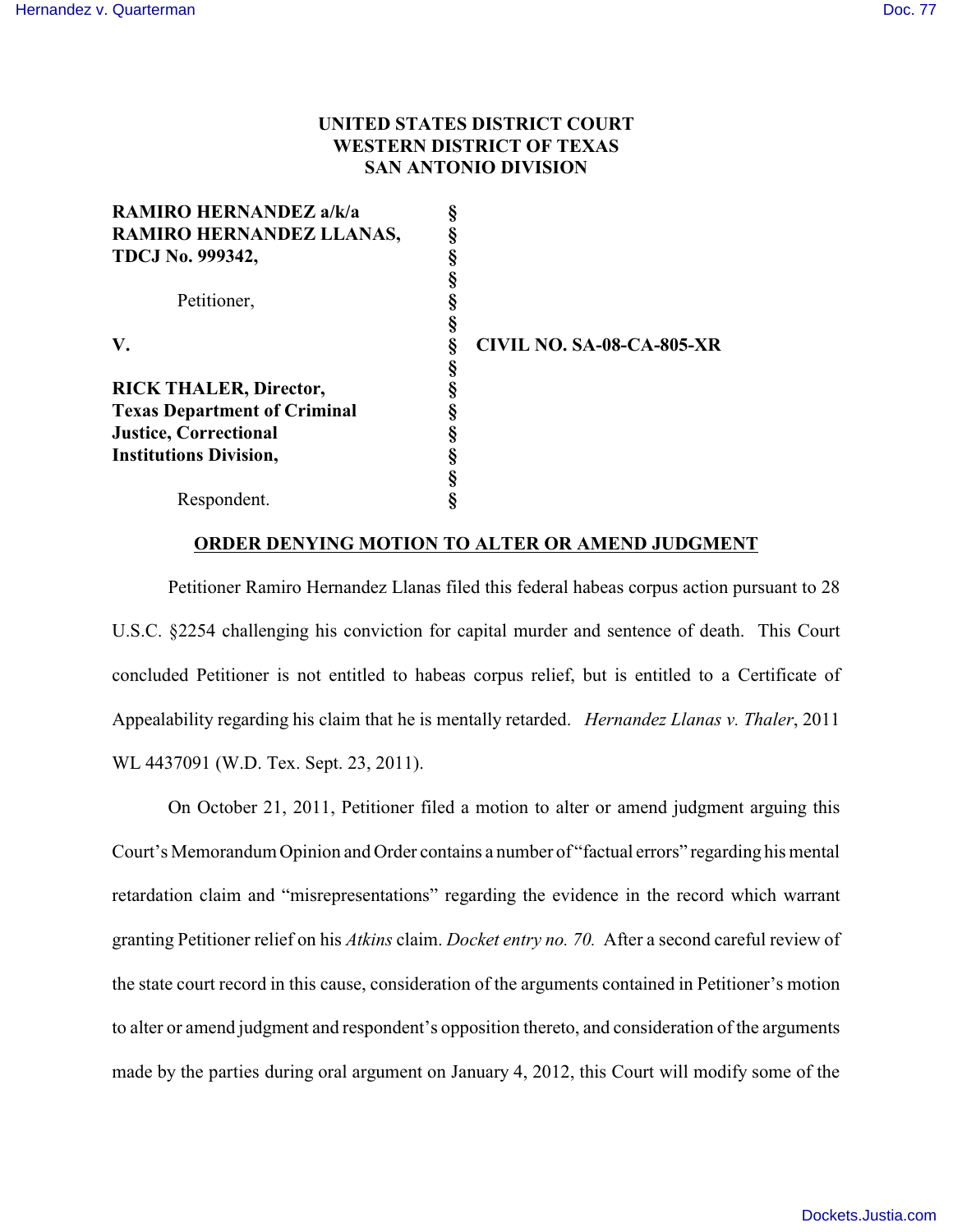**UNITED STATES DISTRICT COURT**
**WESTERN DISTRICT OF TEXAS**
**SAN ANTONIO DIVISION**

| | | |
|---|---|---|
| **RAMIRO HERNANDEZ a/k/a** | § | |
| **RAMIRO HERNANDEZ LLANAS,** | § | |
| **TDCJ No. 999342,** | § | |
| | § | |
| Petitioner, | § | |
| | § | |
| **V.** | § | **CIVIL NO. SA-08-CA-805-XR** |
| | § | |
| **RICK THALER, Director,** | § | |
| **Texas Department of Criminal** | § | |
| **Justice, Correctional** | § | |
| **Institutions Division,** | § | |
| | § | |
| Respondent. | § | |

**ORDER DENYING MOTION TO ALTER OR AMEND JUDGMENT**

Petitioner Ramiro Hernandez Llanas filed this federal habeas corpus action pursuant to 28 U.S.C. §2254 challenging his conviction for capital murder and sentence of death. This Court concluded Petitioner is not entitled to habeas corpus relief, but is entitled to a Certificate of Appealability regarding his claim that he is mentally retarded. *Hernandez Llanas v. Thaler*, 2011 WL 4437091 (W.D. Tex. Sept. 23, 2011).

On October 21, 2011, Petitioner filed a motion to alter or amend judgment arguing this Court's Memorandum Opinion and Order contains a number of "factual errors" regarding his mental retardation claim and "misrepresentations" regarding the evidence in the record which warrant granting Petitioner relief on his *Atkins* claim. *Docket entry no. 70.* After a second careful review of the state court record in this cause, consideration of the arguments contained in Petitioner's motion to alter or amend judgment and respondent's opposition thereto, and consideration of the arguments made by the parties during oral argument on January 4, 2012, this Court will modify some of the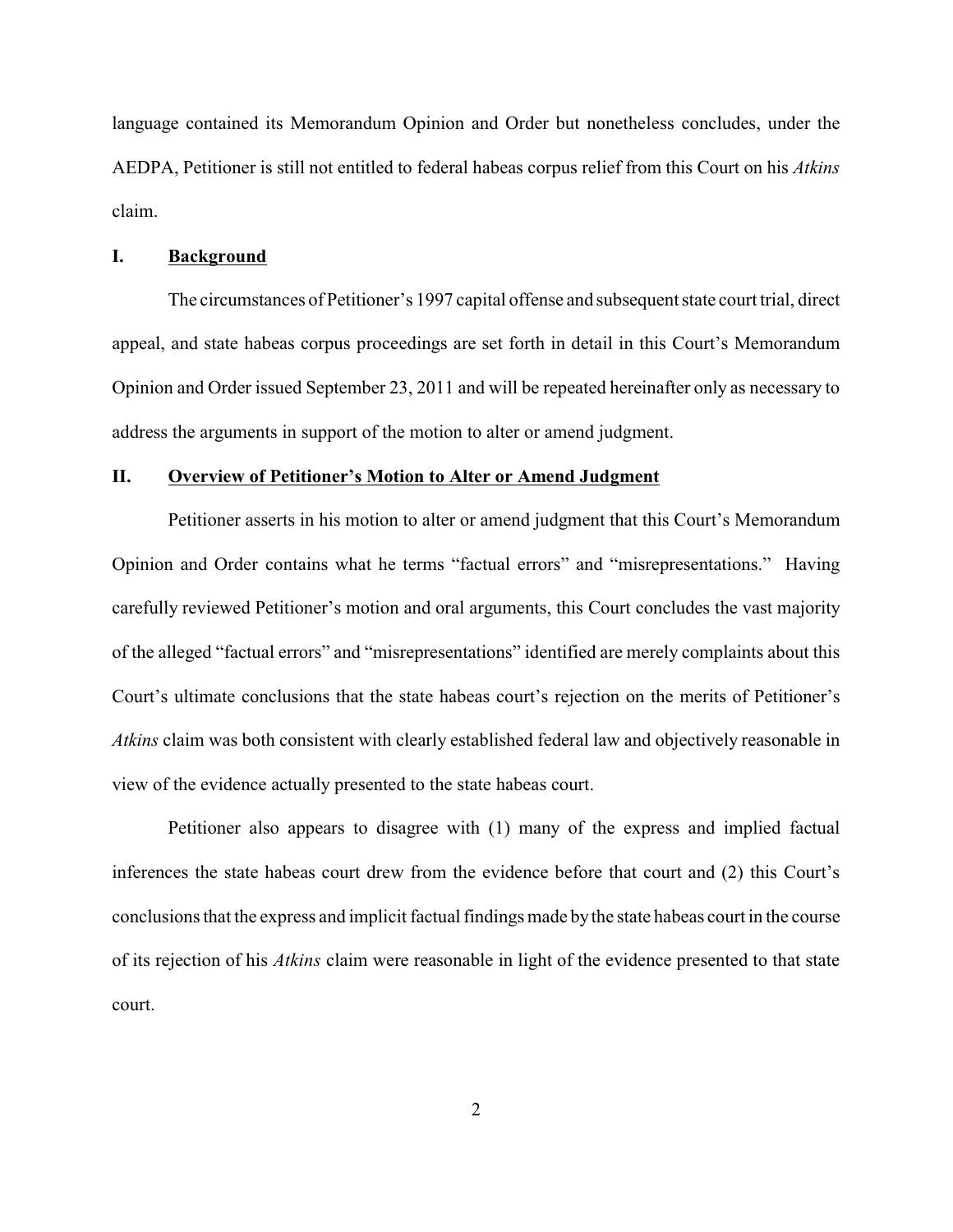language contained its Memorandum Opinion and Order but nonetheless concludes, under the AEDPA, Petitioner is still not entitled to federal habeas corpus relief from this Court on his *Atkins* claim.

## I. Background

The circumstances of Petitioner's 1997 capital offense and subsequent state court trial, direct appeal, and state habeas corpus proceedings are set forth in detail in this Court's Memorandum Opinion and Order issued September 23, 2011 and will be repeated hereinafter only as necessary to address the arguments in support of the motion to alter or amend judgment.

## II. Overview of Petitioner's Motion to Alter or Amend Judgment

Petitioner asserts in his motion to alter or amend judgment that this Court's Memorandum Opinion and Order contains what he terms "factual errors" and "misrepresentations." Having carefully reviewed Petitioner's motion and oral arguments, this Court concludes the vast majority of the alleged "factual errors" and "misrepresentations" identified are merely complaints about this Court's ultimate conclusions that the state habeas court's rejection on the merits of Petitioner's *Atkins* claim was both consistent with clearly established federal law and objectively reasonable in view of the evidence actually presented to the state habeas court.

Petitioner also appears to disagree with (1) many of the express and implied factual inferences the state habeas court drew from the evidence before that court and (2) this Court's conclusions that the express and implicit factual findings made by the state habeas court in the course of its rejection of his *Atkins* claim were reasonable in light of the evidence presented to that state court.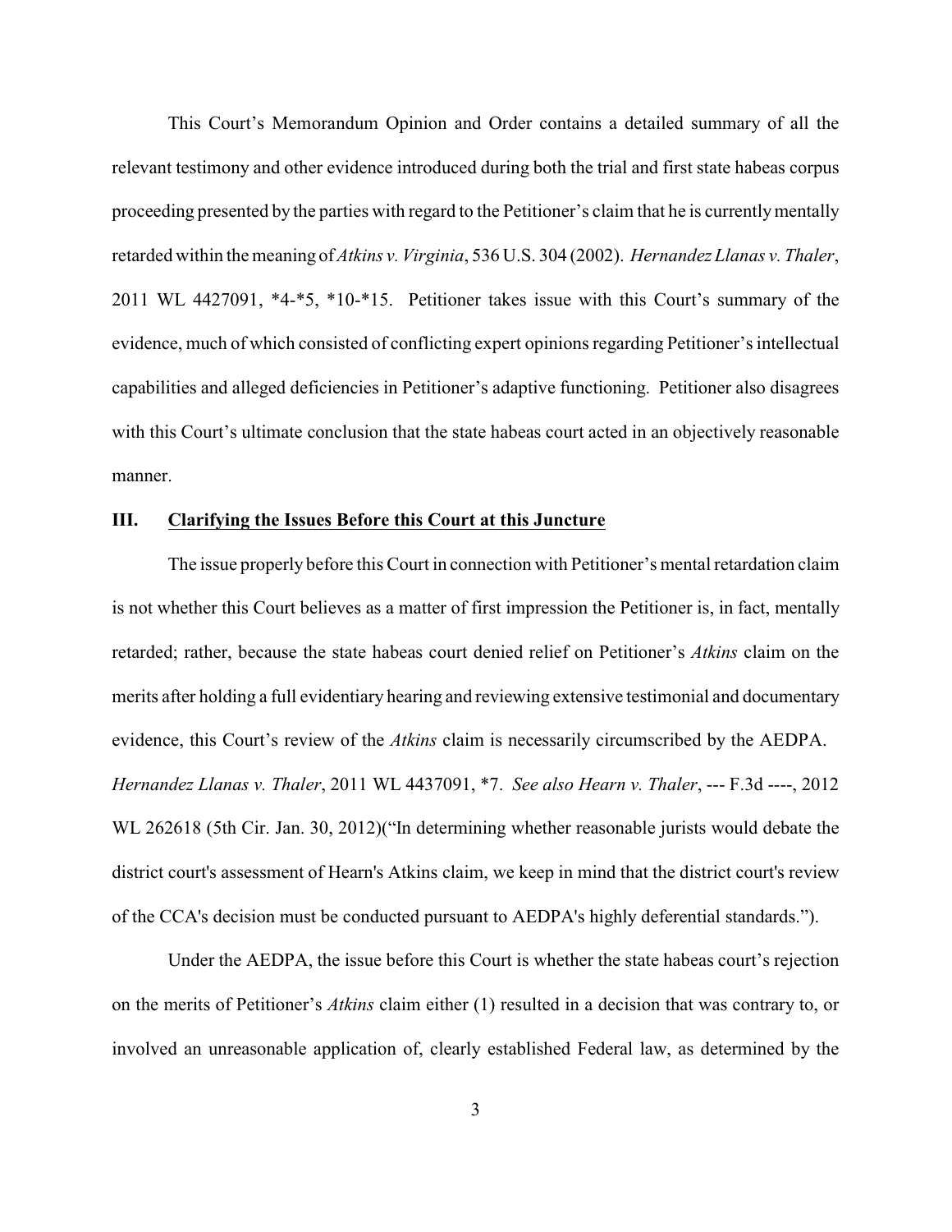This Court's Memorandum Opinion and Order contains a detailed summary of all the relevant testimony and other evidence introduced during both the trial and first state habeas corpus proceeding presented by the parties with regard to the Petitioner's claim that he is currently mentally retarded within the meaning of *Atkins v. Virginia*, 536 U.S. 304 (2002). *Hernandez Llanas v. Thaler*, 2011 WL 4427091, *4-*5, *10-*15. Petitioner takes issue with this Court's summary of the evidence, much of which consisted of conflicting expert opinions regarding Petitioner's intellectual capabilities and alleged deficiencies in Petitioner's adaptive functioning. Petitioner also disagrees with this Court's ultimate conclusion that the state habeas court acted in an objectively reasonable manner.

## III. Clarifying the Issues Before this Court at this Juncture

The issue properly before this Court in connection with Petitioner's mental retardation claim is not whether this Court believes as a matter of first impression the Petitioner is, in fact, mentally retarded; rather, because the state habeas court denied relief on Petitioner's *Atkins* claim on the merits after holding a full evidentiary hearing and reviewing extensive testimonial and documentary evidence, this Court's review of the *Atkins* claim is necessarily circumscribed by the AEDPA. *Hernandez Llanas v. Thaler*, 2011 WL 4437091, *7. *See also Hearn v. Thaler*, --- F.3d ----, 2012 WL 262618 (5th Cir. Jan. 30, 2012)("In determining whether reasonable jurists would debate the district court's assessment of Hearn's Atkins claim, we keep in mind that the district court's review of the CCA's decision must be conducted pursuant to AEDPA's highly deferential standards.").

Under the AEDPA, the issue before this Court is whether the state habeas court's rejection on the merits of Petitioner's *Atkins* claim either (1) resulted in a decision that was contrary to, or involved an unreasonable application of, clearly established Federal law, as determined by the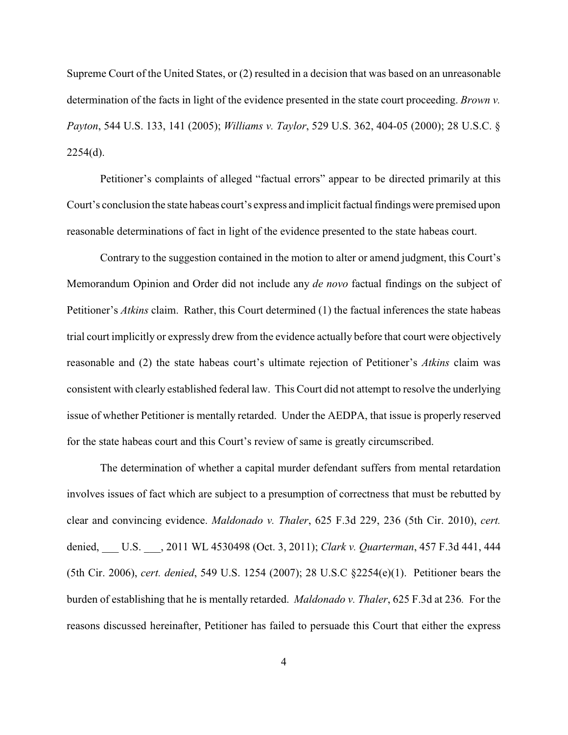Supreme Court of the United States, or (2) resulted in a decision that was based on an unreasonable determination of the facts in light of the evidence presented in the state court proceeding. *Brown v. Payton*, 544 U.S. 133, 141 (2005); *Williams v. Taylor*, 529 U.S. 362, 404-05 (2000); 28 U.S.C. § 2254(d).

Petitioner's complaints of alleged "factual errors" appear to be directed primarily at this Court's conclusion the state habeas court's express and implicit factual findings were premised upon reasonable determinations of fact in light of the evidence presented to the state habeas court.

Contrary to the suggestion contained in the motion to alter or amend judgment, this Court's Memorandum Opinion and Order did not include any *de novo* factual findings on the subject of Petitioner's *Atkins* claim. Rather, this Court determined (1) the factual inferences the state habeas trial court implicitly or expressly drew from the evidence actually before that court were objectively reasonable and (2) the state habeas court's ultimate rejection of Petitioner's *Atkins* claim was consistent with clearly established federal law. This Court did not attempt to resolve the underlying issue of whether Petitioner is mentally retarded. Under the AEDPA, that issue is properly reserved for the state habeas court and this Court's review of same is greatly circumscribed.

The determination of whether a capital murder defendant suffers from mental retardation involves issues of fact which are subject to a presumption of correctness that must be rebutted by clear and convincing evidence. *Maldonado v. Thaler*, 625 F.3d 229, 236 (5th Cir. 2010), *cert.* denied, ___ U.S. ___, 2011 WL 4530498 (Oct. 3, 2011); *Clark v. Quarterman*, 457 F.3d 441, 444 (5th Cir. 2006), *cert. denied*, 549 U.S. 1254 (2007); 28 U.S.C §2254(e)(1). Petitioner bears the burden of establishing that he is mentally retarded. *Maldonado v. Thaler*, 625 F.3d at 236. For the reasons discussed hereinafter, Petitioner has failed to persuade this Court that either the express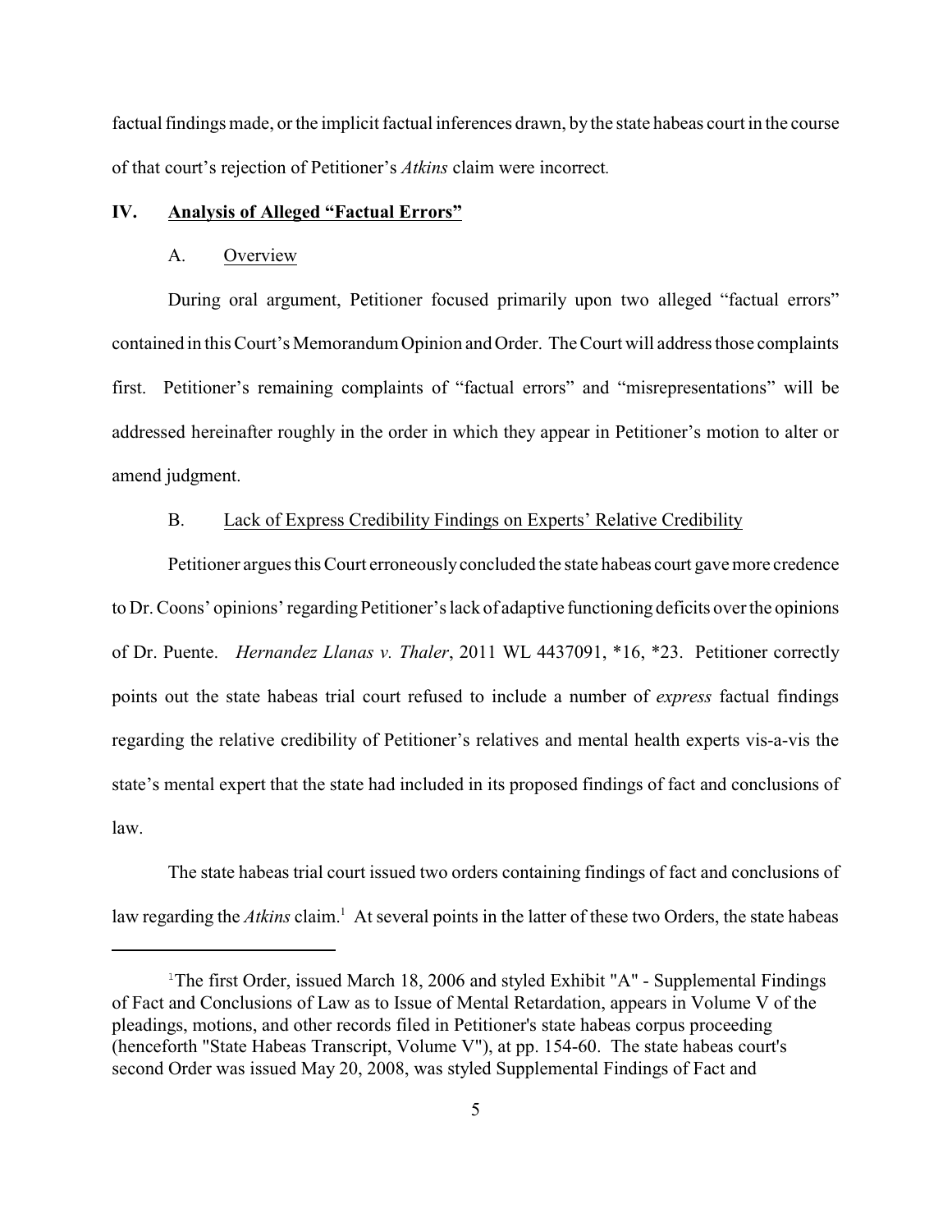factual findings made, or the implicit factual inferences drawn, by the state habeas court in the course of that court's rejection of Petitioner's *Atkins* claim were incorrect.

## IV. Analysis of Alleged "Factual Errors"

### A. Overview

During oral argument, Petitioner focused primarily upon two alleged "factual errors" contained in this Court's Memorandum Opinion and Order. The Court will address those complaints first. Petitioner's remaining complaints of "factual errors" and "misrepresentations" will be addressed hereinafter roughly in the order in which they appear in Petitioner's motion to alter or amend judgment.

### B. Lack of Express Credibility Findings on Experts' Relative Credibility

Petitioner argues this Court erroneously concluded the state habeas court gave more credence to Dr. Coons' opinions' regarding Petitioner's lack of adaptive functioning deficits over the opinions of Dr. Puente. *Hernandez Llanas v. Thaler*, 2011 WL 4437091, \*16, \*23. Petitioner correctly points out the state habeas trial court refused to include a number of *express* factual findings regarding the relative credibility of Petitioner's relatives and mental health experts vis-a-vis the state's mental expert that the state had included in its proposed findings of fact and conclusions of law.

The state habeas trial court issued two orders containing findings of fact and conclusions of law regarding the *Atkins* claim.[1] At several points in the latter of these two Orders, the state habeas

[1] The first Order, issued March 18, 2006 and styled Exhibit "A" - Supplemental Findings of Fact and Conclusions of Law as to Issue of Mental Retardation, appears in Volume V of the pleadings, motions, and other records filed in Petitioner's state habeas corpus proceeding (henceforth "State Habeas Transcript, Volume V"), at pp. 154-60. The state habeas court's second Order was issued May 20, 2008, was styled Supplemental Findings of Fact and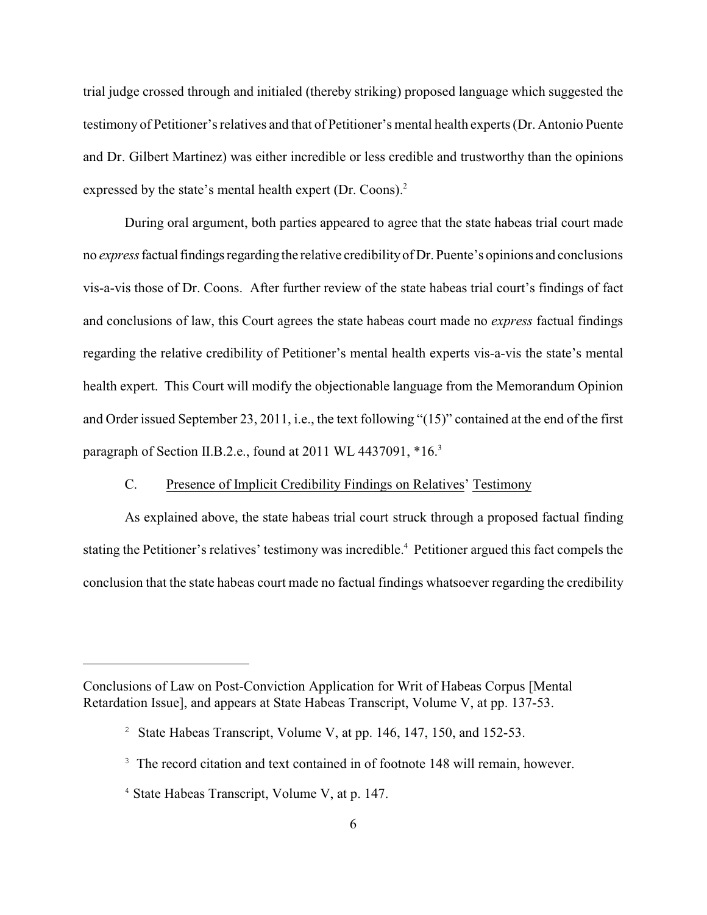trial judge crossed through and initialed (thereby striking) proposed language which suggested the testimony of Petitioner's relatives and that of Petitioner's mental health experts (Dr. Antonio Puente and Dr. Gilbert Martinez) was either incredible or less credible and trustworthy than the opinions expressed by the state's mental health expert (Dr. Coons).[2]

During oral argument, both parties appeared to agree that the state habeas trial court made no *express* factual findings regarding the relative credibility of Dr. Puente's opinions and conclusions vis-a-vis those of Dr. Coons. After further review of the state habeas trial court's findings of fact and conclusions of law, this Court agrees the state habeas court made no *express* factual findings regarding the relative credibility of Petitioner's mental health experts vis-a-vis the state's mental health expert. This Court will modify the objectionable language from the Memorandum Opinion and Order issued September 23, 2011, i.e., the text following "(15)" contained at the end of the first paragraph of Section II.B.2.e., found at 2011 WL 4437091, *16.[3]

C. Presence of Implicit Credibility Findings on Relatives' Testimony

As explained above, the state habeas trial court struck through a proposed factual finding stating the Petitioner's relatives' testimony was incredible.[4] Petitioner argued this fact compels the conclusion that the state habeas court made no factual findings whatsoever regarding the credibility

---

Conclusions of Law on Post-Conviction Application for Writ of Habeas Corpus [Mental Retardation Issue], and appears at State Habeas Transcript, Volume V, at pp. 137-53.

[2] State Habeas Transcript, Volume V, at pp. 146, 147, 150, and 152-53.

[3] The record citation and text contained in of footnote 148 will remain, however.

[4] State Habeas Transcript, Volume V, at p. 147.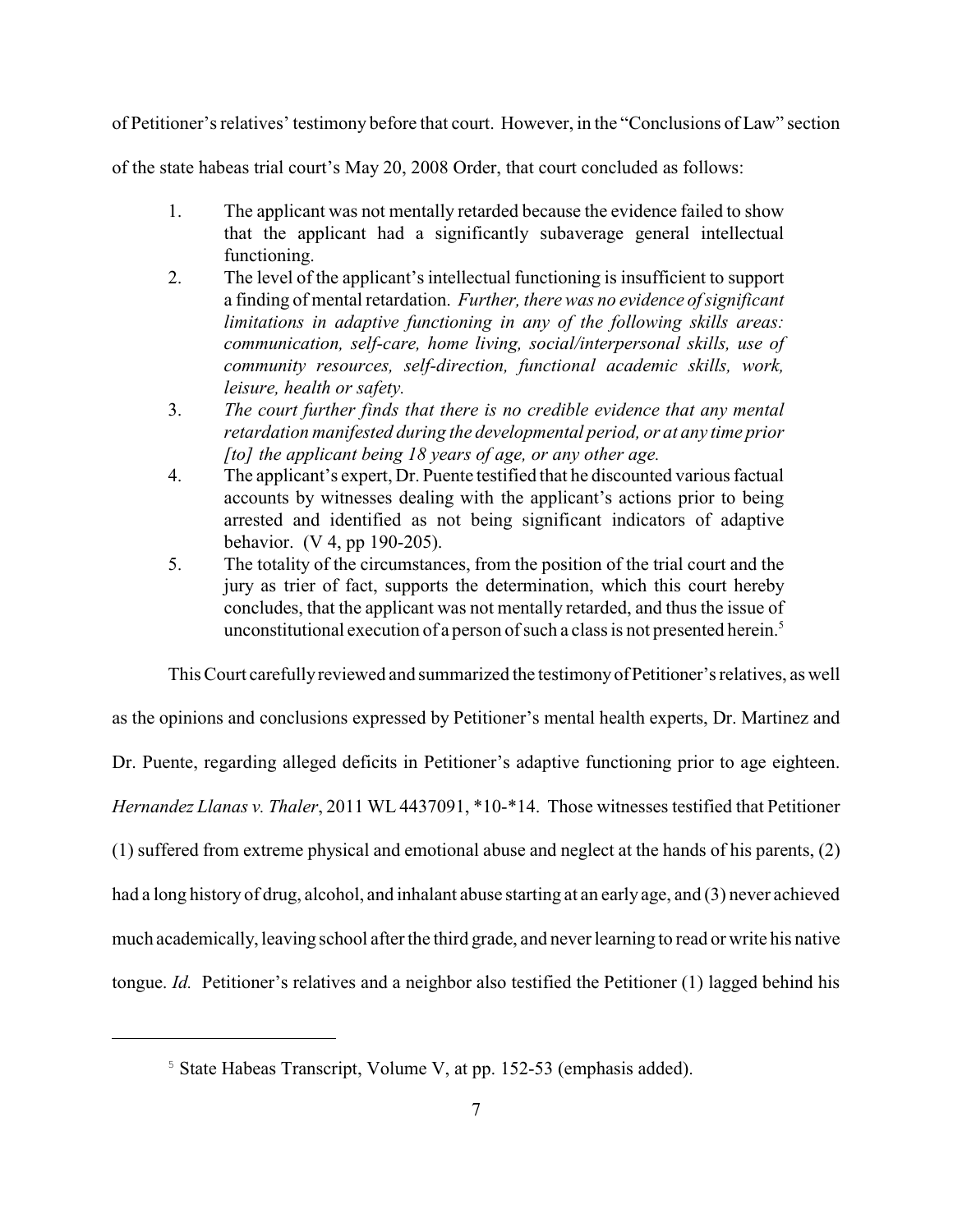of Petitioner's relatives' testimony before that court. However, in the "Conclusions of Law" section of the state habeas trial court's May 20, 2008 Order, that court concluded as follows:

> 1. The applicant was not mentally retarded because the evidence failed to show that the applicant had a significantly subaverage general intellectual functioning.
> 2. The level of the applicant's intellectual functioning is insufficient to support a finding of mental retardation. *Further, there was no evidence of significant limitations in adaptive functioning in any of the following skills areas: communication, self-care, home living, social/interpersonal skills, use of community resources, self-direction, functional academic skills, work, leisure, health or safety.*
> 3. *The court further finds that there is no credible evidence that any mental retardation manifested during the developmental period, or at any time prior [to] the applicant being 18 years of age, or any other age.*
> 4. The applicant's expert, Dr. Puente testified that he discounted various factual accounts by witnesses dealing with the applicant's actions prior to being arrested and identified as not being significant indicators of adaptive behavior. (V 4, pp 190-205).
> 5. The totality of the circumstances, from the position of the trial court and the jury as trier of fact, supports the determination, which this court hereby concludes, that the applicant was not mentally retarded, and thus the issue of unconstitutional execution of a person of such a class is not presented herein.[5]

This Court carefully reviewed and summarized the testimony of Petitioner's relatives, as well as the opinions and conclusions expressed by Petitioner's mental health experts, Dr. Martinez and Dr. Puente, regarding alleged deficits in Petitioner's adaptive functioning prior to age eighteen. *Hernandez Llanas v. Thaler*, 2011 WL 4437091, *10-*14. Those witnesses testified that Petitioner (1) suffered from extreme physical and emotional abuse and neglect at the hands of his parents, (2) had a long history of drug, alcohol, and inhalant abuse starting at an early age, and (3) never achieved much academically, leaving school after the third grade, and never learning to read or write his native tongue. *Id.* Petitioner's relatives and a neighbor also testified the Petitioner (1) lagged behind his

---

[5] State Habeas Transcript, Volume V, at pp. 152-53 (emphasis added).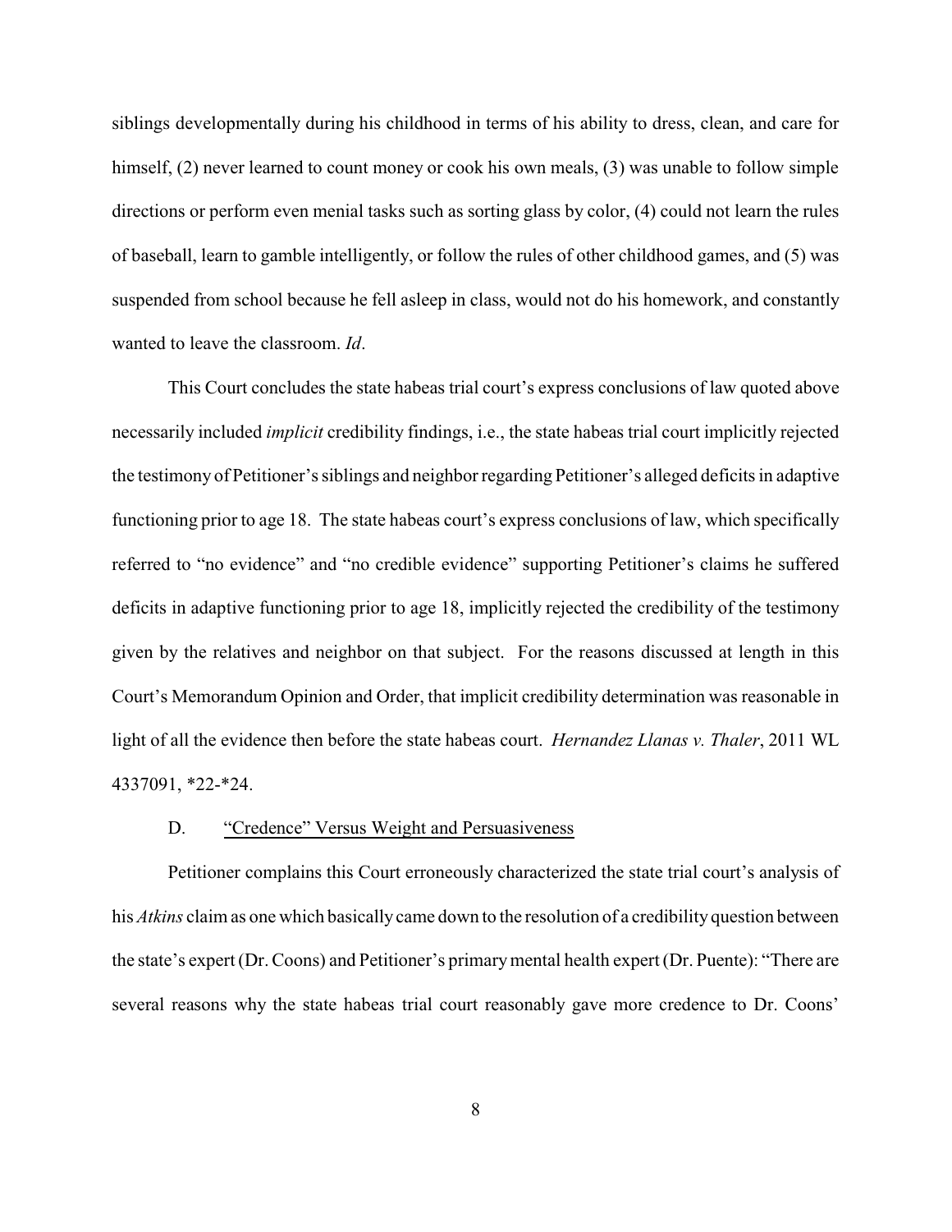siblings developmentally during his childhood in terms of his ability to dress, clean, and care for himself, (2) never learned to count money or cook his own meals, (3) was unable to follow simple directions or perform even menial tasks such as sorting glass by color, (4) could not learn the rules of baseball, learn to gamble intelligently, or follow the rules of other childhood games, and (5) was suspended from school because he fell asleep in class, would not do his homework, and constantly wanted to leave the classroom. *Id*.

This Court concludes the state habeas trial court's express conclusions of law quoted above necessarily included *implicit* credibility findings, i.e., the state habeas trial court implicitly rejected the testimony of Petitioner's siblings and neighbor regarding Petitioner's alleged deficits in adaptive functioning prior to age 18. The state habeas court's express conclusions of law, which specifically referred to "no evidence" and "no credible evidence" supporting Petitioner's claims he suffered deficits in adaptive functioning prior to age 18, implicitly rejected the credibility of the testimony given by the relatives and neighbor on that subject. For the reasons discussed at length in this Court's Memorandum Opinion and Order, that implicit credibility determination was reasonable in light of all the evidence then before the state habeas court. *Hernandez Llanas v. Thaler*, 2011 WL 4337091, *22-*24.

D. <u>"Credence" Versus Weight and Persuasiveness</u>

Petitioner complains this Court erroneously characterized the state trial court's analysis of his *Atkins* claim as one which basically came down to the resolution of a credibility question between the state's expert (Dr. Coons) and Petitioner's primary mental health expert (Dr. Puente): "There are several reasons why the state habeas trial court reasonably gave more credence to Dr. Coons'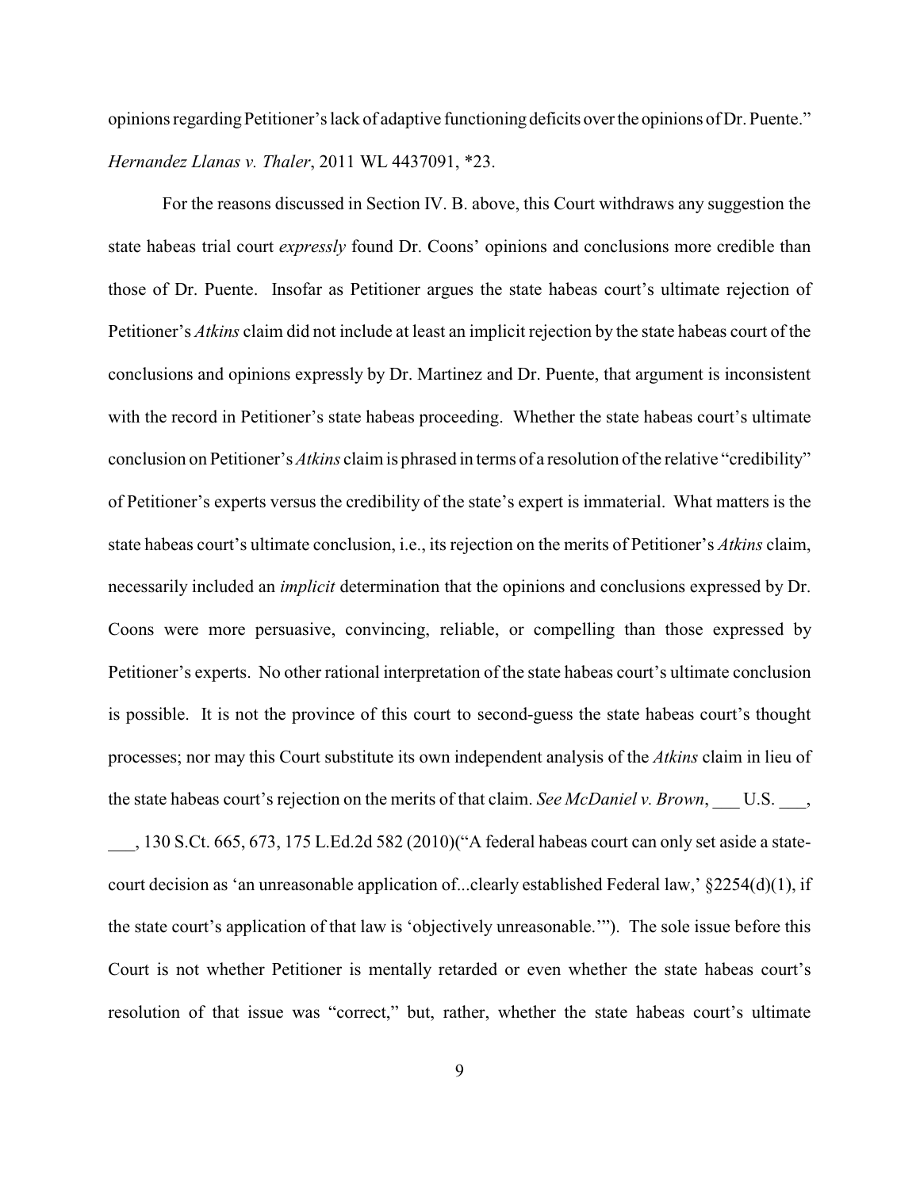opinions regarding Petitioner's lack of adaptive functioning deficits over the opinions of Dr. Puente." *Hernandez Llanas v. Thaler*, 2011 WL 4437091, *23.

For the reasons discussed in Section IV. B. above, this Court withdraws any suggestion the state habeas trial court *expressly* found Dr. Coons' opinions and conclusions more credible than those of Dr. Puente. Insofar as Petitioner argues the state habeas court's ultimate rejection of Petitioner's *Atkins* claim did not include at least an implicit rejection by the state habeas court of the conclusions and opinions expressly by Dr. Martinez and Dr. Puente, that argument is inconsistent with the record in Petitioner's state habeas proceeding. Whether the state habeas court's ultimate conclusion on Petitioner's *Atkins* claim is phrased in terms of a resolution of the relative "credibility" of Petitioner's experts versus the credibility of the state's expert is immaterial. What matters is the state habeas court's ultimate conclusion, i.e., its rejection on the merits of Petitioner's *Atkins* claim, necessarily included an *implicit* determination that the opinions and conclusions expressed by Dr. Coons were more persuasive, convincing, reliable, or compelling than those expressed by Petitioner's experts. No other rational interpretation of the state habeas court's ultimate conclusion is possible. It is not the province of this court to second-guess the state habeas court's thought processes; nor may this Court substitute its own independent analysis of the *Atkins* claim in lieu of the state habeas court's rejection on the merits of that claim. *See McDaniel v. Brown*, ___ U.S. ___, ___, 130 S.Ct. 665, 673, 175 L.Ed.2d 582 (2010)("A federal habeas court can only set aside a state-court decision as 'an unreasonable application of...clearly established Federal law,' §2254(d)(1), if the state court's application of that law is 'objectively unreasonable.'"). The sole issue before this Court is not whether Petitioner is mentally retarded or even whether the state habeas court's resolution of that issue was "correct," but, rather, whether the state habeas court's ultimate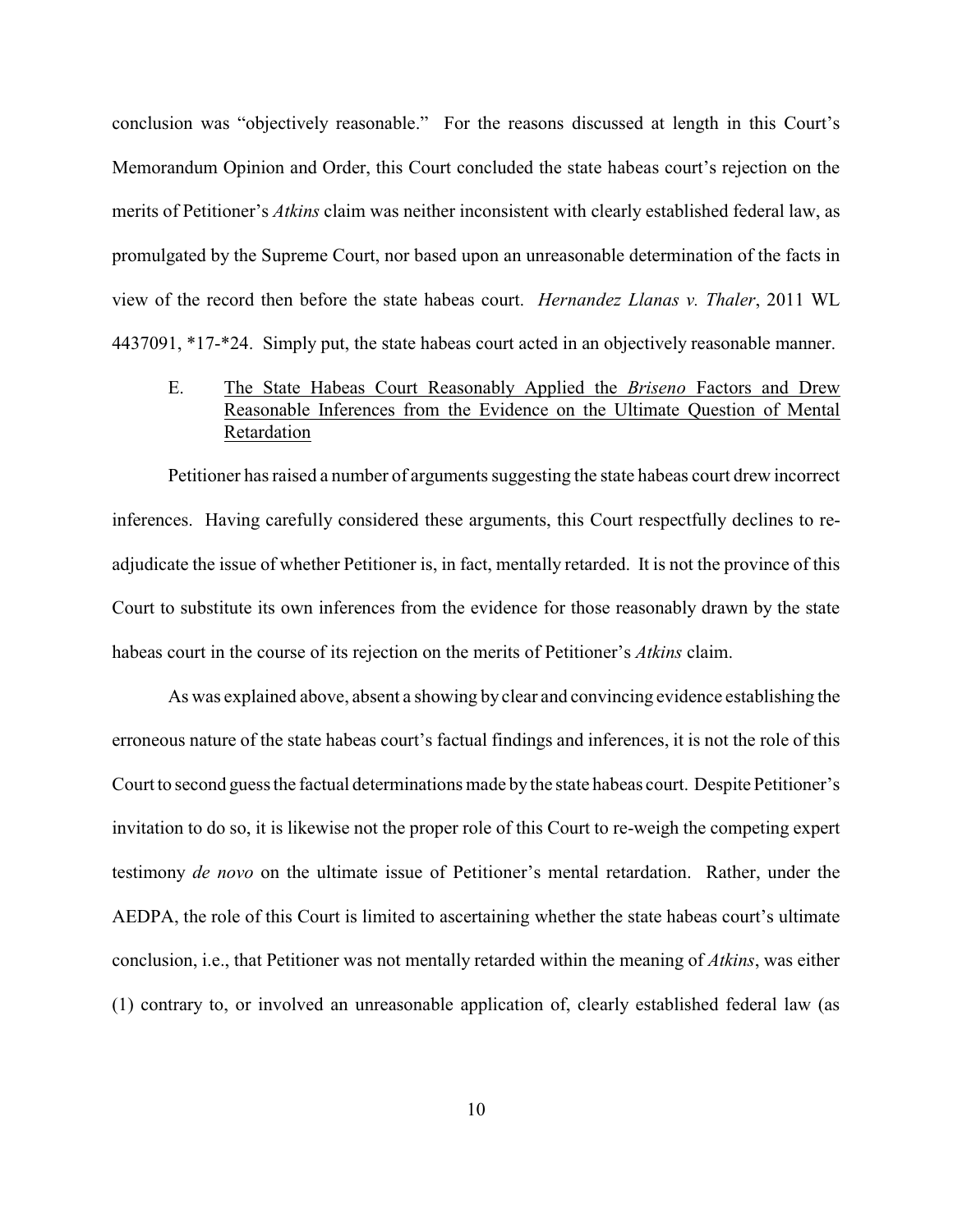conclusion was "objectively reasonable." For the reasons discussed at length in this Court's Memorandum Opinion and Order, this Court concluded the state habeas court's rejection on the merits of Petitioner's *Atkins* claim was neither inconsistent with clearly established federal law, as promulgated by the Supreme Court, nor based upon an unreasonable determination of the facts in view of the record then before the state habeas court. *Hernandez Llanas v. Thaler*, 2011 WL 4437091, *17-*24. Simply put, the state habeas court acted in an objectively reasonable manner.

E. <u>The State Habeas Court Reasonably Applied the *Briseno* Factors and Drew Reasonable Inferences from the Evidence on the Ultimate Question of Mental Retardation</u>

Petitioner has raised a number of arguments suggesting the state habeas court drew incorrect inferences. Having carefully considered these arguments, this Court respectfully declines to re-adjudicate the issue of whether Petitioner is, in fact, mentally retarded. It is not the province of this Court to substitute its own inferences from the evidence for those reasonably drawn by the state habeas court in the course of its rejection on the merits of Petitioner's *Atkins* claim.

As was explained above, absent a showing by clear and convincing evidence establishing the erroneous nature of the state habeas court's factual findings and inferences, it is not the role of this Court to second guess the factual determinations made by the state habeas court. Despite Petitioner's invitation to do so, it is likewise not the proper role of this Court to re-weigh the competing expert testimony *de novo* on the ultimate issue of Petitioner's mental retardation. Rather, under the AEDPA, the role of this Court is limited to ascertaining whether the state habeas court's ultimate conclusion, i.e., that Petitioner was not mentally retarded within the meaning of *Atkins*, was either (1) contrary to, or involved an unreasonable application of, clearly established federal law (as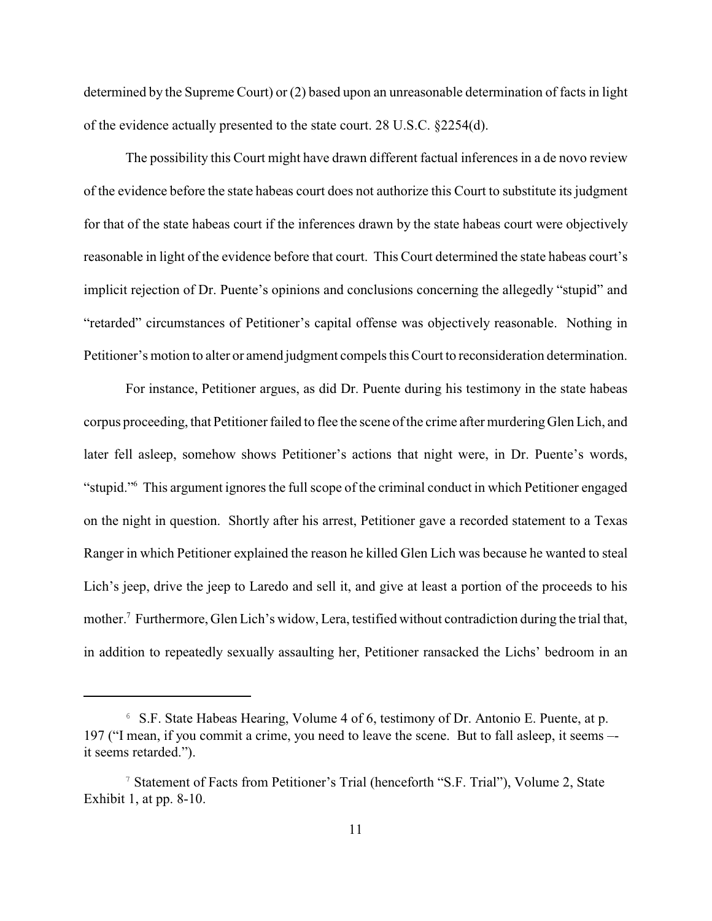determined by the Supreme Court) or (2) based upon an unreasonable determination of facts in light of the evidence actually presented to the state court. 28 U.S.C. §2254(d).

The possibility this Court might have drawn different factual inferences in a de novo review of the evidence before the state habeas court does not authorize this Court to substitute its judgment for that of the state habeas court if the inferences drawn by the state habeas court were objectively reasonable in light of the evidence before that court. This Court determined the state habeas court's implicit rejection of Dr. Puente's opinions and conclusions concerning the allegedly "stupid" and "retarded" circumstances of Petitioner's capital offense was objectively reasonable. Nothing in Petitioner's motion to alter or amend judgment compels this Court to reconsideration determination.

For instance, Petitioner argues, as did Dr. Puente during his testimony in the state habeas corpus proceeding, that Petitioner failed to flee the scene of the crime after murdering Glen Lich, and later fell asleep, somehow shows Petitioner's actions that night were, in Dr. Puente's words, "stupid."[6] This argument ignores the full scope of the criminal conduct in which Petitioner engaged on the night in question. Shortly after his arrest, Petitioner gave a recorded statement to a Texas Ranger in which Petitioner explained the reason he killed Glen Lich was because he wanted to steal Lich's jeep, drive the jeep to Laredo and sell it, and give at least a portion of the proceeds to his mother.[7] Furthermore, Glen Lich's widow, Lera, testified without contradiction during the trial that, in addition to repeatedly sexually assaulting her, Petitioner ransacked the Lichs' bedroom in an

---

[6] S.F. State Habeas Hearing, Volume 4 of 6, testimony of Dr. Antonio E. Puente, at p. 197 ("I mean, if you commit a crime, you need to leave the scene. But to fall asleep, it seems –- it seems retarded.").

[7] Statement of Facts from Petitioner's Trial (henceforth "S.F. Trial"), Volume 2, State Exhibit 1, at pp. 8-10.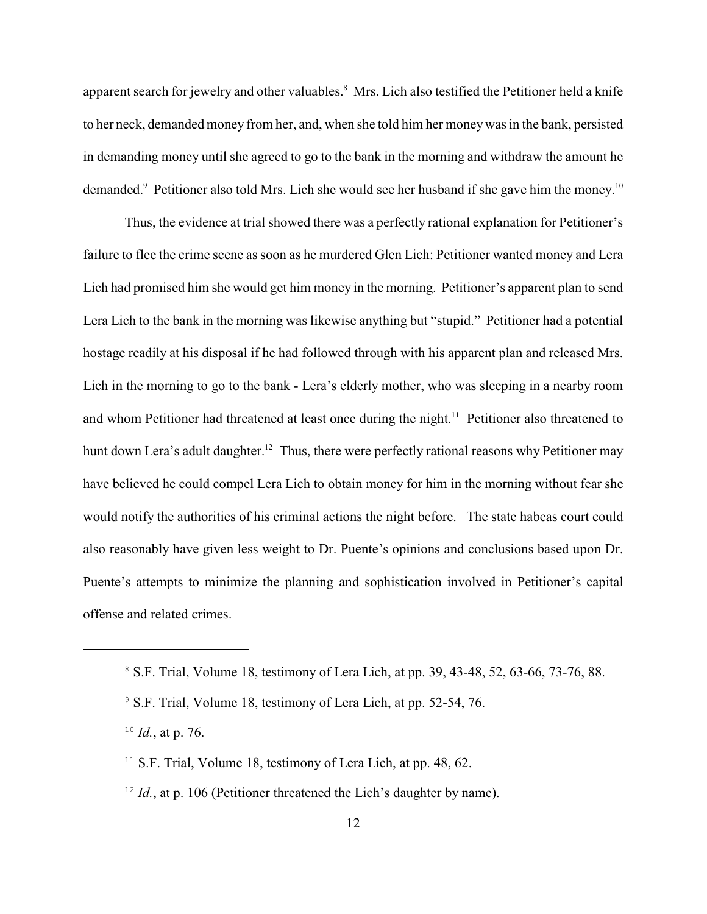apparent search for jewelry and other valuables.[8] Mrs. Lich also testified the Petitioner held a knife to her neck, demanded money from her, and, when she told him her money was in the bank, persisted in demanding money until she agreed to go to the bank in the morning and withdraw the amount he demanded.[9] Petitioner also told Mrs. Lich she would see her husband if she gave him the money.[10]

Thus, the evidence at trial showed there was a perfectly rational explanation for Petitioner's failure to flee the crime scene as soon as he murdered Glen Lich: Petitioner wanted money and Lera Lich had promised him she would get him money in the morning. Petitioner's apparent plan to send Lera Lich to the bank in the morning was likewise anything but "stupid." Petitioner had a potential hostage readily at his disposal if he had followed through with his apparent plan and released Mrs. Lich in the morning to go to the bank - Lera's elderly mother, who was sleeping in a nearby room and whom Petitioner had threatened at least once during the night.[11] Petitioner also threatened to hunt down Lera's adult daughter.[12] Thus, there were perfectly rational reasons why Petitioner may have believed he could compel Lera Lich to obtain money for him in the morning without fear she would notify the authorities of his criminal actions the night before. The state habeas court could also reasonably have given less weight to Dr. Puente's opinions and conclusions based upon Dr. Puente's attempts to minimize the planning and sophistication involved in Petitioner's capital offense and related crimes.

---

[8] S.F. Trial, Volume 18, testimony of Lera Lich, at pp. 39, 43-48, 52, 63-66, 73-76, 88.

[9] S.F. Trial, Volume 18, testimony of Lera Lich, at pp. 52-54, 76.

[10] *Id.*, at p. 76.

[11] S.F. Trial, Volume 18, testimony of Lera Lich, at pp. 48, 62.

[12] *Id.*, at p. 106 (Petitioner threatened the Lich's daughter by name).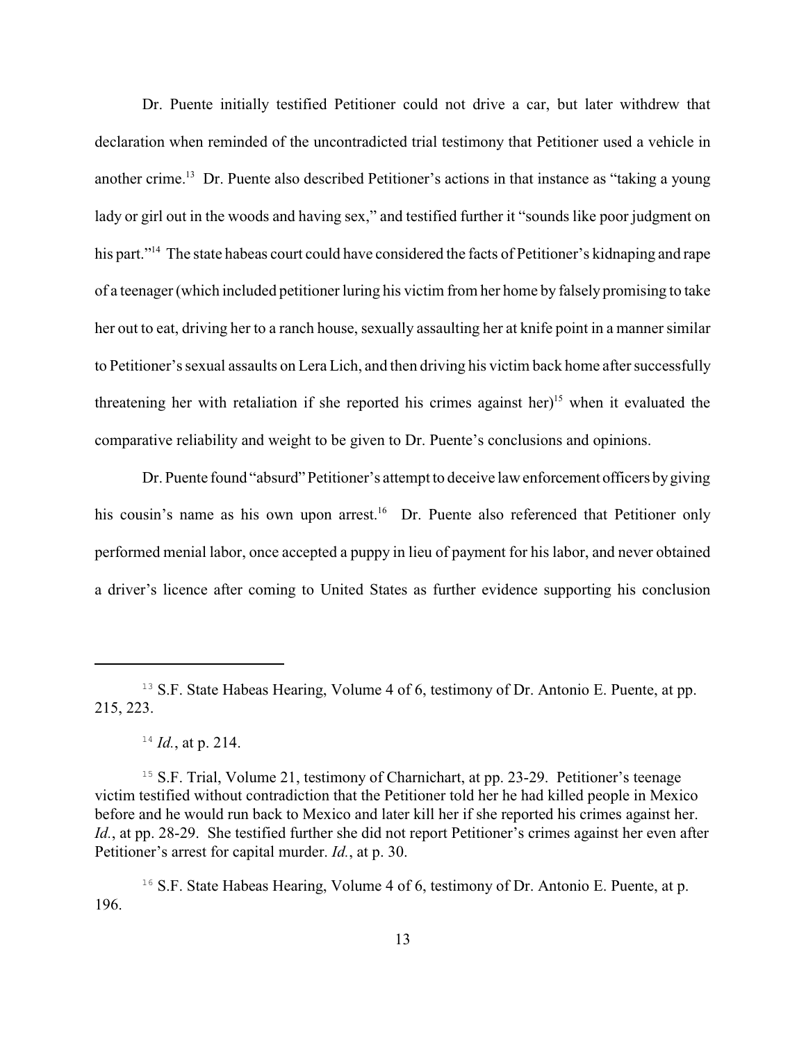Dr. Puente initially testified Petitioner could not drive a car, but later withdrew that declaration when reminded of the uncontradicted trial testimony that Petitioner used a vehicle in another crime.[13] Dr. Puente also described Petitioner's actions in that instance as "taking a young lady or girl out in the woods and having sex," and testified further it "sounds like poor judgment on his part."[14] The state habeas court could have considered the facts of Petitioner's kidnaping and rape of a teenager (which included petitioner luring his victim from her home by falsely promising to take her out to eat, driving her to a ranch house, sexually assaulting her at knife point in a manner similar to Petitioner's sexual assaults on Lera Lich, and then driving his victim back home after successfully threatening her with retaliation if she reported his crimes against her)[15] when it evaluated the comparative reliability and weight to be given to Dr. Puente's conclusions and opinions.

Dr. Puente found "absurd" Petitioner's attempt to deceive law enforcement officers by giving his cousin's name as his own upon arrest.[16] Dr. Puente also referenced that Petitioner only performed menial labor, once accepted a puppy in lieu of payment for his labor, and never obtained a driver's licence after coming to United States as further evidence supporting his conclusion

---

[13] S.F. State Habeas Hearing, Volume 4 of 6, testimony of Dr. Antonio E. Puente, at pp. 215, 223.

[14] *Id.*, at p. 214.

[15] S.F. Trial, Volume 21, testimony of Charnichart, at pp. 23-29. Petitioner's teenage victim testified without contradiction that the Petitioner told her he had killed people in Mexico before and he would run back to Mexico and later kill her if she reported his crimes against her. *Id.*, at pp. 28-29. She testified further she did not report Petitioner's crimes against her even after Petitioner's arrest for capital murder. *Id.*, at p. 30.

[16] S.F. State Habeas Hearing, Volume 4 of 6, testimony of Dr. Antonio E. Puente, at p. 196.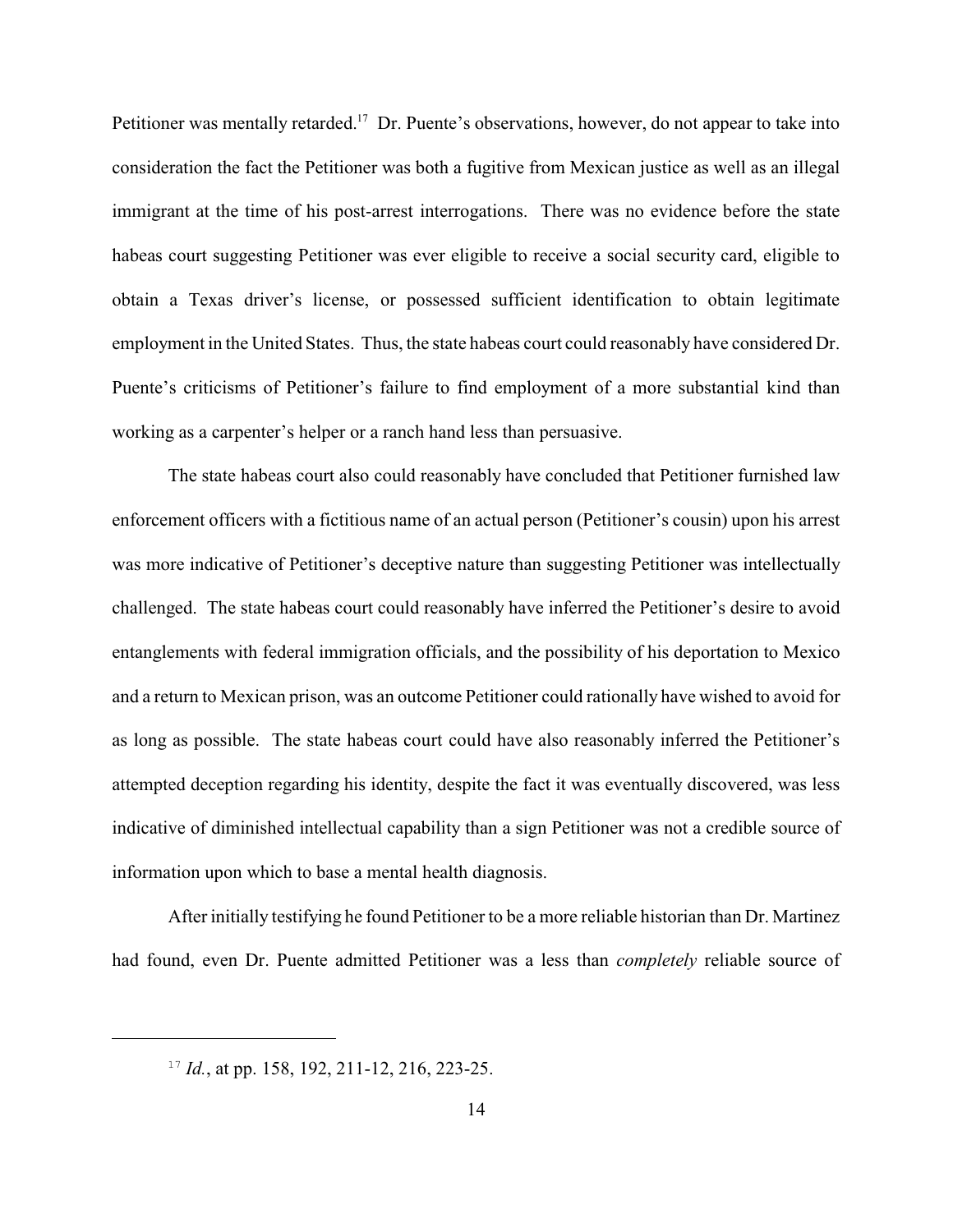Petitioner was mentally retarded.[17] Dr. Puente's observations, however, do not appear to take into consideration the fact the Petitioner was both a fugitive from Mexican justice as well as an illegal immigrant at the time of his post-arrest interrogations. There was no evidence before the state habeas court suggesting Petitioner was ever eligible to receive a social security card, eligible to obtain a Texas driver's license, or possessed sufficient identification to obtain legitimate employment in the United States. Thus, the state habeas court could reasonably have considered Dr. Puente's criticisms of Petitioner's failure to find employment of a more substantial kind than working as a carpenter's helper or a ranch hand less than persuasive.

The state habeas court also could reasonably have concluded that Petitioner furnished law enforcement officers with a fictitious name of an actual person (Petitioner's cousin) upon his arrest was more indicative of Petitioner's deceptive nature than suggesting Petitioner was intellectually challenged. The state habeas court could reasonably have inferred the Petitioner's desire to avoid entanglements with federal immigration officials, and the possibility of his deportation to Mexico and a return to Mexican prison, was an outcome Petitioner could rationally have wished to avoid for as long as possible. The state habeas court could have also reasonably inferred the Petitioner's attempted deception regarding his identity, despite the fact it was eventually discovered, was less indicative of diminished intellectual capability than a sign Petitioner was not a credible source of information upon which to base a mental health diagnosis.

After initially testifying he found Petitioner to be a more reliable historian than Dr. Martinez had found, even Dr. Puente admitted Petitioner was a less than *completely* reliable source of

---

[17] *Id.*, at pp. 158, 192, 211-12, 216, 223-25.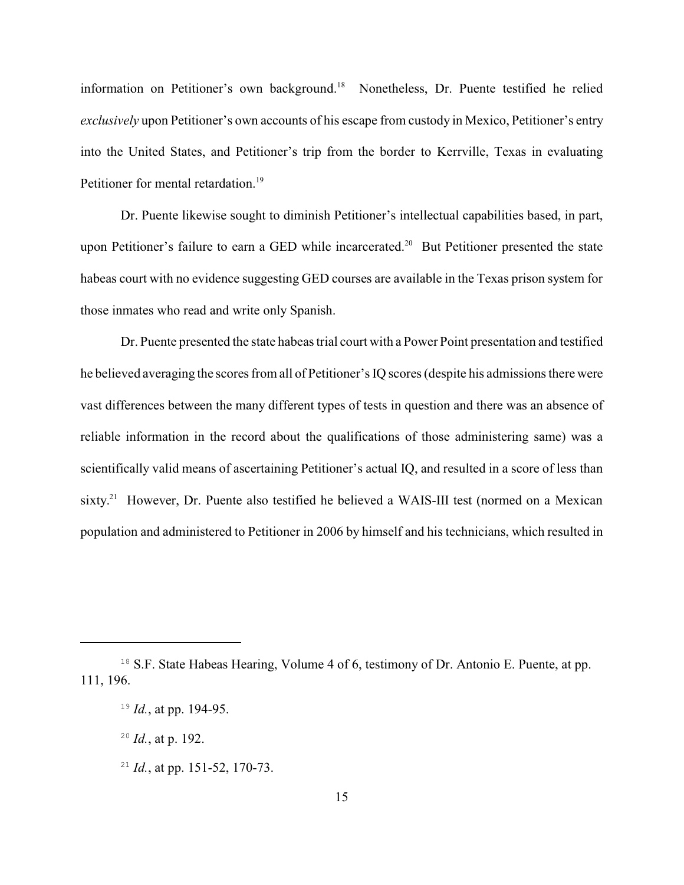information on Petitioner's own background.[18] Nonetheless, Dr. Puente testified he relied *exclusively* upon Petitioner's own accounts of his escape from custody in Mexico, Petitioner's entry into the United States, and Petitioner's trip from the border to Kerrville, Texas in evaluating Petitioner for mental retardation.[19]

Dr. Puente likewise sought to diminish Petitioner's intellectual capabilities based, in part, upon Petitioner's failure to earn a GED while incarcerated.[20] But Petitioner presented the state habeas court with no evidence suggesting GED courses are available in the Texas prison system for those inmates who read and write only Spanish.

Dr. Puente presented the state habeas trial court with a Power Point presentation and testified he believed averaging the scores from all of Petitioner's IQ scores (despite his admissions there were vast differences between the many different types of tests in question and there was an absence of reliable information in the record about the qualifications of those administering same) was a scientifically valid means of ascertaining Petitioner's actual IQ, and resulted in a score of less than sixty.[21] However, Dr. Puente also testified he believed a WAIS-III test (normed on a Mexican population and administered to Petitioner in 2006 by himself and his technicians, which resulted in

---

[18] S.F. State Habeas Hearing, Volume 4 of 6, testimony of Dr. Antonio E. Puente, at pp. 111, 196.

[19] *Id.*, at pp. 194-95.

[20] *Id.*, at p. 192.

[21] *Id.*, at pp. 151-52, 170-73.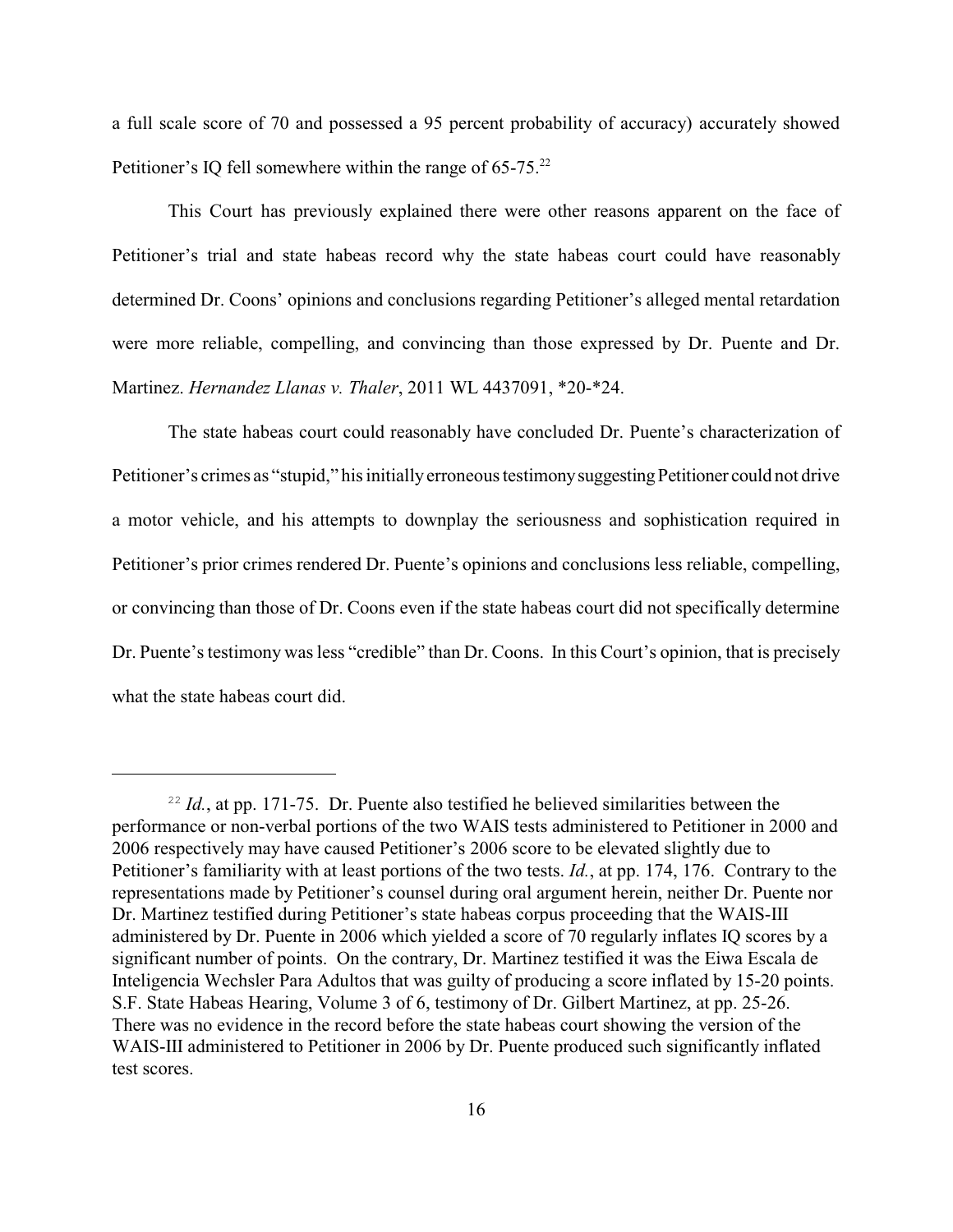a full scale score of 70 and possessed a 95 percent probability of accuracy) accurately showed Petitioner's IQ fell somewhere within the range of 65-75.[22]

This Court has previously explained there were other reasons apparent on the face of Petitioner's trial and state habeas record why the state habeas court could have reasonably determined Dr. Coons' opinions and conclusions regarding Petitioner's alleged mental retardation were more reliable, compelling, and convincing than those expressed by Dr. Puente and Dr. Martinez. *Hernandez Llanas v. Thaler*, 2011 WL 4437091, *20-*24.

The state habeas court could reasonably have concluded Dr. Puente's characterization of Petitioner's crimes as "stupid," his initially erroneous testimony suggesting Petitioner could not drive a motor vehicle, and his attempts to downplay the seriousness and sophistication required in Petitioner's prior crimes rendered Dr. Puente's opinions and conclusions less reliable, compelling, or convincing than those of Dr. Coons even if the state habeas court did not specifically determine Dr. Puente's testimony was less "credible" than Dr. Coons. In this Court's opinion, that is precisely what the state habeas court did.

---

[22] *Id.*, at pp. 171-75. Dr. Puente also testified he believed similarities between the performance or non-verbal portions of the two WAIS tests administered to Petitioner in 2000 and 2006 respectively may have caused Petitioner's 2006 score to be elevated slightly due to Petitioner's familiarity with at least portions of the two tests. *Id.*, at pp. 174, 176. Contrary to the representations made by Petitioner's counsel during oral argument herein, neither Dr. Puente nor Dr. Martinez testified during Petitioner's state habeas corpus proceeding that the WAIS-III administered by Dr. Puente in 2006 which yielded a score of 70 regularly inflates IQ scores by a significant number of points. On the contrary, Dr. Martinez testified it was the Eiwa Escala de Inteligencia Wechsler Para Adultos that was guilty of producing a score inflated by 15-20 points. S.F. State Habeas Hearing, Volume 3 of 6, testimony of Dr. Gilbert Martinez, at pp. 25-26. There was no evidence in the record before the state habeas court showing the version of the WAIS-III administered to Petitioner in 2006 by Dr. Puente produced such significantly inflated test scores.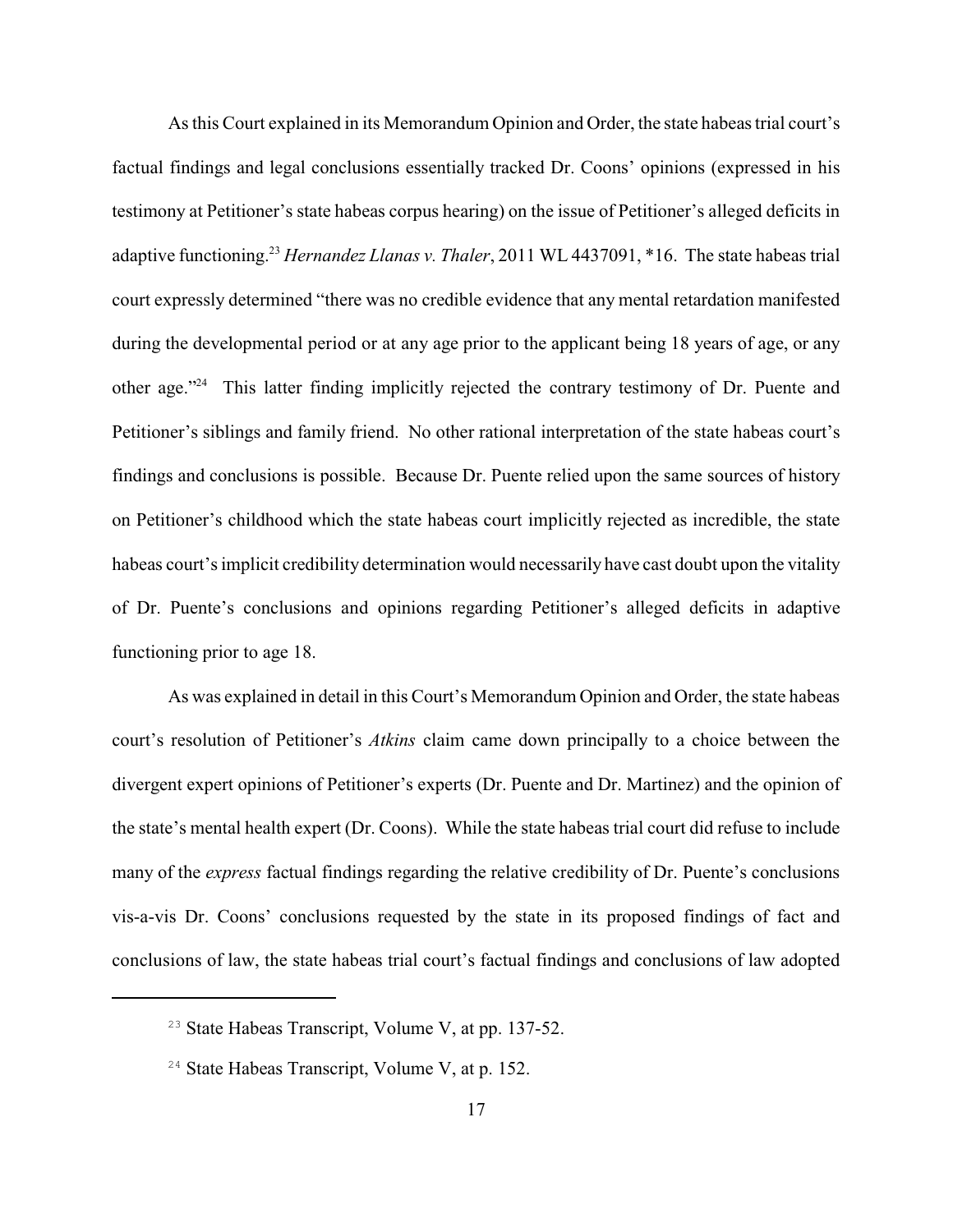As this Court explained in its Memorandum Opinion and Order, the state habeas trial court's factual findings and legal conclusions essentially tracked Dr. Coons' opinions (expressed in his testimony at Petitioner's state habeas corpus hearing) on the issue of Petitioner's alleged deficits in adaptive functioning.[23] *Hernandez Llanas v. Thaler*, 2011 WL 4437091, *16. The state habeas trial court expressly determined "there was no credible evidence that any mental retardation manifested during the developmental period or at any age prior to the applicant being 18 years of age, or any other age."[24] This latter finding implicitly rejected the contrary testimony of Dr. Puente and Petitioner's siblings and family friend. No other rational interpretation of the state habeas court's findings and conclusions is possible. Because Dr. Puente relied upon the same sources of history on Petitioner's childhood which the state habeas court implicitly rejected as incredible, the state habeas court's implicit credibility determination would necessarily have cast doubt upon the vitality of Dr. Puente's conclusions and opinions regarding Petitioner's alleged deficits in adaptive functioning prior to age 18.

As was explained in detail in this Court's Memorandum Opinion and Order, the state habeas court's resolution of Petitioner's *Atkins* claim came down principally to a choice between the divergent expert opinions of Petitioner's experts (Dr. Puente and Dr. Martinez) and the opinion of the state's mental health expert (Dr. Coons). While the state habeas trial court did refuse to include many of the *express* factual findings regarding the relative credibility of Dr. Puente's conclusions vis-a-vis Dr. Coons' conclusions requested by the state in its proposed findings of fact and conclusions of law, the state habeas trial court's factual findings and conclusions of law adopted

[23] State Habeas Transcript, Volume V, at pp. 137-52.

[24] State Habeas Transcript, Volume V, at p. 152.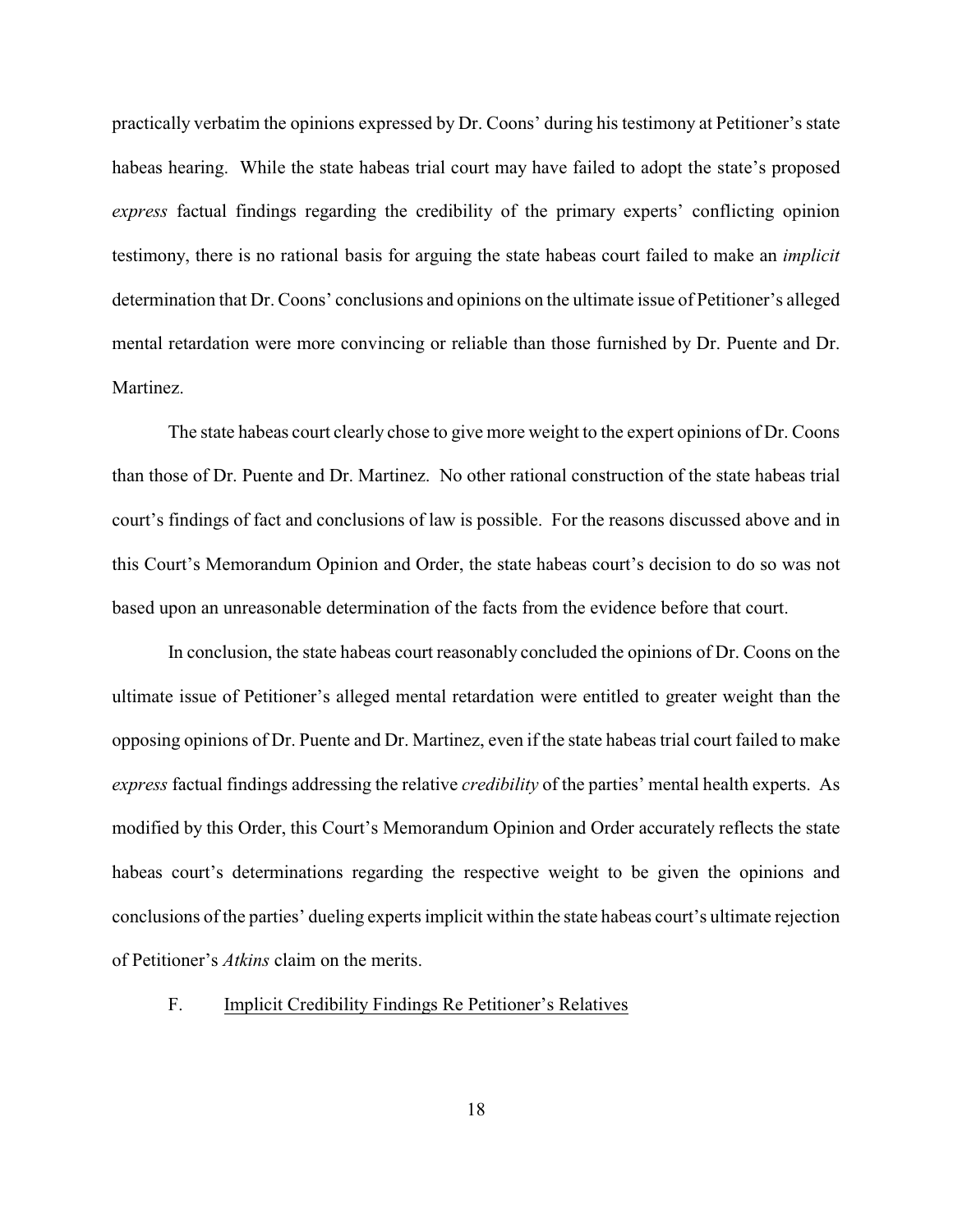practically verbatim the opinions expressed by Dr. Coons' during his testimony at Petitioner's state habeas hearing. While the state habeas trial court may have failed to adopt the state's proposed *express* factual findings regarding the credibility of the primary experts' conflicting opinion testimony, there is no rational basis for arguing the state habeas court failed to make an *implicit* determination that Dr. Coons' conclusions and opinions on the ultimate issue of Petitioner's alleged mental retardation were more convincing or reliable than those furnished by Dr. Puente and Dr. Martinez.

The state habeas court clearly chose to give more weight to the expert opinions of Dr. Coons than those of Dr. Puente and Dr. Martinez. No other rational construction of the state habeas trial court's findings of fact and conclusions of law is possible. For the reasons discussed above and in this Court's Memorandum Opinion and Order, the state habeas court's decision to do so was not based upon an unreasonable determination of the facts from the evidence before that court.

In conclusion, the state habeas court reasonably concluded the opinions of Dr. Coons on the ultimate issue of Petitioner's alleged mental retardation were entitled to greater weight than the opposing opinions of Dr. Puente and Dr. Martinez, even if the state habeas trial court failed to make *express* factual findings addressing the relative *credibility* of the parties' mental health experts. As modified by this Order, this Court's Memorandum Opinion and Order accurately reflects the state habeas court's determinations regarding the respective weight to be given the opinions and conclusions of the parties' dueling experts implicit within the state habeas court's ultimate rejection of Petitioner's *Atkins* claim on the merits.

F. Implicit Credibility Findings Re Petitioner's Relatives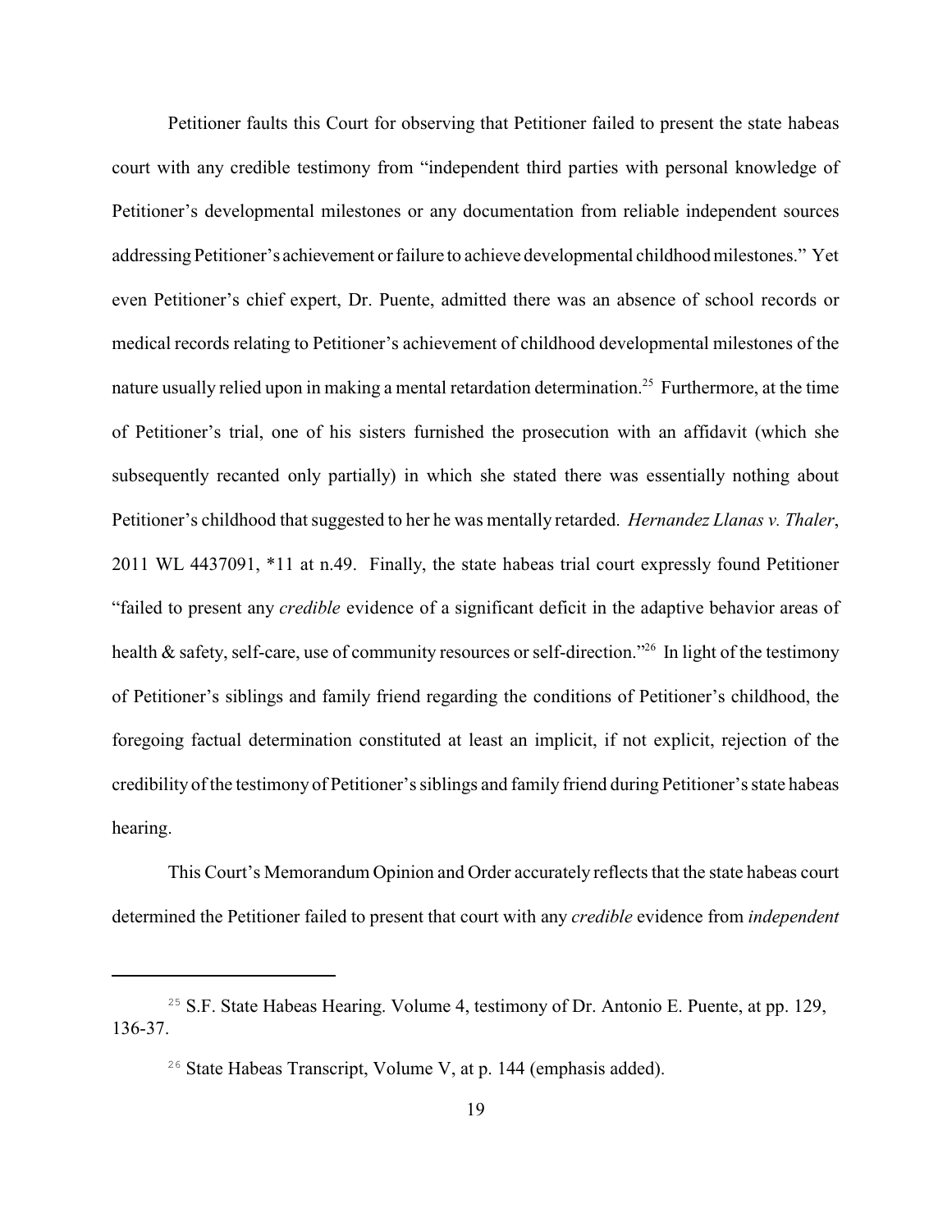Petitioner faults this Court for observing that Petitioner failed to present the state habeas court with any credible testimony from "independent third parties with personal knowledge of Petitioner's developmental milestones or any documentation from reliable independent sources addressing Petitioner's achievement or failure to achieve developmental childhood milestones." Yet even Petitioner's chief expert, Dr. Puente, admitted there was an absence of school records or medical records relating to Petitioner's achievement of childhood developmental milestones of the nature usually relied upon in making a mental retardation determination.[25] Furthermore, at the time of Petitioner's trial, one of his sisters furnished the prosecution with an affidavit (which she subsequently recanted only partially) in which she stated there was essentially nothing about Petitioner's childhood that suggested to her he was mentally retarded. *Hernandez Llanas v. Thaler*, 2011 WL 4437091, *11 at n.49. Finally, the state habeas trial court expressly found Petitioner "failed to present any *credible* evidence of a significant deficit in the adaptive behavior areas of health & safety, self-care, use of community resources or self-direction."[26] In light of the testimony of Petitioner's siblings and family friend regarding the conditions of Petitioner's childhood, the foregoing factual determination constituted at least an implicit, if not explicit, rejection of the credibility of the testimony of Petitioner's siblings and family friend during Petitioner's state habeas hearing.

This Court's Memorandum Opinion and Order accurately reflects that the state habeas court determined the Petitioner failed to present that court with any *credible* evidence from *independent*

---

[25] S.F. State Habeas Hearing. Volume 4, testimony of Dr. Antonio E. Puente, at pp. 129, 136-37.

[26] State Habeas Transcript, Volume V, at p. 144 (emphasis added).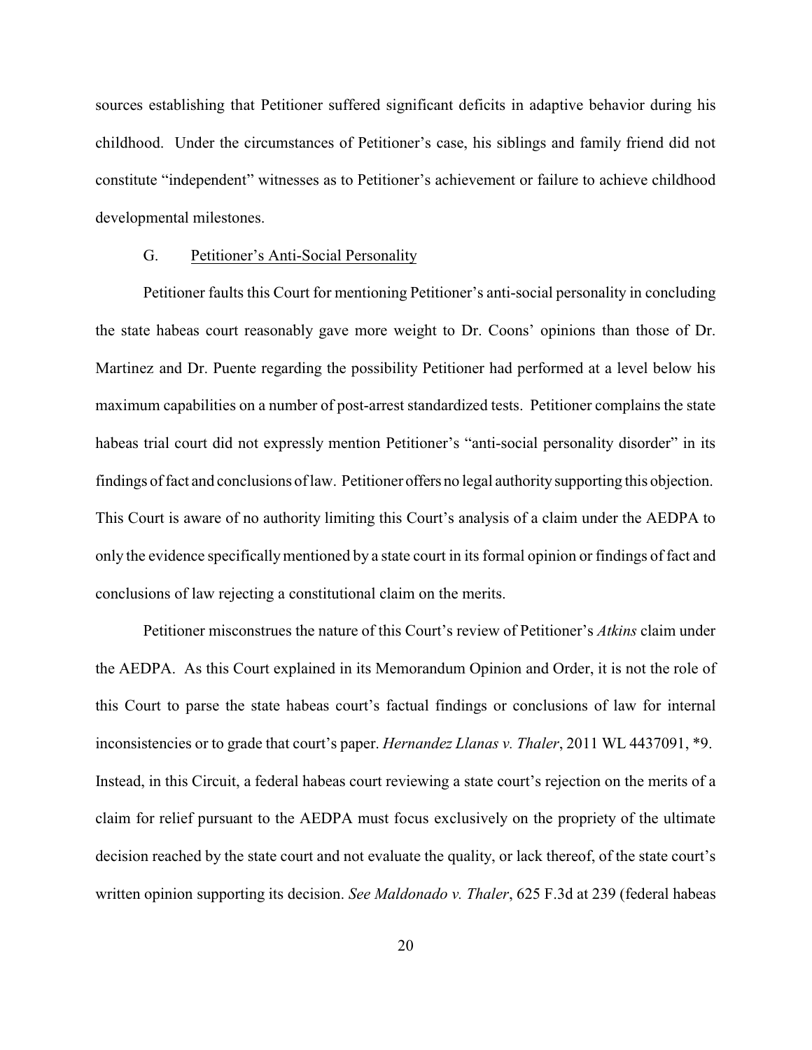sources establishing that Petitioner suffered significant deficits in adaptive behavior during his childhood. Under the circumstances of Petitioner's case, his siblings and family friend did not constitute "independent" witnesses as to Petitioner's achievement or failure to achieve childhood developmental milestones.

### G. Petitioner's Anti-Social Personality

Petitioner faults this Court for mentioning Petitioner's anti-social personality in concluding the state habeas court reasonably gave more weight to Dr. Coons' opinions than those of Dr. Martinez and Dr. Puente regarding the possibility Petitioner had performed at a level below his maximum capabilities on a number of post-arrest standardized tests. Petitioner complains the state habeas trial court did not expressly mention Petitioner's "anti-social personality disorder" in its findings of fact and conclusions of law. Petitioner offers no legal authority supporting this objection. This Court is aware of no authority limiting this Court's analysis of a claim under the AEDPA to only the evidence specifically mentioned by a state court in its formal opinion or findings of fact and conclusions of law rejecting a constitutional claim on the merits.

Petitioner misconstrues the nature of this Court's review of Petitioner's *Atkins* claim under the AEDPA. As this Court explained in its Memorandum Opinion and Order, it is not the role of this Court to parse the state habeas court's factual findings or conclusions of law for internal inconsistencies or to grade that court's paper. *Hernandez Llanas v. Thaler*, 2011 WL 4437091, *9. Instead, in this Circuit, a federal habeas court reviewing a state court's rejection on the merits of a claim for relief pursuant to the AEDPA must focus exclusively on the propriety of the ultimate decision reached by the state court and not evaluate the quality, or lack thereof, of the state court's written opinion supporting its decision. *See Maldonado v. Thaler*, 625 F.3d at 239 (federal habeas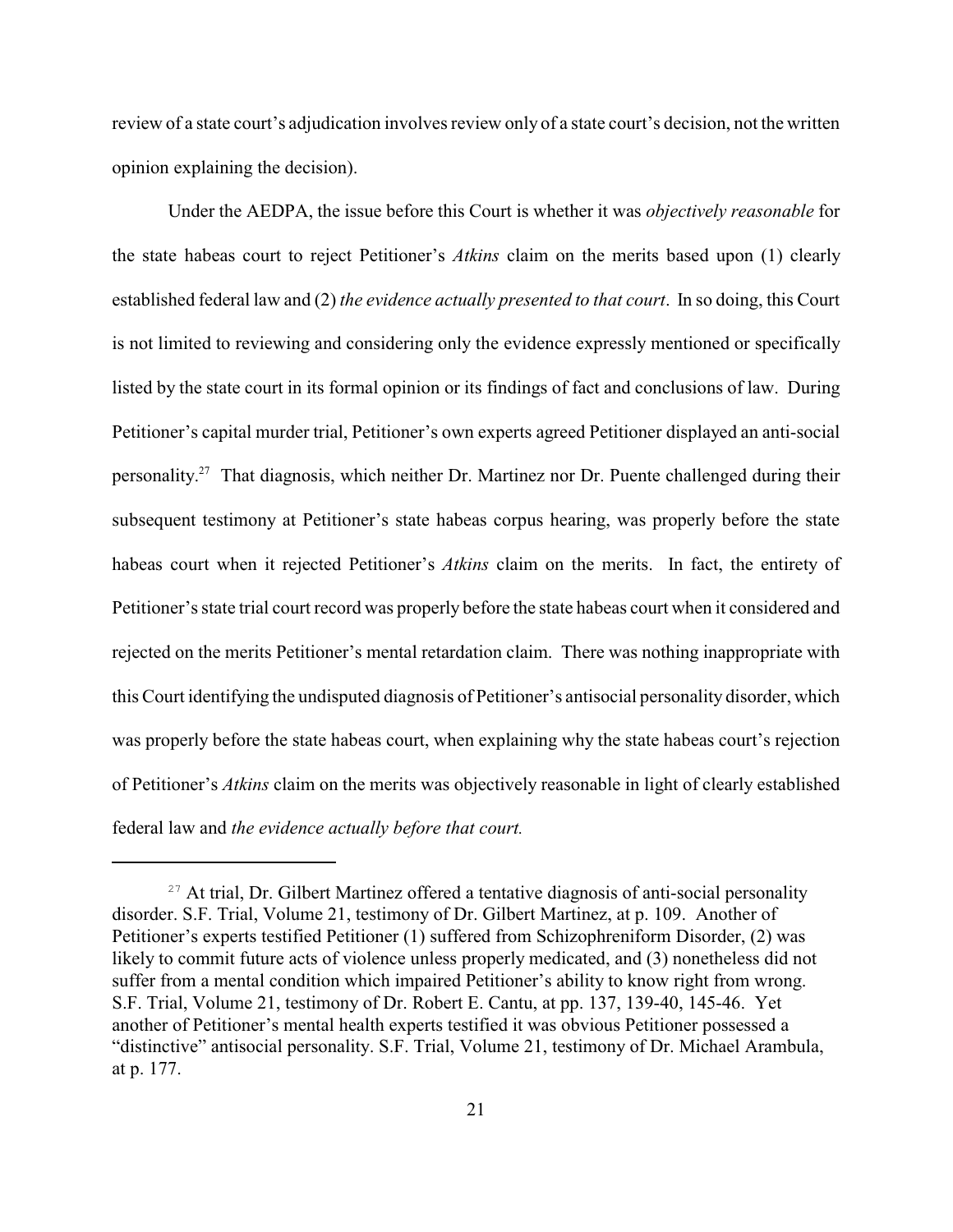review of a state court's adjudication involves review only of a state court's decision, not the written opinion explaining the decision).

Under the AEDPA, the issue before this Court is whether it was *objectively reasonable* for the state habeas court to reject Petitioner's *Atkins* claim on the merits based upon (1) clearly established federal law and (2) *the evidence actually presented to that court*. In so doing, this Court is not limited to reviewing and considering only the evidence expressly mentioned or specifically listed by the state court in its formal opinion or its findings of fact and conclusions of law. During Petitioner's capital murder trial, Petitioner's own experts agreed Petitioner displayed an anti-social personality.[27] That diagnosis, which neither Dr. Martinez nor Dr. Puente challenged during their subsequent testimony at Petitioner's state habeas corpus hearing, was properly before the state habeas court when it rejected Petitioner's *Atkins* claim on the merits. In fact, the entirety of Petitioner's state trial court record was properly before the state habeas court when it considered and rejected on the merits Petitioner's mental retardation claim. There was nothing inappropriate with this Court identifying the undisputed diagnosis of Petitioner's antisocial personality disorder, which was properly before the state habeas court, when explaining why the state habeas court's rejection of Petitioner's *Atkins* claim on the merits was objectively reasonable in light of clearly established federal law and *the evidence actually before that court.*

---

[27] At trial, Dr. Gilbert Martinez offered a tentative diagnosis of anti-social personality disorder. S.F. Trial, Volume 21, testimony of Dr. Gilbert Martinez, at p. 109. Another of Petitioner's experts testified Petitioner (1) suffered from Schizophreniform Disorder, (2) was likely to commit future acts of violence unless properly medicated, and (3) nonetheless did not suffer from a mental condition which impaired Petitioner's ability to know right from wrong. S.F. Trial, Volume 21, testimony of Dr. Robert E. Cantu, at pp. 137, 139-40, 145-46. Yet another of Petitioner's mental health experts testified it was obvious Petitioner possessed a "distinctive" antisocial personality. S.F. Trial, Volume 21, testimony of Dr. Michael Arambula, at p. 177.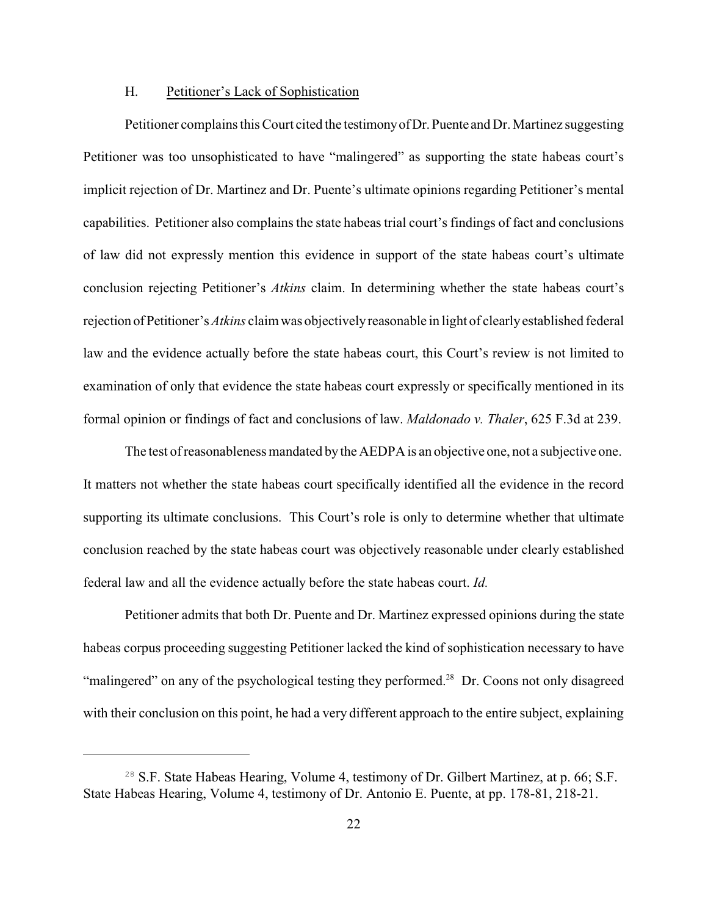### H. Petitioner's Lack of Sophistication

Petitioner complains this Court cited the testimony of Dr. Puente and Dr. Martinez suggesting Petitioner was too unsophisticated to have "malingered" as supporting the state habeas court's implicit rejection of Dr. Martinez and Dr. Puente's ultimate opinions regarding Petitioner's mental capabilities. Petitioner also complains the state habeas trial court's findings of fact and conclusions of law did not expressly mention this evidence in support of the state habeas court's ultimate conclusion rejecting Petitioner's *Atkins* claim. In determining whether the state habeas court's rejection of Petitioner's *Atkins* claim was objectively reasonable in light of clearly established federal law and the evidence actually before the state habeas court, this Court's review is not limited to examination of only that evidence the state habeas court expressly or specifically mentioned in its formal opinion or findings of fact and conclusions of law. *Maldonado v. Thaler*, 625 F.3d at 239.

The test of reasonableness mandated by the AEDPA is an objective one, not a subjective one. It matters not whether the state habeas court specifically identified all the evidence in the record supporting its ultimate conclusions. This Court's role is only to determine whether that ultimate conclusion reached by the state habeas court was objectively reasonable under clearly established federal law and all the evidence actually before the state habeas court. *Id.*

Petitioner admits that both Dr. Puente and Dr. Martinez expressed opinions during the state habeas corpus proceeding suggesting Petitioner lacked the kind of sophistication necessary to have "malingered" on any of the psychological testing they performed.[28] Dr. Coons not only disagreed with their conclusion on this point, he had a very different approach to the entire subject, explaining

[28] S.F. State Habeas Hearing, Volume 4, testimony of Dr. Gilbert Martinez, at p. 66; S.F. State Habeas Hearing, Volume 4, testimony of Dr. Antonio E. Puente, at pp. 178-81, 218-21.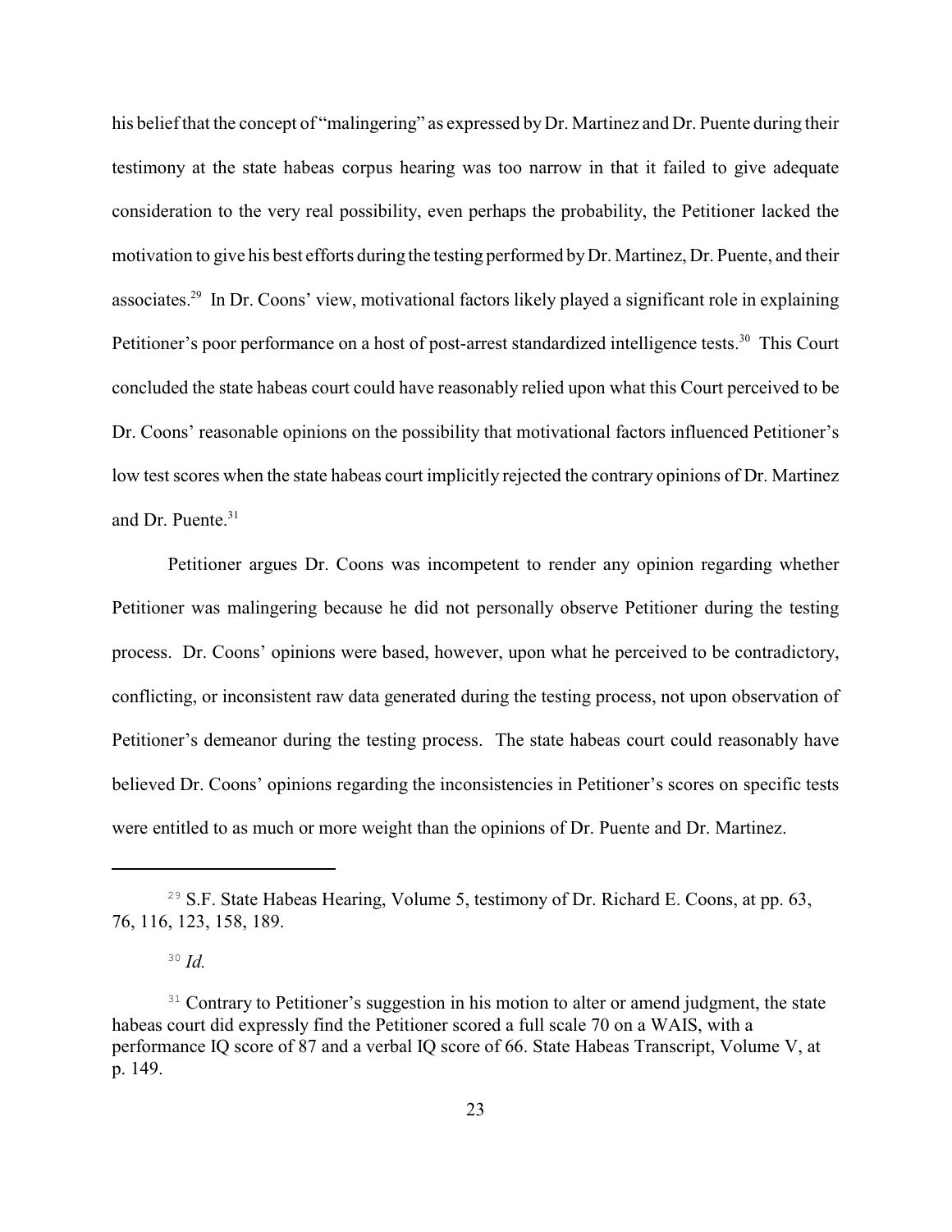his belief that the concept of "malingering" as expressed by Dr. Martinez and Dr. Puente during their testimony at the state habeas corpus hearing was too narrow in that it failed to give adequate consideration to the very real possibility, even perhaps the probability, the Petitioner lacked the motivation to give his best efforts during the testing performed by Dr. Martinez, Dr. Puente, and their associates.[29] In Dr. Coons' view, motivational factors likely played a significant role in explaining Petitioner's poor performance on a host of post-arrest standardized intelligence tests.[30] This Court concluded the state habeas court could have reasonably relied upon what this Court perceived to be Dr. Coons' reasonable opinions on the possibility that motivational factors influenced Petitioner's low test scores when the state habeas court implicitly rejected the contrary opinions of Dr. Martinez and Dr. Puente.[31]

Petitioner argues Dr. Coons was incompetent to render any opinion regarding whether Petitioner was malingering because he did not personally observe Petitioner during the testing process. Dr. Coons' opinions were based, however, upon what he perceived to be contradictory, conflicting, or inconsistent raw data generated during the testing process, not upon observation of Petitioner's demeanor during the testing process. The state habeas court could reasonably have believed Dr. Coons' opinions regarding the inconsistencies in Petitioner's scores on specific tests were entitled to as much or more weight than the opinions of Dr. Puente and Dr. Martinez.

---

[29] S.F. State Habeas Hearing, Volume 5, testimony of Dr. Richard E. Coons, at pp. 63, 76, 116, 123, 158, 189.

[30] *Id.*

[31] Contrary to Petitioner's suggestion in his motion to alter or amend judgment, the state habeas court did expressly find the Petitioner scored a full scale 70 on a WAIS, with a performance IQ score of 87 and a verbal IQ score of 66. State Habeas Transcript, Volume V, at p. 149.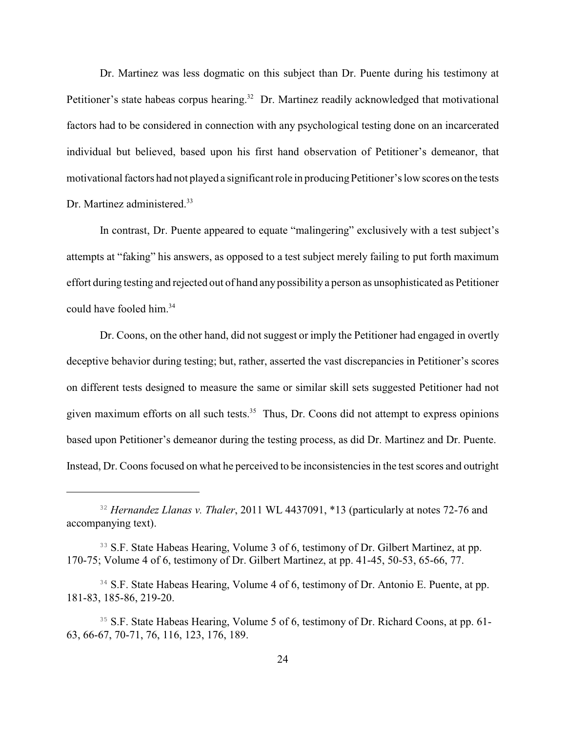Dr. Martinez was less dogmatic on this subject than Dr. Puente during his testimony at Petitioner's state habeas corpus hearing.[32] Dr. Martinez readily acknowledged that motivational factors had to be considered in connection with any psychological testing done on an incarcerated individual but believed, based upon his first hand observation of Petitioner's demeanor, that motivational factors had not played a significant role in producing Petitioner's low scores on the tests Dr. Martinez administered.[33]

In contrast, Dr. Puente appeared to equate "malingering" exclusively with a test subject's attempts at "faking" his answers, as opposed to a test subject merely failing to put forth maximum effort during testing and rejected out of hand any possibility a person as unsophisticated as Petitioner could have fooled him.[34]

Dr. Coons, on the other hand, did not suggest or imply the Petitioner had engaged in overtly deceptive behavior during testing; but, rather, asserted the vast discrepancies in Petitioner's scores on different tests designed to measure the same or similar skill sets suggested Petitioner had not given maximum efforts on all such tests.[35] Thus, Dr. Coons did not attempt to express opinions based upon Petitioner's demeanor during the testing process, as did Dr. Martinez and Dr. Puente. Instead, Dr. Coons focused on what he perceived to be inconsistencies in the test scores and outright

---

[32] *Hernandez Llanas v. Thaler*, 2011 WL 4437091, *13 (particularly at notes 72-76 and accompanying text).

[33] S.F. State Habeas Hearing, Volume 3 of 6, testimony of Dr. Gilbert Martinez, at pp. 170-75; Volume 4 of 6, testimony of Dr. Gilbert Martinez, at pp. 41-45, 50-53, 65-66, 77.

[34] S.F. State Habeas Hearing, Volume 4 of 6, testimony of Dr. Antonio E. Puente, at pp. 181-83, 185-86, 219-20.

[35] S.F. State Habeas Hearing, Volume 5 of 6, testimony of Dr. Richard Coons, at pp. 61-63, 66-67, 70-71, 76, 116, 123, 176, 189.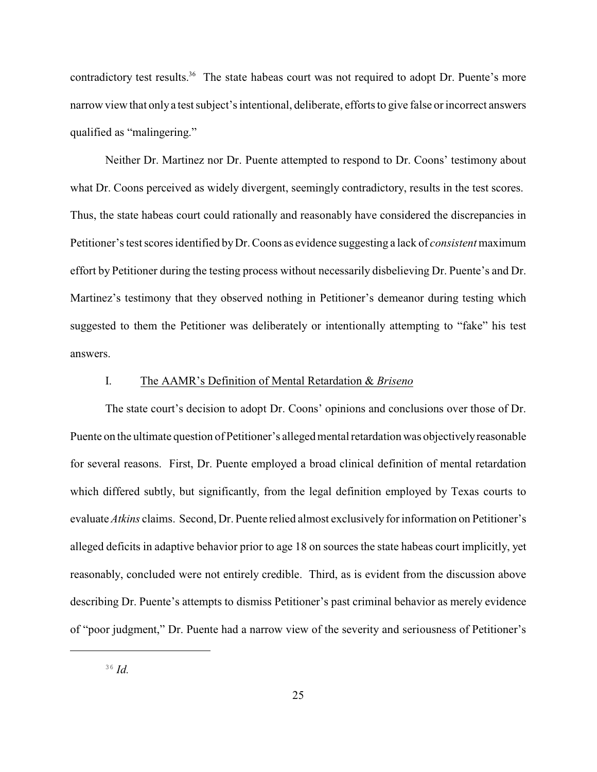contradictory test results.[36] The state habeas court was not required to adopt Dr. Puente's more narrow view that only a test subject's intentional, deliberate, efforts to give false or incorrect answers qualified as "malingering."

Neither Dr. Martinez nor Dr. Puente attempted to respond to Dr. Coons' testimony about what Dr. Coons perceived as widely divergent, seemingly contradictory, results in the test scores. Thus, the state habeas court could rationally and reasonably have considered the discrepancies in Petitioner's test scores identified by Dr. Coons as evidence suggesting a lack of *consistent* maximum effort by Petitioner during the testing process without necessarily disbelieving Dr. Puente's and Dr. Martinez's testimony that they observed nothing in Petitioner's demeanor during testing which suggested to them the Petitioner was deliberately or intentionally attempting to "fake" his test answers.

### I. The AAMR's Definition of Mental Retardation & *Briseno*

The state court's decision to adopt Dr. Coons' opinions and conclusions over those of Dr. Puente on the ultimate question of Petitioner's alleged mental retardation was objectively reasonable for several reasons. First, Dr. Puente employed a broad clinical definition of mental retardation which differed subtly, but significantly, from the legal definition employed by Texas courts to evaluate *Atkins* claims. Second, Dr. Puente relied almost exclusively for information on Petitioner's alleged deficits in adaptive behavior prior to age 18 on sources the state habeas court implicitly, yet reasonably, concluded were not entirely credible. Third, as is evident from the discussion above describing Dr. Puente's attempts to dismiss Petitioner's past criminal behavior as merely evidence of "poor judgment," Dr. Puente had a narrow view of the severity and seriousness of Petitioner's

[36] *Id.*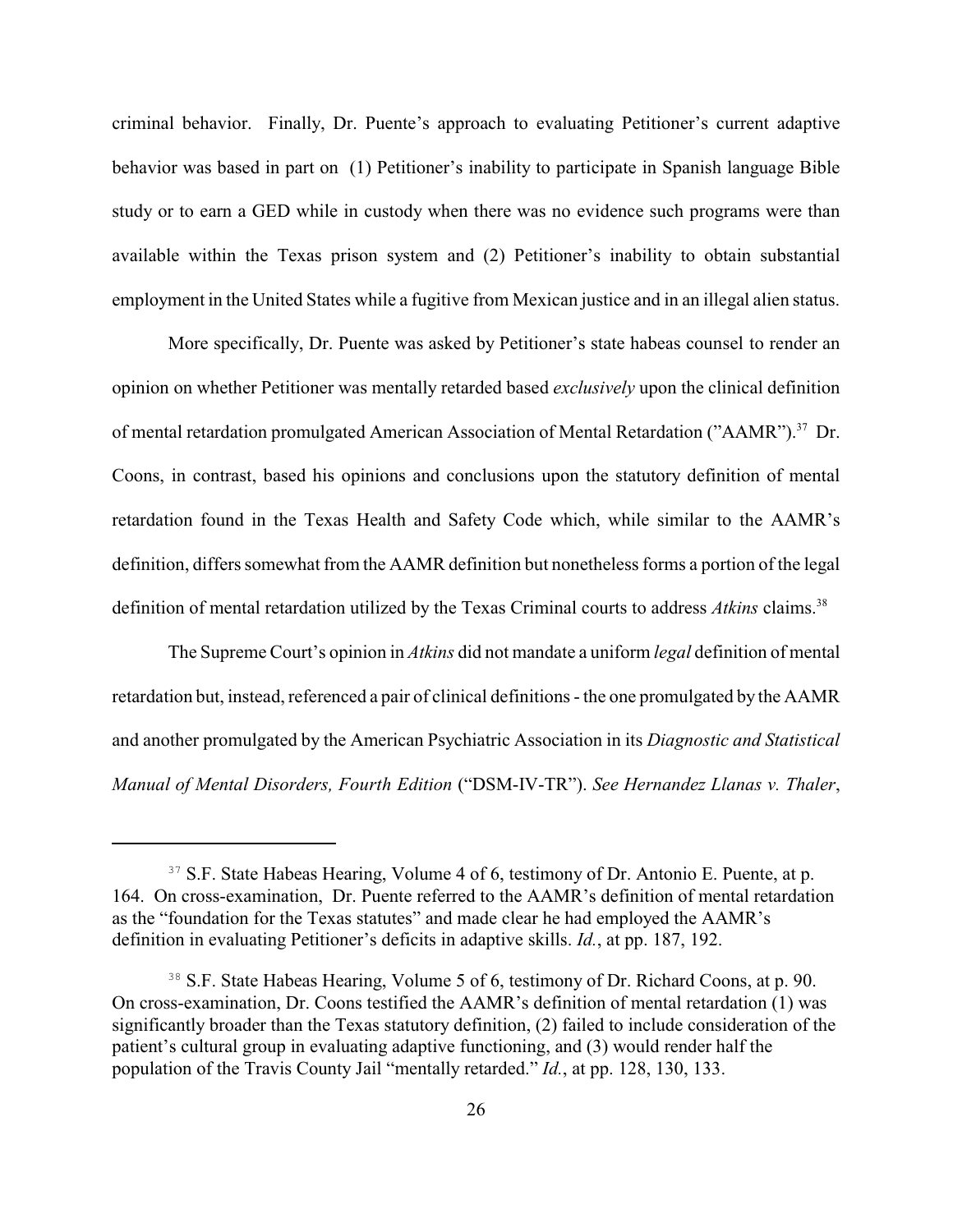criminal behavior. Finally, Dr. Puente's approach to evaluating Petitioner's current adaptive behavior was based in part on (1) Petitioner's inability to participate in Spanish language Bible study or to earn a GED while in custody when there was no evidence such programs were than available within the Texas prison system and (2) Petitioner's inability to obtain substantial employment in the United States while a fugitive from Mexican justice and in an illegal alien status.

More specifically, Dr. Puente was asked by Petitioner's state habeas counsel to render an opinion on whether Petitioner was mentally retarded based *exclusively* upon the clinical definition of mental retardation promulgated American Association of Mental Retardation ("AAMR").[37] Dr. Coons, in contrast, based his opinions and conclusions upon the statutory definition of mental retardation found in the Texas Health and Safety Code which, while similar to the AAMR's definition, differs somewhat from the AAMR definition but nonetheless forms a portion of the legal definition of mental retardation utilized by the Texas Criminal courts to address *Atkins* claims.[38]

The Supreme Court's opinion in *Atkins* did not mandate a uniform *legal* definition of mental retardation but, instead, referenced a pair of clinical definitions - the one promulgated by the AAMR and another promulgated by the American Psychiatric Association in its *Diagnostic and Statistical Manual of Mental Disorders, Fourth Edition* ("DSM-IV-TR"). *See Hernandez Llanas v. Thaler*,

---

[37] S.F. State Habeas Hearing, Volume 4 of 6, testimony of Dr. Antonio E. Puente, at p. 164. On cross-examination, Dr. Puente referred to the AAMR's definition of mental retardation as the "foundation for the Texas statutes" and made clear he had employed the AAMR's definition in evaluating Petitioner's deficits in adaptive skills. *Id.*, at pp. 187, 192.

[38] S.F. State Habeas Hearing, Volume 5 of 6, testimony of Dr. Richard Coons, at p. 90. On cross-examination, Dr. Coons testified the AAMR's definition of mental retardation (1) was significantly broader than the Texas statutory definition, (2) failed to include consideration of the patient's cultural group in evaluating adaptive functioning, and (3) would render half the population of the Travis County Jail "mentally retarded." *Id.*, at pp. 128, 130, 133.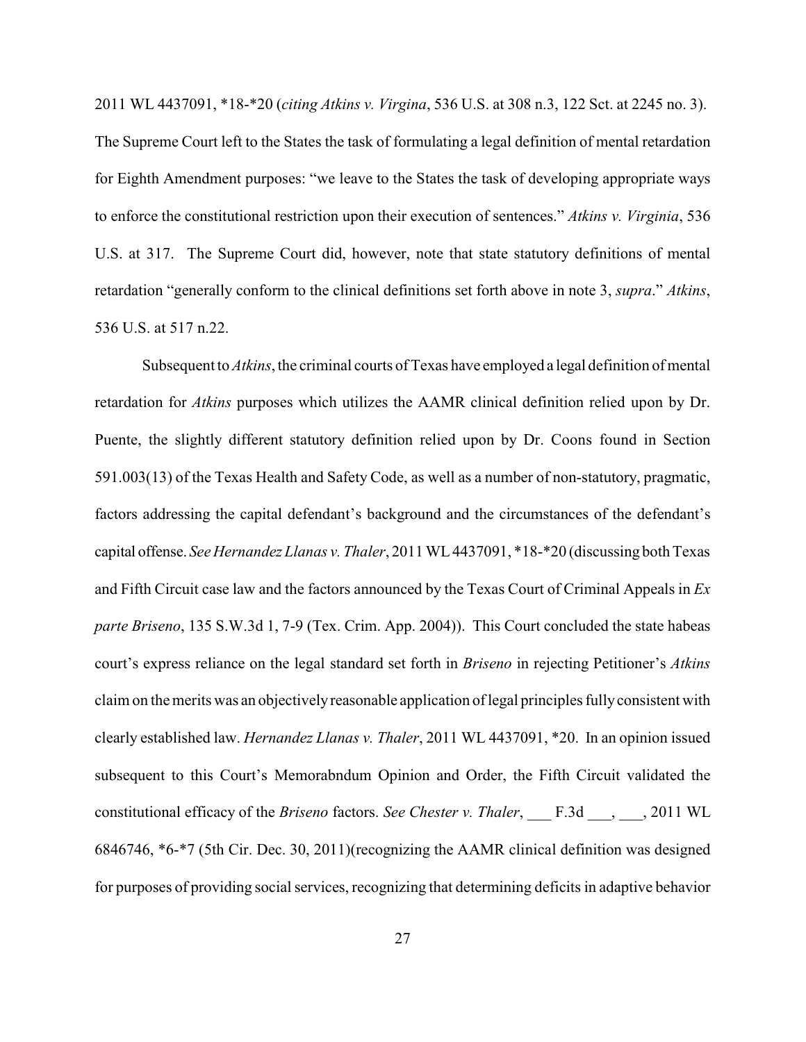2011 WL 4437091, *18-*20 (*citing Atkins v. Virgina*, 536 U.S. at 308 n.3, 122 Sct. at 2245 no. 3). The Supreme Court left to the States the task of formulating a legal definition of mental retardation for Eighth Amendment purposes: "we leave to the States the task of developing appropriate ways to enforce the constitutional restriction upon their execution of sentences." *Atkins v. Virginia*, 536 U.S. at 317. The Supreme Court did, however, note that state statutory definitions of mental retardation "generally conform to the clinical definitions set forth above in note 3, *supra*." *Atkins*, 536 U.S. at 517 n.22.

Subsequent to *Atkins*, the criminal courts of Texas have employed a legal definition of mental retardation for *Atkins* purposes which utilizes the AAMR clinical definition relied upon by Dr. Puente, the slightly different statutory definition relied upon by Dr. Coons found in Section 591.003(13) of the Texas Health and Safety Code, as well as a number of non-statutory, pragmatic, factors addressing the capital defendant's background and the circumstances of the defendant's capital offense. *See Hernandez Llanas v. Thaler*, 2011 WL 4437091, *18-*20 (discussing both Texas and Fifth Circuit case law and the factors announced by the Texas Court of Criminal Appeals in *Ex parte Briseno*, 135 S.W.3d 1, 7-9 (Tex. Crim. App. 2004)). This Court concluded the state habeas court's express reliance on the legal standard set forth in *Briseno* in rejecting Petitioner's *Atkins* claim on the merits was an objectively reasonable application of legal principles fully consistent with clearly established law. *Hernandez Llanas v. Thaler*, 2011 WL 4437091, *20. In an opinion issued subsequent to this Court's Memorabndum Opinion and Order, the Fifth Circuit validated the constitutional efficacy of the *Briseno* factors. *See Chester v. Thaler*, ___ F.3d ___, ___, 2011 WL 6846746, *6-*7 (5th Cir. Dec. 30, 2011)(recognizing the AAMR clinical definition was designed for purposes of providing social services, recognizing that determining deficits in adaptive behavior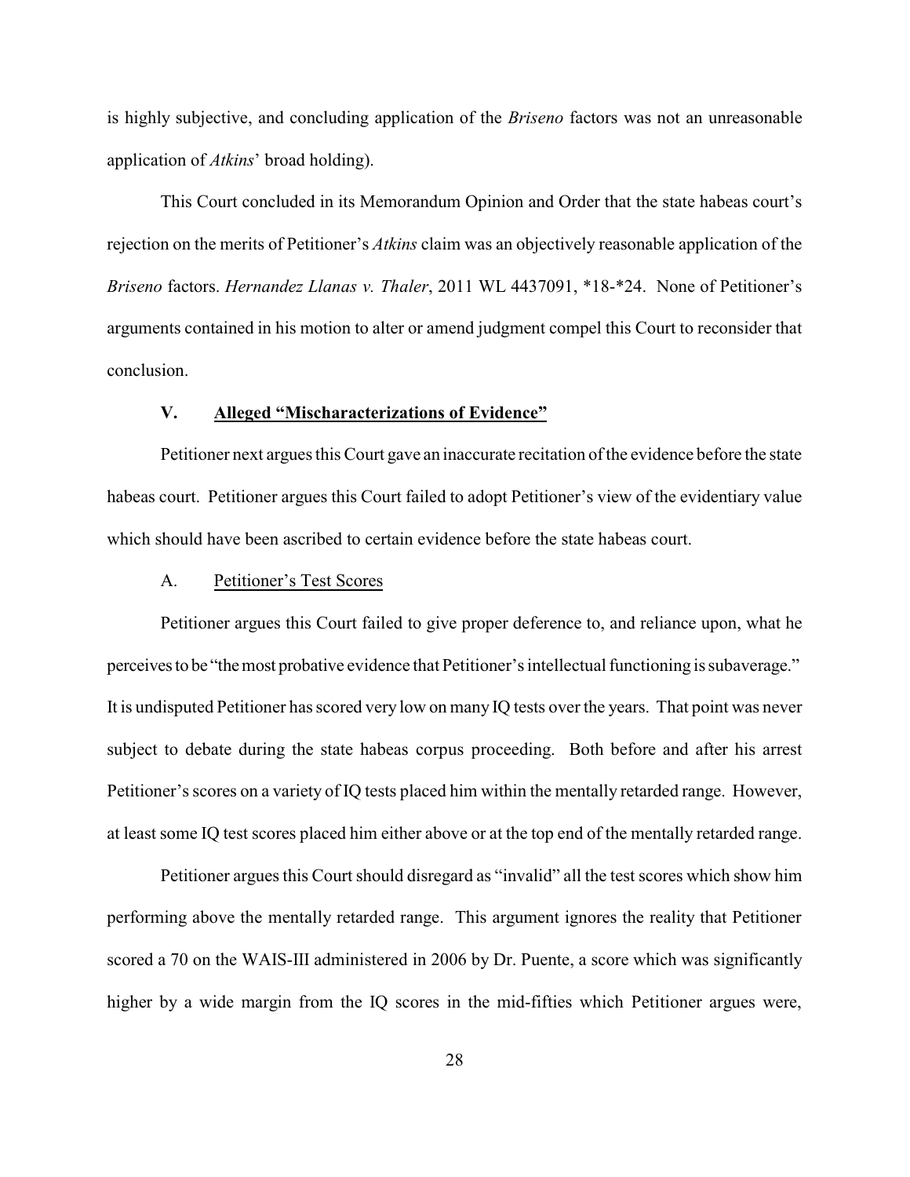is highly subjective, and concluding application of the *Briseno* factors was not an unreasonable application of *Atkins*' broad holding).

This Court concluded in its Memorandum Opinion and Order that the state habeas court's rejection on the merits of Petitioner's *Atkins* claim was an objectively reasonable application of the *Briseno* factors. *Hernandez Llanas v. Thaler*, 2011 WL 4437091, *18-*24. None of Petitioner's arguments contained in his motion to alter or amend judgment compel this Court to reconsider that conclusion.

## V. Alleged "Mischaracterizations of Evidence"

Petitioner next argues this Court gave an inaccurate recitation of the evidence before the state habeas court. Petitioner argues this Court failed to adopt Petitioner's view of the evidentiary value which should have been ascribed to certain evidence before the state habeas court.

### A. Petitioner's Test Scores

Petitioner argues this Court failed to give proper deference to, and reliance upon, what he perceives to be "the most probative evidence that Petitioner's intellectual functioning is subaverage." It is undisputed Petitioner has scored very low on many IQ tests over the years. That point was never subject to debate during the state habeas corpus proceeding. Both before and after his arrest Petitioner's scores on a variety of IQ tests placed him within the mentally retarded range. However, at least some IQ test scores placed him either above or at the top end of the mentally retarded range.

Petitioner argues this Court should disregard as "invalid" all the test scores which show him performing above the mentally retarded range. This argument ignores the reality that Petitioner scored a 70 on the WAIS-III administered in 2006 by Dr. Puente, a score which was significantly higher by a wide margin from the IQ scores in the mid-fifties which Petitioner argues were,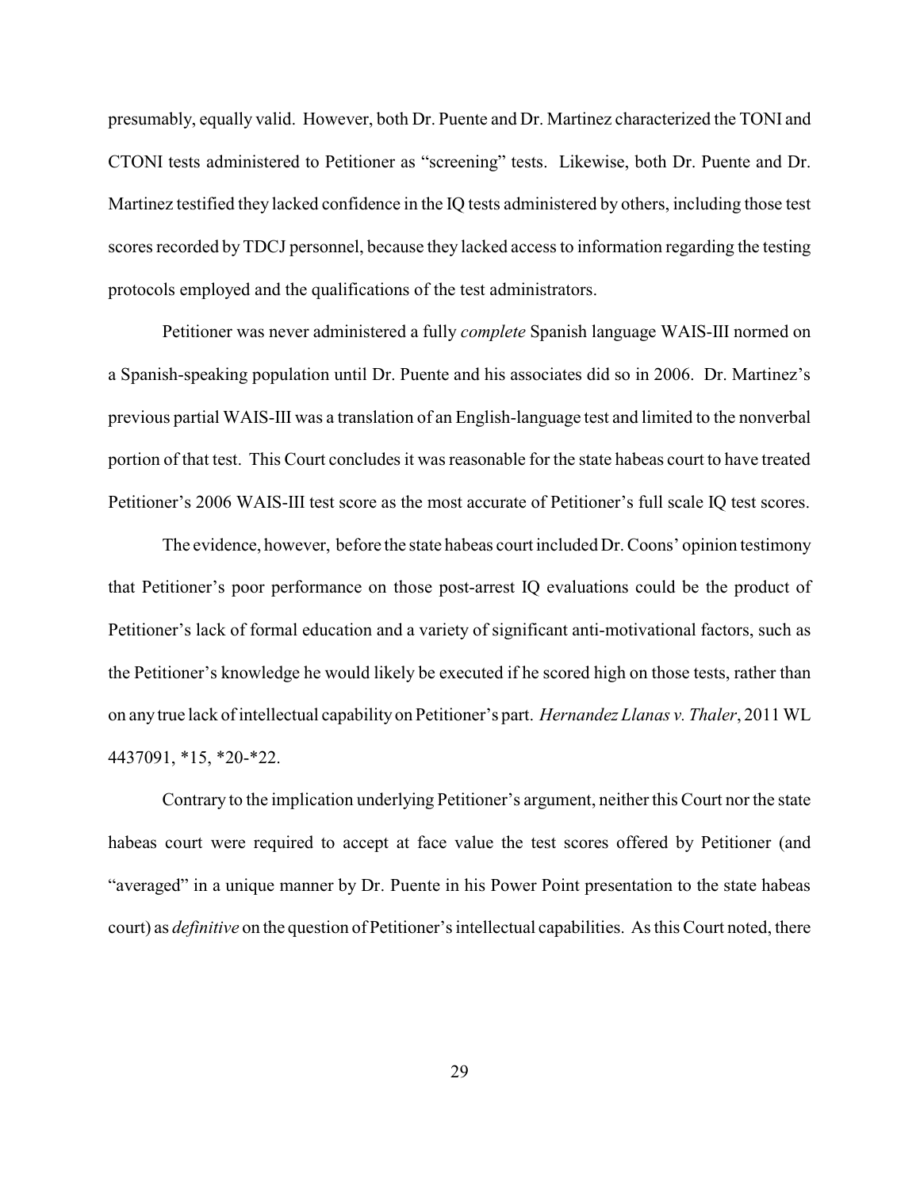presumably, equally valid. However, both Dr. Puente and Dr. Martinez characterized the TONI and CTONI tests administered to Petitioner as "screening" tests. Likewise, both Dr. Puente and Dr. Martinez testified they lacked confidence in the IQ tests administered by others, including those test scores recorded by TDCJ personnel, because they lacked access to information regarding the testing protocols employed and the qualifications of the test administrators.

Petitioner was never administered a fully *complete* Spanish language WAIS-III normed on a Spanish-speaking population until Dr. Puente and his associates did so in 2006. Dr. Martinez's previous partial WAIS-III was a translation of an English-language test and limited to the nonverbal portion of that test. This Court concludes it was reasonable for the state habeas court to have treated Petitioner's 2006 WAIS-III test score as the most accurate of Petitioner's full scale IQ test scores.

The evidence, however, before the state habeas court included Dr. Coons' opinion testimony that Petitioner's poor performance on those post-arrest IQ evaluations could be the product of Petitioner's lack of formal education and a variety of significant anti-motivational factors, such as the Petitioner's knowledge he would likely be executed if he scored high on those tests, rather than on any true lack of intellectual capability on Petitioner's part. *Hernandez Llanas v. Thaler*, 2011 WL 4437091, *15, *20-*22.

Contrary to the implication underlying Petitioner's argument, neither this Court nor the state habeas court were required to accept at face value the test scores offered by Petitioner (and "averaged" in a unique manner by Dr. Puente in his Power Point presentation to the state habeas court) as *definitive* on the question of Petitioner's intellectual capabilities. As this Court noted, there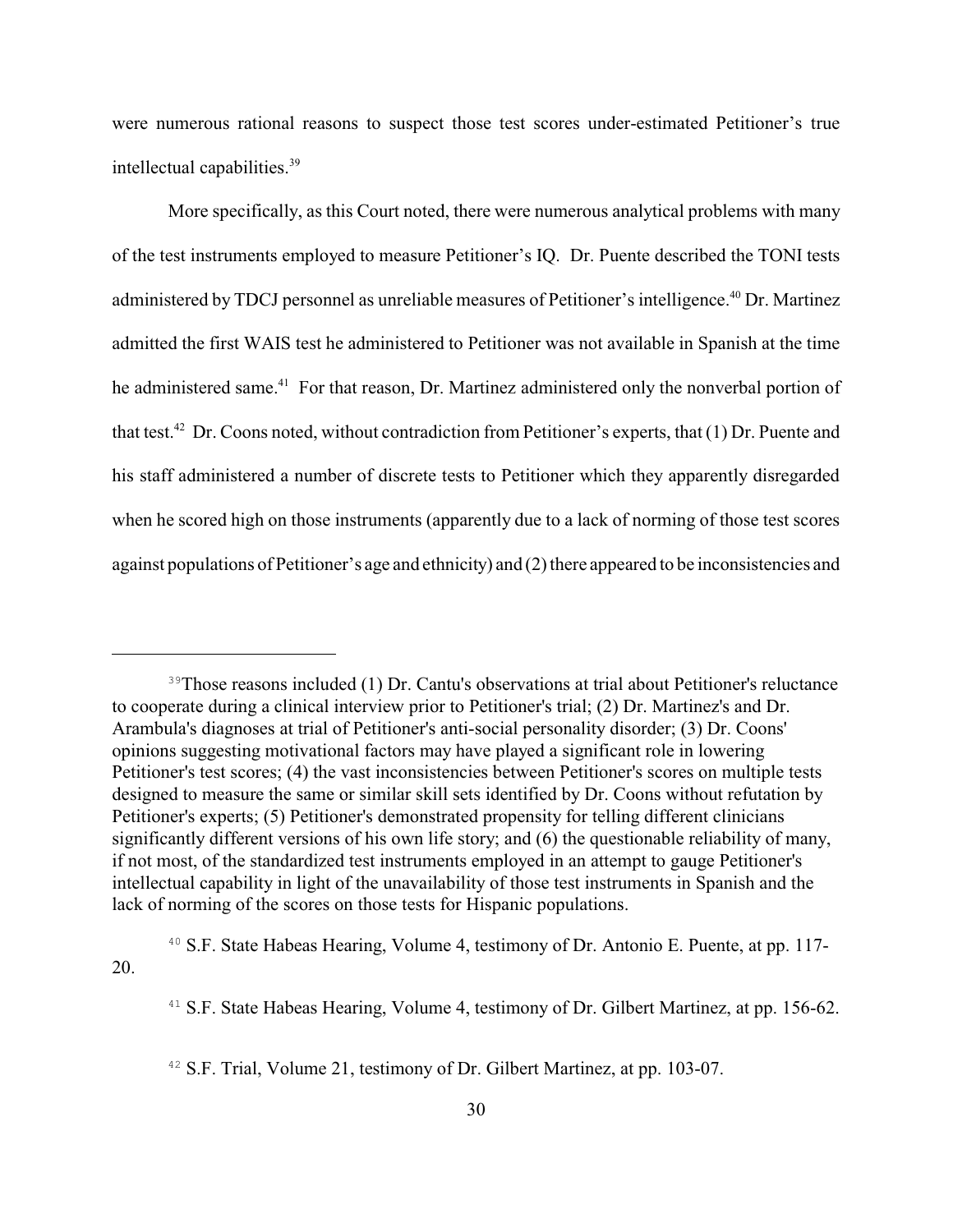were numerous rational reasons to suspect those test scores under-estimated Petitioner's true intellectual capabilities.[39]

More specifically, as this Court noted, there were numerous analytical problems with many of the test instruments employed to measure Petitioner's IQ. Dr. Puente described the TONI tests administered by TDCJ personnel as unreliable measures of Petitioner's intelligence.[40] Dr. Martinez admitted the first WAIS test he administered to Petitioner was not available in Spanish at the time he administered same.[41] For that reason, Dr. Martinez administered only the nonverbal portion of that test.[42] Dr. Coons noted, without contradiction from Petitioner's experts, that (1) Dr. Puente and his staff administered a number of discrete tests to Petitioner which they apparently disregarded when he scored high on those instruments (apparently due to a lack of norming of those test scores against populations of Petitioner's age and ethnicity) and (2) there appeared to be inconsistencies and

---

[39] Those reasons included (1) Dr. Cantu's observations at trial about Petitioner's reluctance to cooperate during a clinical interview prior to Petitioner's trial; (2) Dr. Martinez's and Dr. Arambula's diagnoses at trial of Petitioner's anti-social personality disorder; (3) Dr. Coons' opinions suggesting motivational factors may have played a significant role in lowering Petitioner's test scores; (4) the vast inconsistencies between Petitioner's scores on multiple tests designed to measure the same or similar skill sets identified by Dr. Coons without refutation by Petitioner's experts; (5) Petitioner's demonstrated propensity for telling different clinicians significantly different versions of his own life story; and (6) the questionable reliability of many, if not most, of the standardized test instruments employed in an attempt to gauge Petitioner's intellectual capability in light of the unavailability of those test instruments in Spanish and the lack of norming of the scores on those tests for Hispanic populations.

[40] S.F. State Habeas Hearing, Volume 4, testimony of Dr. Antonio E. Puente, at pp. 117-20.

[41] S.F. State Habeas Hearing, Volume 4, testimony of Dr. Gilbert Martinez, at pp. 156-62.

[42] S.F. Trial, Volume 21, testimony of Dr. Gilbert Martinez, at pp. 103-07.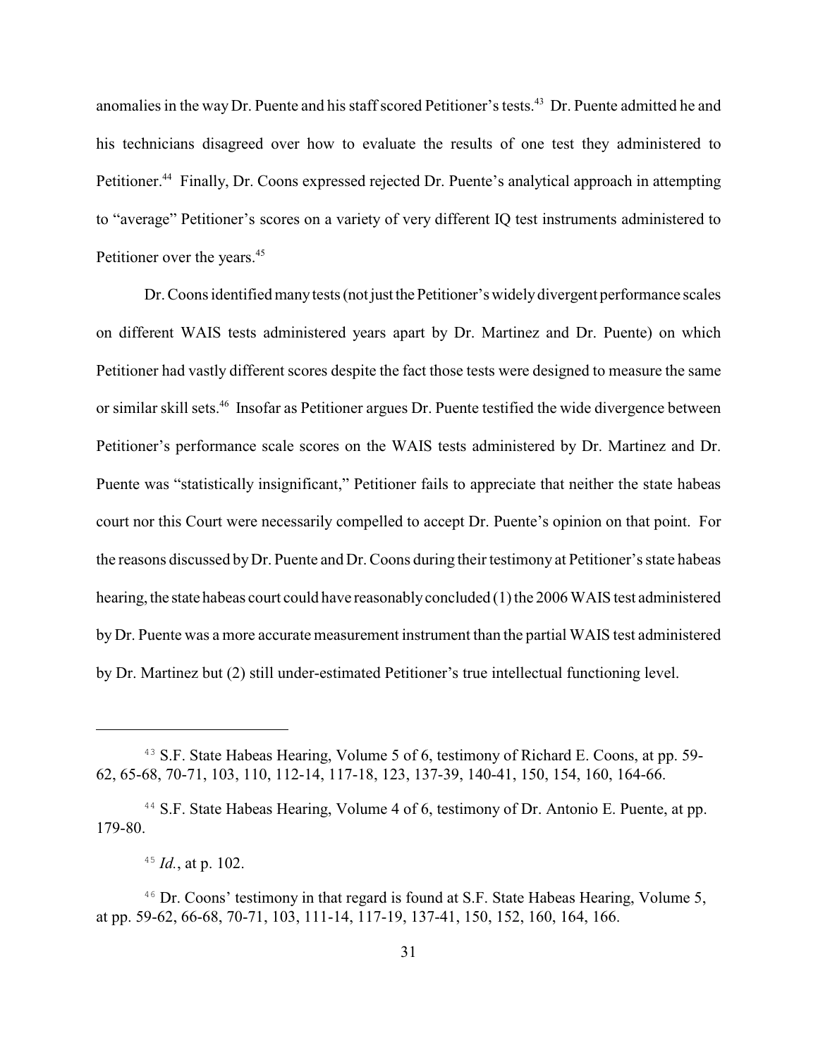anomalies in the way Dr. Puente and his staff scored Petitioner's tests.[43] Dr. Puente admitted he and his technicians disagreed over how to evaluate the results of one test they administered to Petitioner.[44] Finally, Dr. Coons expressed rejected Dr. Puente's analytical approach in attempting to "average" Petitioner's scores on a variety of very different IQ test instruments administered to Petitioner over the years.[45]

Dr. Coons identified many tests (not just the Petitioner's widely divergent performance scales on different WAIS tests administered years apart by Dr. Martinez and Dr. Puente) on which Petitioner had vastly different scores despite the fact those tests were designed to measure the same or similar skill sets.[46] Insofar as Petitioner argues Dr. Puente testified the wide divergence between Petitioner's performance scale scores on the WAIS tests administered by Dr. Martinez and Dr. Puente was "statistically insignificant," Petitioner fails to appreciate that neither the state habeas court nor this Court were necessarily compelled to accept Dr. Puente's opinion on that point. For the reasons discussed by Dr. Puente and Dr. Coons during their testimony at Petitioner's state habeas hearing, the state habeas court could have reasonably concluded (1) the 2006 WAIS test administered by Dr. Puente was a more accurate measurement instrument than the partial WAIS test administered by Dr. Martinez but (2) still under-estimated Petitioner's true intellectual functioning level.

---

[43] S.F. State Habeas Hearing, Volume 5 of 6, testimony of Richard E. Coons, at pp. 59-62, 65-68, 70-71, 103, 110, 112-14, 117-18, 123, 137-39, 140-41, 150, 154, 160, 164-66.

[44] S.F. State Habeas Hearing, Volume 4 of 6, testimony of Dr. Antonio E. Puente, at pp. 179-80.

[45] *Id.*, at p. 102.

[46] Dr. Coons' testimony in that regard is found at S.F. State Habeas Hearing, Volume 5, at pp. 59-62, 66-68, 70-71, 103, 111-14, 117-19, 137-41, 150, 152, 160, 164, 166.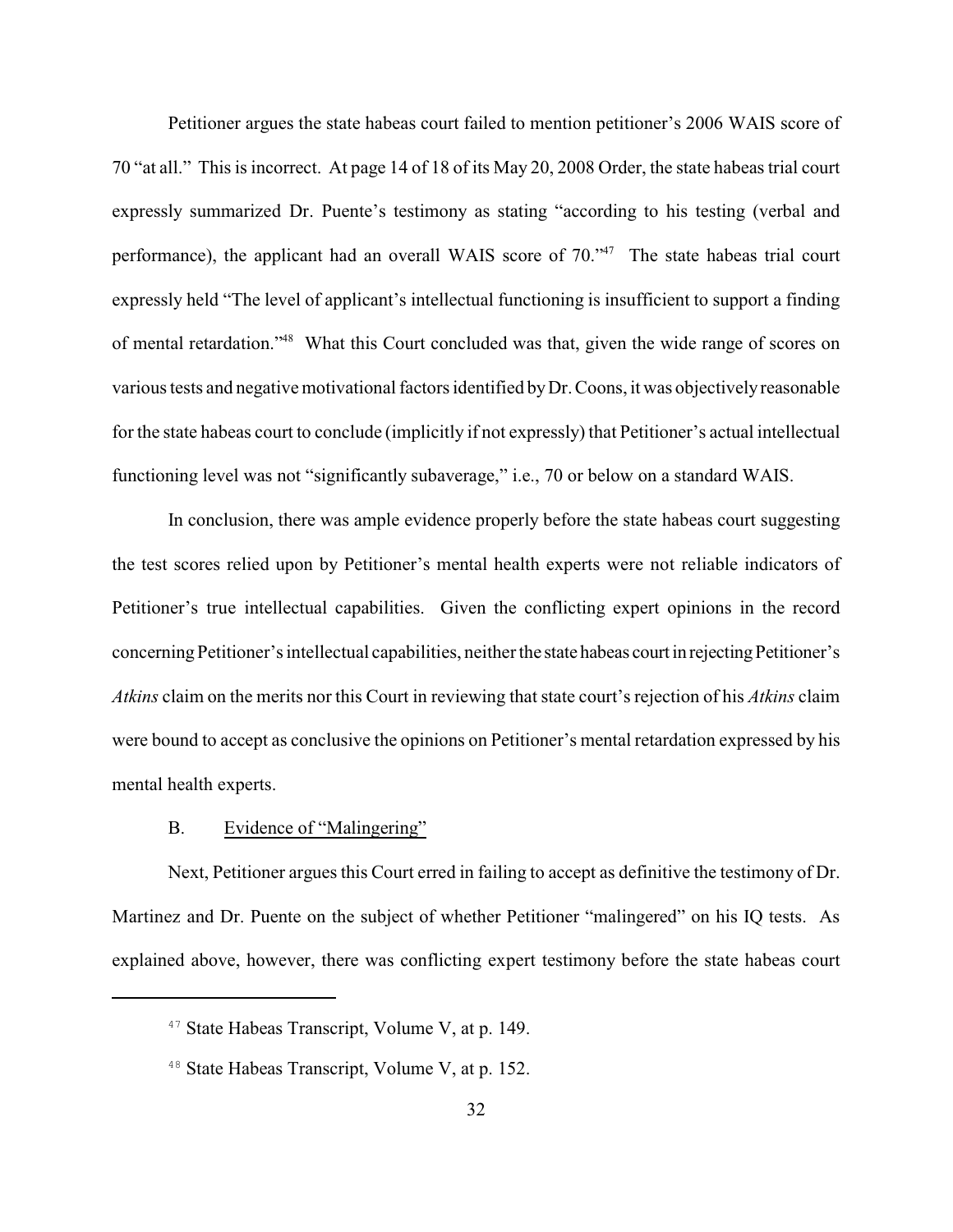Petitioner argues the state habeas court failed to mention petitioner's 2006 WAIS score of 70 "at all." This is incorrect. At page 14 of 18 of its May 20, 2008 Order, the state habeas trial court expressly summarized Dr. Puente's testimony as stating "according to his testing (verbal and performance), the applicant had an overall WAIS score of 70."[47] The state habeas trial court expressly held "The level of applicant's intellectual functioning is insufficient to support a finding of mental retardation."[48] What this Court concluded was that, given the wide range of scores on various tests and negative motivational factors identified by Dr. Coons, it was objectively reasonable for the state habeas court to conclude (implicitly if not expressly) that Petitioner's actual intellectual functioning level was not "significantly subaverage," i.e., 70 or below on a standard WAIS.

In conclusion, there was ample evidence properly before the state habeas court suggesting the test scores relied upon by Petitioner's mental health experts were not reliable indicators of Petitioner's true intellectual capabilities. Given the conflicting expert opinions in the record concerning Petitioner's intellectual capabilities, neither the state habeas court in rejecting Petitioner's *Atkins* claim on the merits nor this Court in reviewing that state court's rejection of his *Atkins* claim were bound to accept as conclusive the opinions on Petitioner's mental retardation expressed by his mental health experts.

### B. Evidence of "Malingering"

Next, Petitioner argues this Court erred in failing to accept as definitive the testimony of Dr. Martinez and Dr. Puente on the subject of whether Petitioner "malingered" on his IQ tests. As explained above, however, there was conflicting expert testimony before the state habeas court

---

[47] State Habeas Transcript, Volume V, at p. 149.

[48] State Habeas Transcript, Volume V, at p. 152.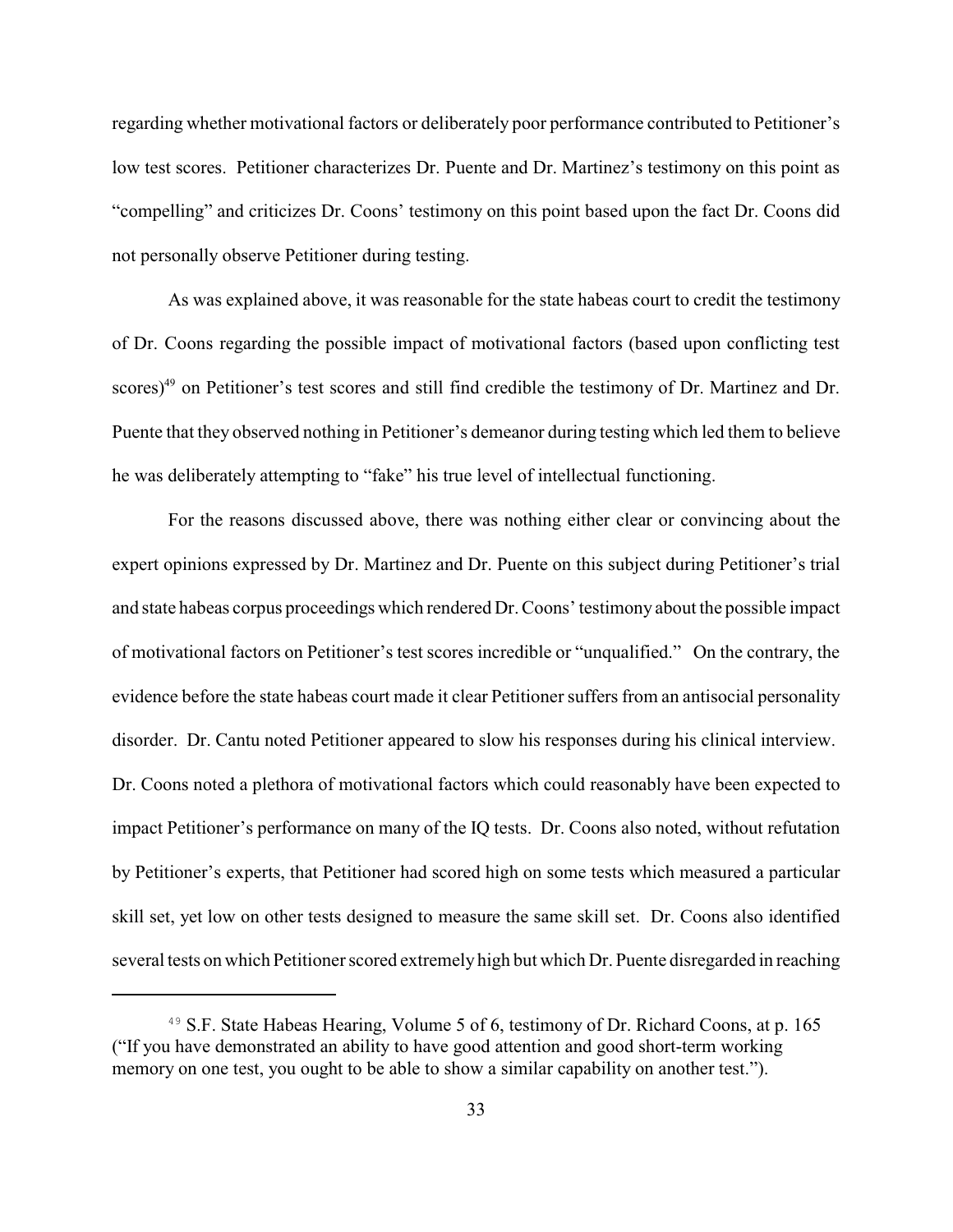regarding whether motivational factors or deliberately poor performance contributed to Petitioner's low test scores. Petitioner characterizes Dr. Puente and Dr. Martinez's testimony on this point as "compelling" and criticizes Dr. Coons' testimony on this point based upon the fact Dr. Coons did not personally observe Petitioner during testing.

As was explained above, it was reasonable for the state habeas court to credit the testimony of Dr. Coons regarding the possible impact of motivational factors (based upon conflicting test scores)[49] on Petitioner's test scores and still find credible the testimony of Dr. Martinez and Dr. Puente that they observed nothing in Petitioner's demeanor during testing which led them to believe he was deliberately attempting to "fake" his true level of intellectual functioning.

For the reasons discussed above, there was nothing either clear or convincing about the expert opinions expressed by Dr. Martinez and Dr. Puente on this subject during Petitioner's trial and state habeas corpus proceedings which rendered Dr. Coons' testimony about the possible impact of motivational factors on Petitioner's test scores incredible or "unqualified." On the contrary, the evidence before the state habeas court made it clear Petitioner suffers from an antisocial personality disorder. Dr. Cantu noted Petitioner appeared to slow his responses during his clinical interview. Dr. Coons noted a plethora of motivational factors which could reasonably have been expected to impact Petitioner's performance on many of the IQ tests. Dr. Coons also noted, without refutation by Petitioner's experts, that Petitioner had scored high on some tests which measured a particular skill set, yet low on other tests designed to measure the same skill set. Dr. Coons also identified several tests on which Petitioner scored extremely high but which Dr. Puente disregarded in reaching

[49] S.F. State Habeas Hearing, Volume 5 of 6, testimony of Dr. Richard Coons, at p. 165 ("If you have demonstrated an ability to have good attention and good short-term working memory on one test, you ought to be able to show a similar capability on another test.").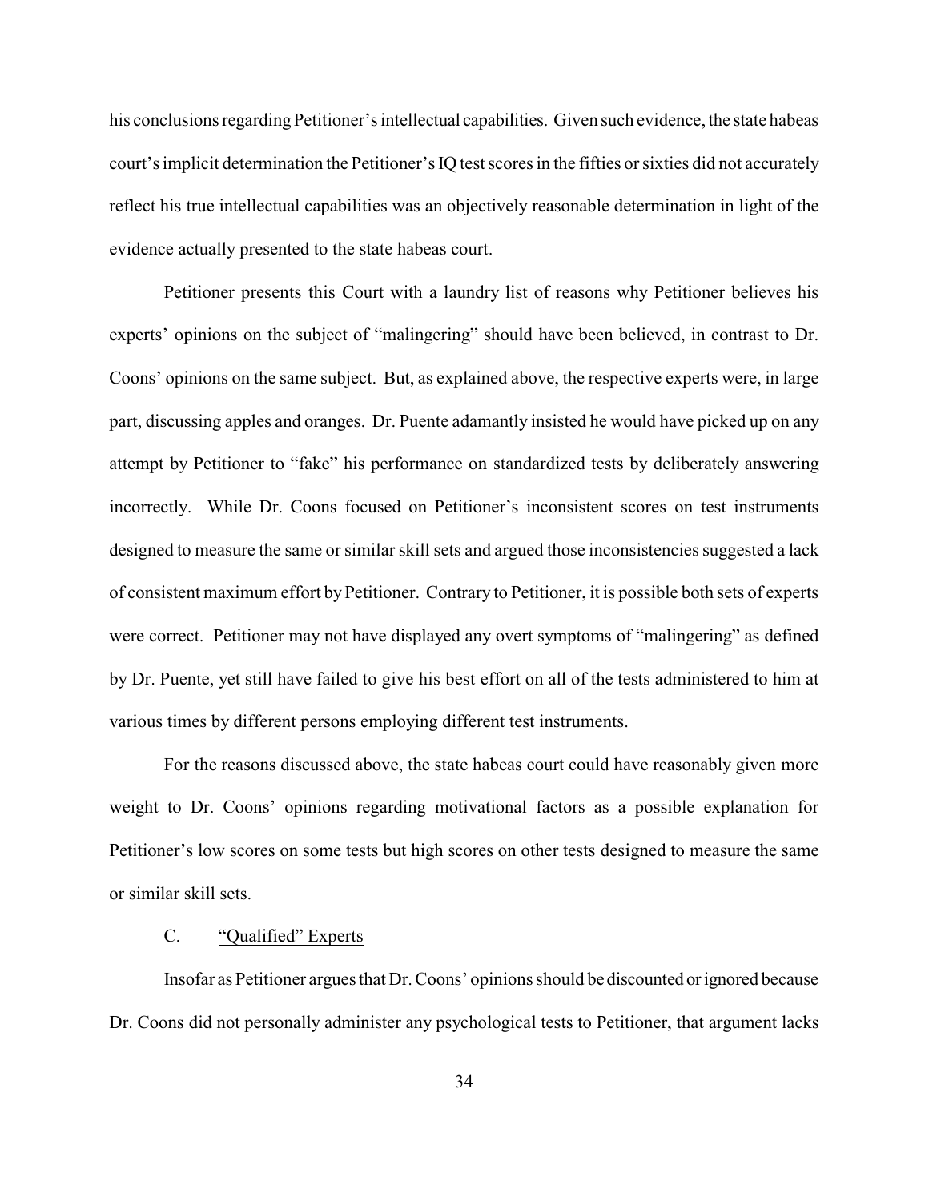his conclusions regarding Petitioner's intellectual capabilities. Given such evidence, the state habeas court's implicit determination the Petitioner's IQ test scores in the fifties or sixties did not accurately reflect his true intellectual capabilities was an objectively reasonable determination in light of the evidence actually presented to the state habeas court.

Petitioner presents this Court with a laundry list of reasons why Petitioner believes his experts' opinions on the subject of "malingering" should have been believed, in contrast to Dr. Coons' opinions on the same subject. But, as explained above, the respective experts were, in large part, discussing apples and oranges. Dr. Puente adamantly insisted he would have picked up on any attempt by Petitioner to "fake" his performance on standardized tests by deliberately answering incorrectly. While Dr. Coons focused on Petitioner's inconsistent scores on test instruments designed to measure the same or similar skill sets and argued those inconsistencies suggested a lack of consistent maximum effort by Petitioner. Contrary to Petitioner, it is possible both sets of experts were correct. Petitioner may not have displayed any overt symptoms of "malingering" as defined by Dr. Puente, yet still have failed to give his best effort on all of the tests administered to him at various times by different persons employing different test instruments.

For the reasons discussed above, the state habeas court could have reasonably given more weight to Dr. Coons' opinions regarding motivational factors as a possible explanation for Petitioner's low scores on some tests but high scores on other tests designed to measure the same or similar skill sets.

### C. "Qualified" Experts

Insofar as Petitioner argues that Dr. Coons' opinions should be discounted or ignored because Dr. Coons did not personally administer any psychological tests to Petitioner, that argument lacks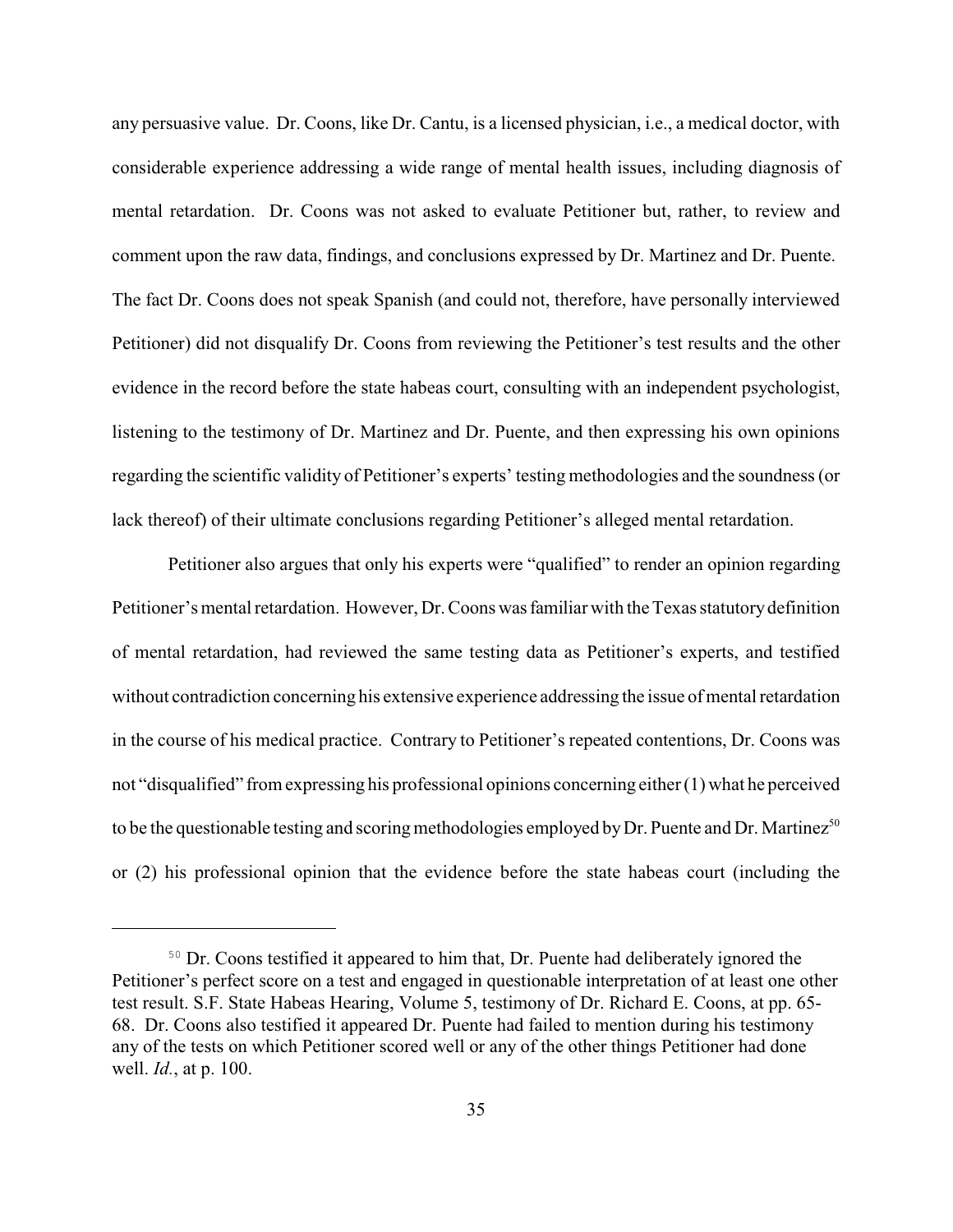any persuasive value. Dr. Coons, like Dr. Cantu, is a licensed physician, i.e., a medical doctor, with considerable experience addressing a wide range of mental health issues, including diagnosis of mental retardation. Dr. Coons was not asked to evaluate Petitioner but, rather, to review and comment upon the raw data, findings, and conclusions expressed by Dr. Martinez and Dr. Puente. The fact Dr. Coons does not speak Spanish (and could not, therefore, have personally interviewed Petitioner) did not disqualify Dr. Coons from reviewing the Petitioner's test results and the other evidence in the record before the state habeas court, consulting with an independent psychologist, listening to the testimony of Dr. Martinez and Dr. Puente, and then expressing his own opinions regarding the scientific validity of Petitioner's experts' testing methodologies and the soundness (or lack thereof) of their ultimate conclusions regarding Petitioner's alleged mental retardation.

Petitioner also argues that only his experts were "qualified" to render an opinion regarding Petitioner's mental retardation. However, Dr. Coons was familiar with the Texas statutory definition of mental retardation, had reviewed the same testing data as Petitioner's experts, and testified without contradiction concerning his extensive experience addressing the issue of mental retardation in the course of his medical practice. Contrary to Petitioner's repeated contentions, Dr. Coons was not "disqualified" from expressing his professional opinions concerning either (1) what he perceived to be the questionable testing and scoring methodologies employed by Dr. Puente and Dr. Martinez[50] or (2) his professional opinion that the evidence before the state habeas court (including the

---

[50] Dr. Coons testified it appeared to him that, Dr. Puente had deliberately ignored the Petitioner's perfect score on a test and engaged in questionable interpretation of at least one other test result. S.F. State Habeas Hearing, Volume 5, testimony of Dr. Richard E. Coons, at pp. 65-68. Dr. Coons also testified it appeared Dr. Puente had failed to mention during his testimony any of the tests on which Petitioner scored well or any of the other things Petitioner had done well. *Id.*, at p. 100.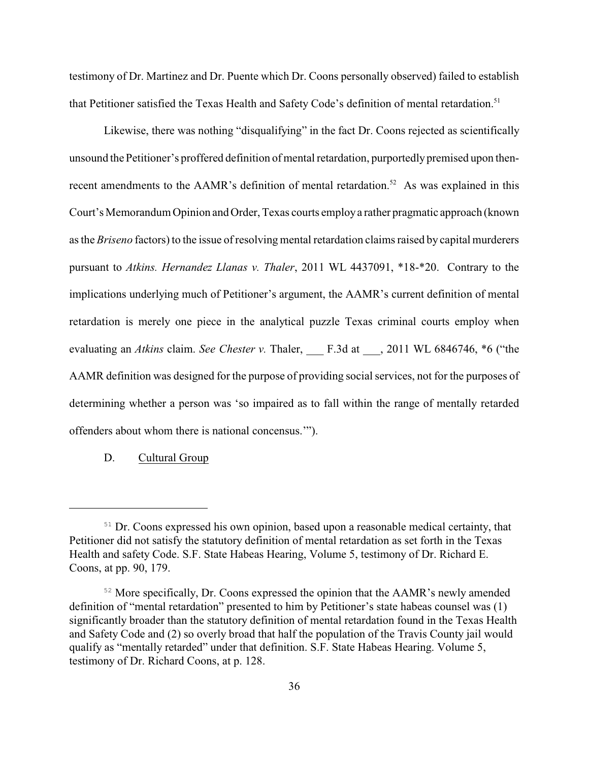testimony of Dr. Martinez and Dr. Puente which Dr. Coons personally observed) failed to establish that Petitioner satisfied the Texas Health and Safety Code's definition of mental retardation.[51]

Likewise, there was nothing "disqualifying" in the fact Dr. Coons rejected as scientifically unsound the Petitioner's proffered definition of mental retardation, purportedly premised upon then-recent amendments to the AAMR's definition of mental retardation.[52] As was explained in this Court's Memorandum Opinion and Order, Texas courts employ a rather pragmatic approach (known as the *Briseno* factors) to the issue of resolving mental retardation claims raised by capital murderers pursuant to *Atkins*. *Hernandez Llanas v. Thaler*, 2011 WL 4437091, *18-*20. Contrary to the implications underlying much of Petitioner's argument, the AAMR's current definition of mental retardation is merely one piece in the analytical puzzle Texas criminal courts employ when evaluating an *Atkins* claim. *See Chester v.* Thaler, ___ F.3d at ___, 2011 WL 6846746, *6 ("the AAMR definition was designed for the purpose of providing social services, not for the purposes of determining whether a person was 'so impaired as to fall within the range of mentally retarded offenders about whom there is national concensus.'").

D. <u>Cultural Group</u>

---

[51] Dr. Coons expressed his own opinion, based upon a reasonable medical certainty, that Petitioner did not satisfy the statutory definition of mental retardation as set forth in the Texas Health and safety Code. S.F. State Habeas Hearing, Volume 5, testimony of Dr. Richard E. Coons, at pp. 90, 179.

[52] More specifically, Dr. Coons expressed the opinion that the AAMR's newly amended definition of "mental retardation" presented to him by Petitioner's state habeas counsel was (1) significantly broader than the statutory definition of mental retardation found in the Texas Health and Safety Code and (2) so overly broad that half the population of the Travis County jail would qualify as "mentally retarded" under that definition. S.F. State Habeas Hearing. Volume 5, testimony of Dr. Richard Coons, at p. 128.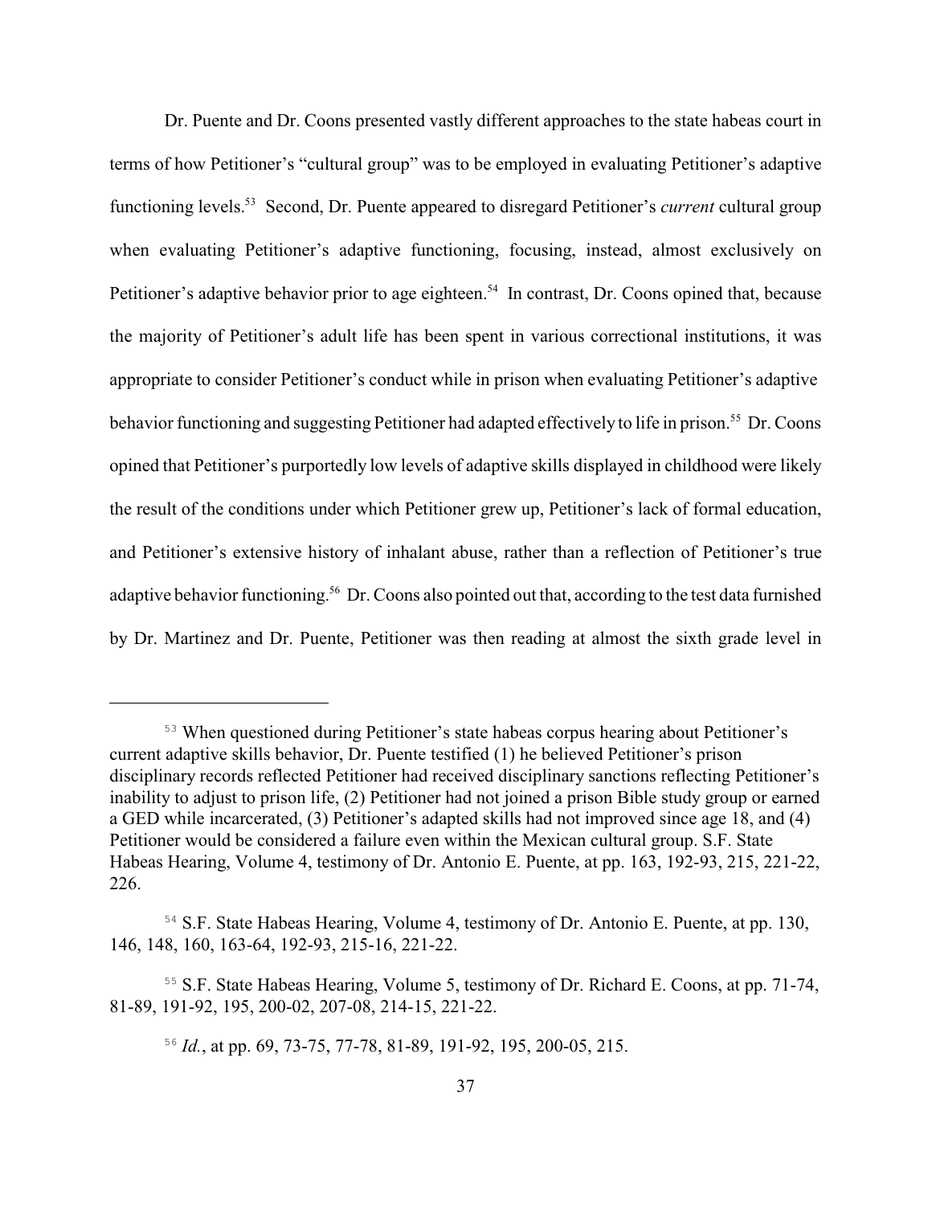Dr. Puente and Dr. Coons presented vastly different approaches to the state habeas court in terms of how Petitioner's "cultural group" was to be employed in evaluating Petitioner's adaptive functioning levels.[53] Second, Dr. Puente appeared to disregard Petitioner's *current* cultural group when evaluating Petitioner's adaptive functioning, focusing, instead, almost exclusively on Petitioner's adaptive behavior prior to age eighteen.[54] In contrast, Dr. Coons opined that, because the majority of Petitioner's adult life has been spent in various correctional institutions, it was appropriate to consider Petitioner's conduct while in prison when evaluating Petitioner's adaptive behavior functioning and suggesting Petitioner had adapted effectively to life in prison.[55] Dr. Coons opined that Petitioner's purportedly low levels of adaptive skills displayed in childhood were likely the result of the conditions under which Petitioner grew up, Petitioner's lack of formal education, and Petitioner's extensive history of inhalant abuse, rather than a reflection of Petitioner's true adaptive behavior functioning.[56] Dr. Coons also pointed out that, according to the test data furnished by Dr. Martinez and Dr. Puente, Petitioner was then reading at almost the sixth grade level in

---

[53] When questioned during Petitioner's state habeas corpus hearing about Petitioner's current adaptive skills behavior, Dr. Puente testified (1) he believed Petitioner's prison disciplinary records reflected Petitioner had received disciplinary sanctions reflecting Petitioner's inability to adjust to prison life, (2) Petitioner had not joined a prison Bible study group or earned a GED while incarcerated, (3) Petitioner's adapted skills had not improved since age 18, and (4) Petitioner would be considered a failure even within the Mexican cultural group. S.F. State Habeas Hearing, Volume 4, testimony of Dr. Antonio E. Puente, at pp. 163, 192-93, 215, 221-22, 226.

[54] S.F. State Habeas Hearing, Volume 4, testimony of Dr. Antonio E. Puente, at pp. 130, 146, 148, 160, 163-64, 192-93, 215-16, 221-22.

[55] S.F. State Habeas Hearing, Volume 5, testimony of Dr. Richard E. Coons, at pp. 71-74, 81-89, 191-92, 195, 200-02, 207-08, 214-15, 221-22.

[56] *Id.*, at pp. 69, 73-75, 77-78, 81-89, 191-92, 195, 200-05, 215.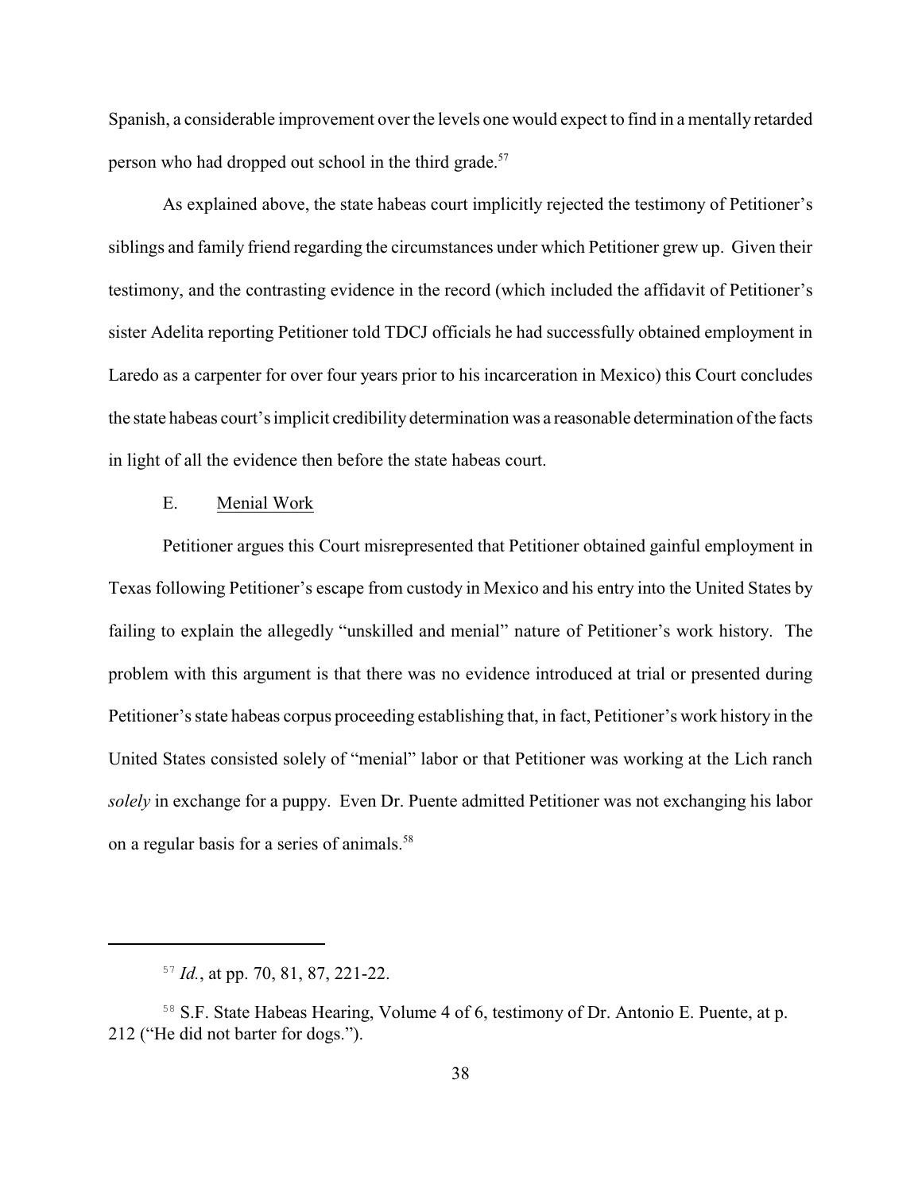Spanish, a considerable improvement over the levels one would expect to find in a mentally retarded person who had dropped out school in the third grade.[57]

As explained above, the state habeas court implicitly rejected the testimony of Petitioner's siblings and family friend regarding the circumstances under which Petitioner grew up. Given their testimony, and the contrasting evidence in the record (which included the affidavit of Petitioner's sister Adelita reporting Petitioner told TDCJ officials he had successfully obtained employment in Laredo as a carpenter for over four years prior to his incarceration in Mexico) this Court concludes the state habeas court's implicit credibility determination was a reasonable determination of the facts in light of all the evidence then before the state habeas court.

E. Menial Work

Petitioner argues this Court misrepresented that Petitioner obtained gainful employment in Texas following Petitioner's escape from custody in Mexico and his entry into the United States by failing to explain the allegedly "unskilled and menial" nature of Petitioner's work history. The problem with this argument is that there was no evidence introduced at trial or presented during Petitioner's state habeas corpus proceeding establishing that, in fact, Petitioner's work history in the United States consisted solely of "menial" labor or that Petitioner was working at the Lich ranch *solely* in exchange for a puppy. Even Dr. Puente admitted Petitioner was not exchanging his labor on a regular basis for a series of animals.[58]

---

[57] *Id.*, at pp. 70, 81, 87, 221-22.

[58] S.F. State Habeas Hearing, Volume 4 of 6, testimony of Dr. Antonio E. Puente, at p. 212 ("He did not barter for dogs.").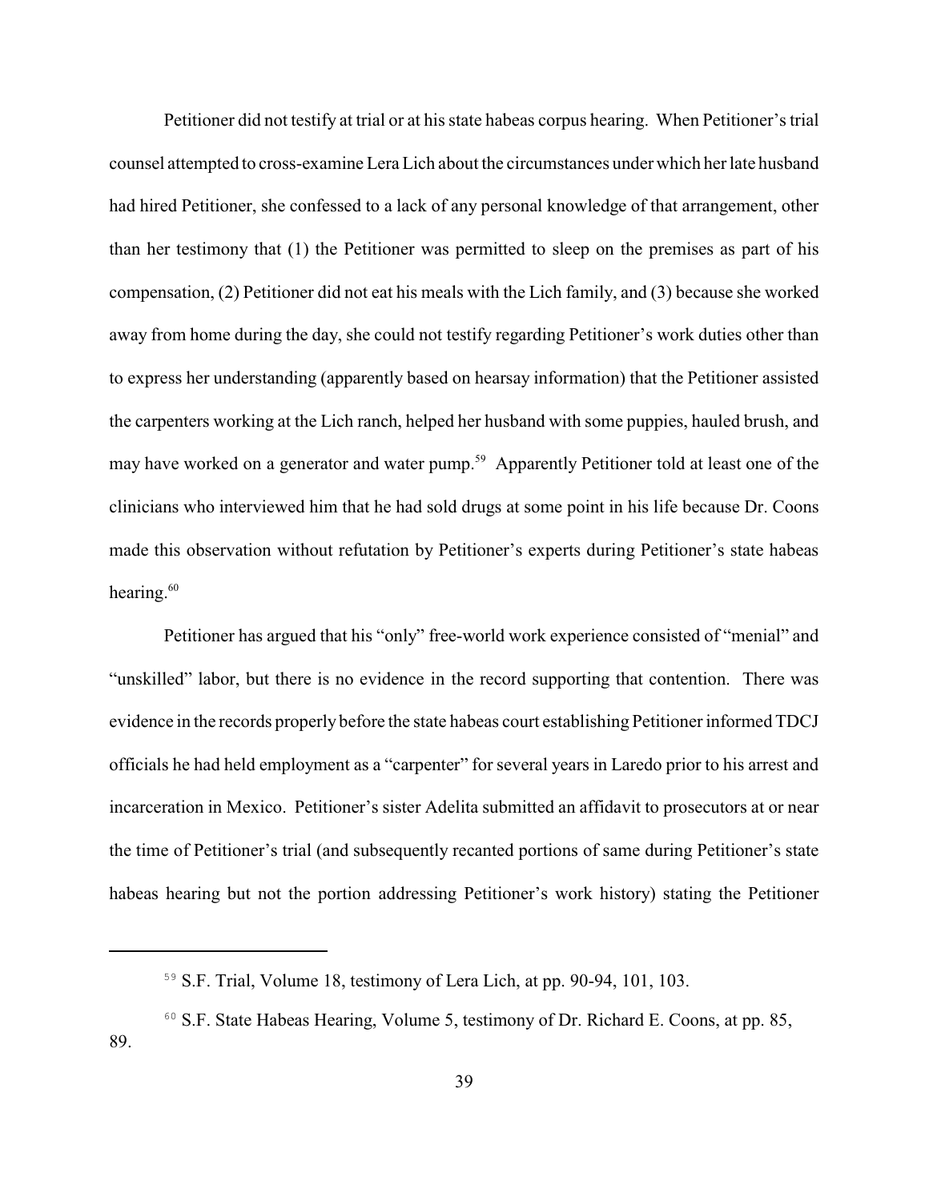Petitioner did not testify at trial or at his state habeas corpus hearing. When Petitioner's trial counsel attempted to cross-examine Lera Lich about the circumstances under which her late husband had hired Petitioner, she confessed to a lack of any personal knowledge of that arrangement, other than her testimony that (1) the Petitioner was permitted to sleep on the premises as part of his compensation, (2) Petitioner did not eat his meals with the Lich family, and (3) because she worked away from home during the day, she could not testify regarding Petitioner's work duties other than to express her understanding (apparently based on hearsay information) that the Petitioner assisted the carpenters working at the Lich ranch, helped her husband with some puppies, hauled brush, and may have worked on a generator and water pump.[59] Apparently Petitioner told at least one of the clinicians who interviewed him that he had sold drugs at some point in his life because Dr. Coons made this observation without refutation by Petitioner's experts during Petitioner's state habeas hearing.[60]

Petitioner has argued that his "only" free-world work experience consisted of "menial" and "unskilled" labor, but there is no evidence in the record supporting that contention. There was evidence in the records properly before the state habeas court establishing Petitioner informed TDCJ officials he had held employment as a "carpenter" for several years in Laredo prior to his arrest and incarceration in Mexico. Petitioner's sister Adelita submitted an affidavit to prosecutors at or near the time of Petitioner's trial (and subsequently recanted portions of same during Petitioner's state habeas hearing but not the portion addressing Petitioner's work history) stating the Petitioner

---

[59] S.F. Trial, Volume 18, testimony of Lera Lich, at pp. 90-94, 101, 103.

[60] S.F. State Habeas Hearing, Volume 5, testimony of Dr. Richard E. Coons, at pp. 85, 89.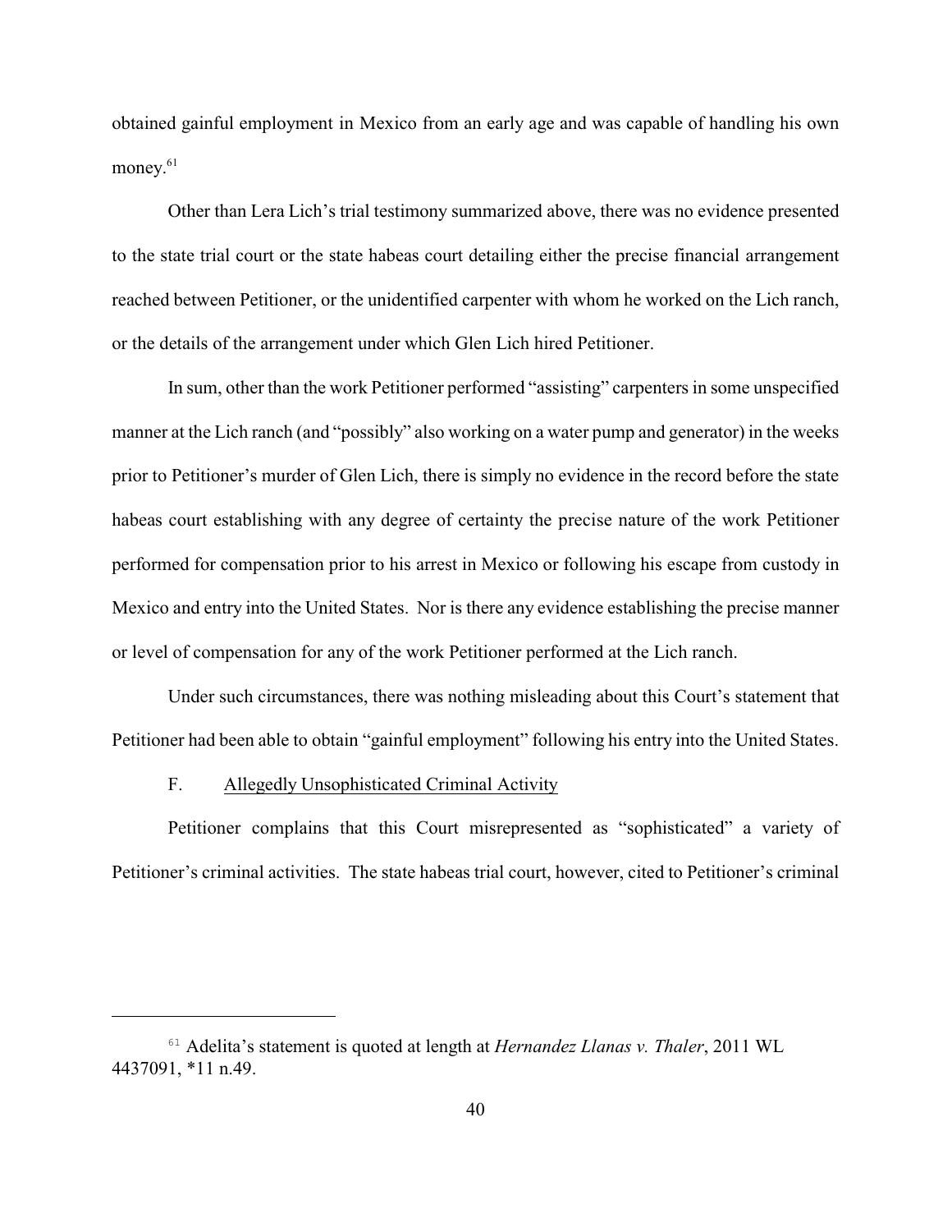obtained gainful employment in Mexico from an early age and was capable of handling his own money.[61]

Other than Lera Lich's trial testimony summarized above, there was no evidence presented to the state trial court or the state habeas court detailing either the precise financial arrangement reached between Petitioner, or the unidentified carpenter with whom he worked on the Lich ranch, or the details of the arrangement under which Glen Lich hired Petitioner.

In sum, other than the work Petitioner performed "assisting" carpenters in some unspecified manner at the Lich ranch (and "possibly" also working on a water pump and generator) in the weeks prior to Petitioner's murder of Glen Lich, there is simply no evidence in the record before the state habeas court establishing with any degree of certainty the precise nature of the work Petitioner performed for compensation prior to his arrest in Mexico or following his escape from custody in Mexico and entry into the United States. Nor is there any evidence establishing the precise manner or level of compensation for any of the work Petitioner performed at the Lich ranch.

Under such circumstances, there was nothing misleading about this Court's statement that Petitioner had been able to obtain "gainful employment" following his entry into the United States.

F. Allegedly Unsophisticated Criminal Activity

Petitioner complains that this Court misrepresented as "sophisticated" a variety of Petitioner's criminal activities. The state habeas trial court, however, cited to Petitioner's criminal

---

[61] Adelita's statement is quoted at length at *Hernandez Llanas v. Thaler*, 2011 WL 4437091, *11 n.49.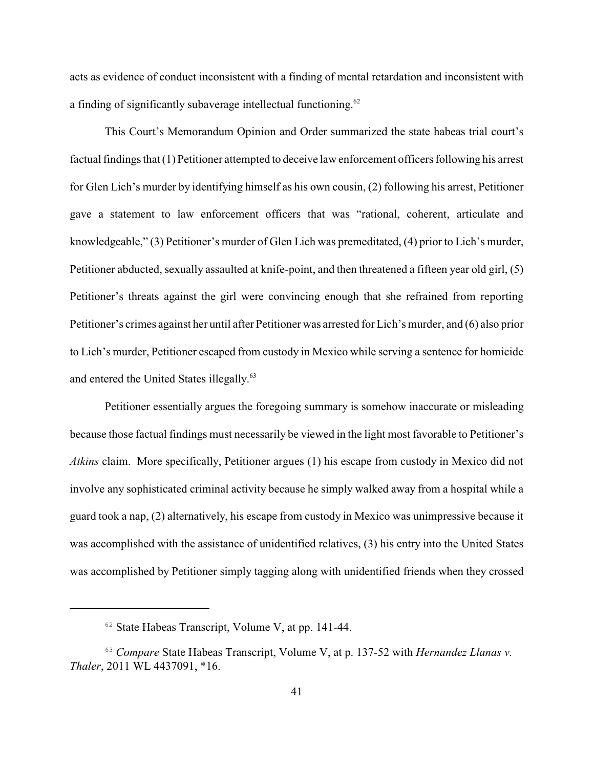acts as evidence of conduct inconsistent with a finding of mental retardation and inconsistent with a finding of significantly subaverage intellectual functioning.[62]

This Court's Memorandum Opinion and Order summarized the state habeas trial court's factual findings that (1) Petitioner attempted to deceive law enforcement officers following his arrest for Glen Lich's murder by identifying himself as his own cousin, (2) following his arrest, Petitioner gave a statement to law enforcement officers that was "rational, coherent, articulate and knowledgeable," (3) Petitioner's murder of Glen Lich was premeditated, (4) prior to Lich's murder, Petitioner abducted, sexually assaulted at knife-point, and then threatened a fifteen year old girl, (5) Petitioner's threats against the girl were convincing enough that she refrained from reporting Petitioner's crimes against her until after Petitioner was arrested for Lich's murder, and (6) also prior to Lich's murder, Petitioner escaped from custody in Mexico while serving a sentence for homicide and entered the United States illegally.[63]

Petitioner essentially argues the foregoing summary is somehow inaccurate or misleading because those factual findings must necessarily be viewed in the light most favorable to Petitioner's *Atkins* claim. More specifically, Petitioner argues (1) his escape from custody in Mexico did not involve any sophisticated criminal activity because he simply walked away from a hospital while a guard took a nap, (2) alternatively, his escape from custody in Mexico was unimpressive because it was accomplished with the assistance of unidentified relatives, (3) his entry into the United States was accomplished by Petitioner simply tagging along with unidentified friends when they crossed

---

[62] State Habeas Transcript, Volume V, at pp. 141-44.

[63] *Compare* State Habeas Transcript, Volume V, at p. 137-52 with *Hernandez Llanas v. Thaler*, 2011 WL 4437091, *16.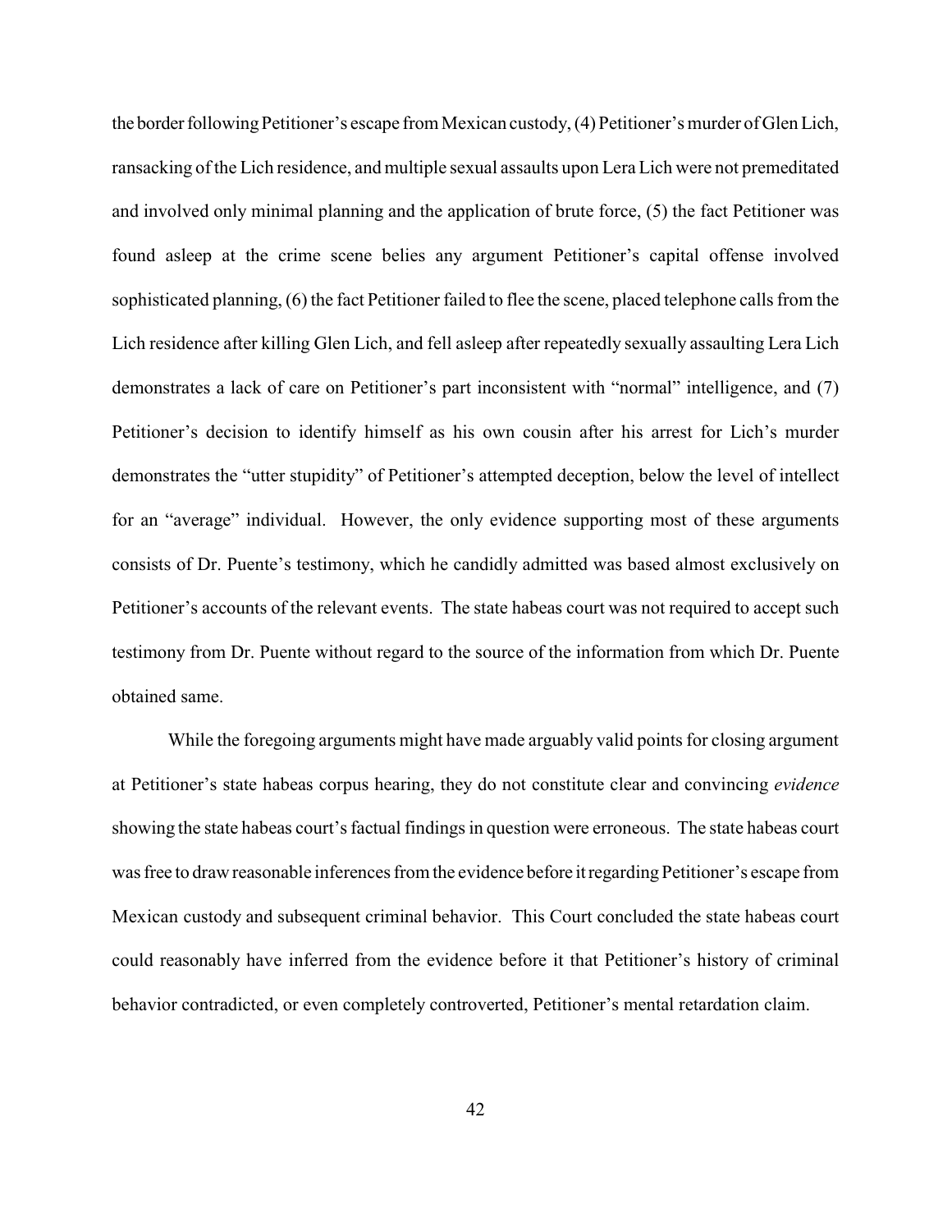the border following Petitioner's escape from Mexican custody, (4) Petitioner's murder of Glen Lich, ransacking of the Lich residence, and multiple sexual assaults upon Lera Lich were not premeditated and involved only minimal planning and the application of brute force, (5) the fact Petitioner was found asleep at the crime scene belies any argument Petitioner's capital offense involved sophisticated planning, (6) the fact Petitioner failed to flee the scene, placed telephone calls from the Lich residence after killing Glen Lich, and fell asleep after repeatedly sexually assaulting Lera Lich demonstrates a lack of care on Petitioner's part inconsistent with "normal" intelligence, and (7) Petitioner's decision to identify himself as his own cousin after his arrest for Lich's murder demonstrates the "utter stupidity" of Petitioner's attempted deception, below the level of intellect for an "average" individual. However, the only evidence supporting most of these arguments consists of Dr. Puente's testimony, which he candidly admitted was based almost exclusively on Petitioner's accounts of the relevant events. The state habeas court was not required to accept such testimony from Dr. Puente without regard to the source of the information from which Dr. Puente obtained same.

While the foregoing arguments might have made arguably valid points for closing argument at Petitioner's state habeas corpus hearing, they do not constitute clear and convincing *evidence* showing the state habeas court's factual findings in question were erroneous. The state habeas court was free to draw reasonable inferences from the evidence before it regarding Petitioner's escape from Mexican custody and subsequent criminal behavior. This Court concluded the state habeas court could reasonably have inferred from the evidence before it that Petitioner's history of criminal behavior contradicted, or even completely controverted, Petitioner's mental retardation claim.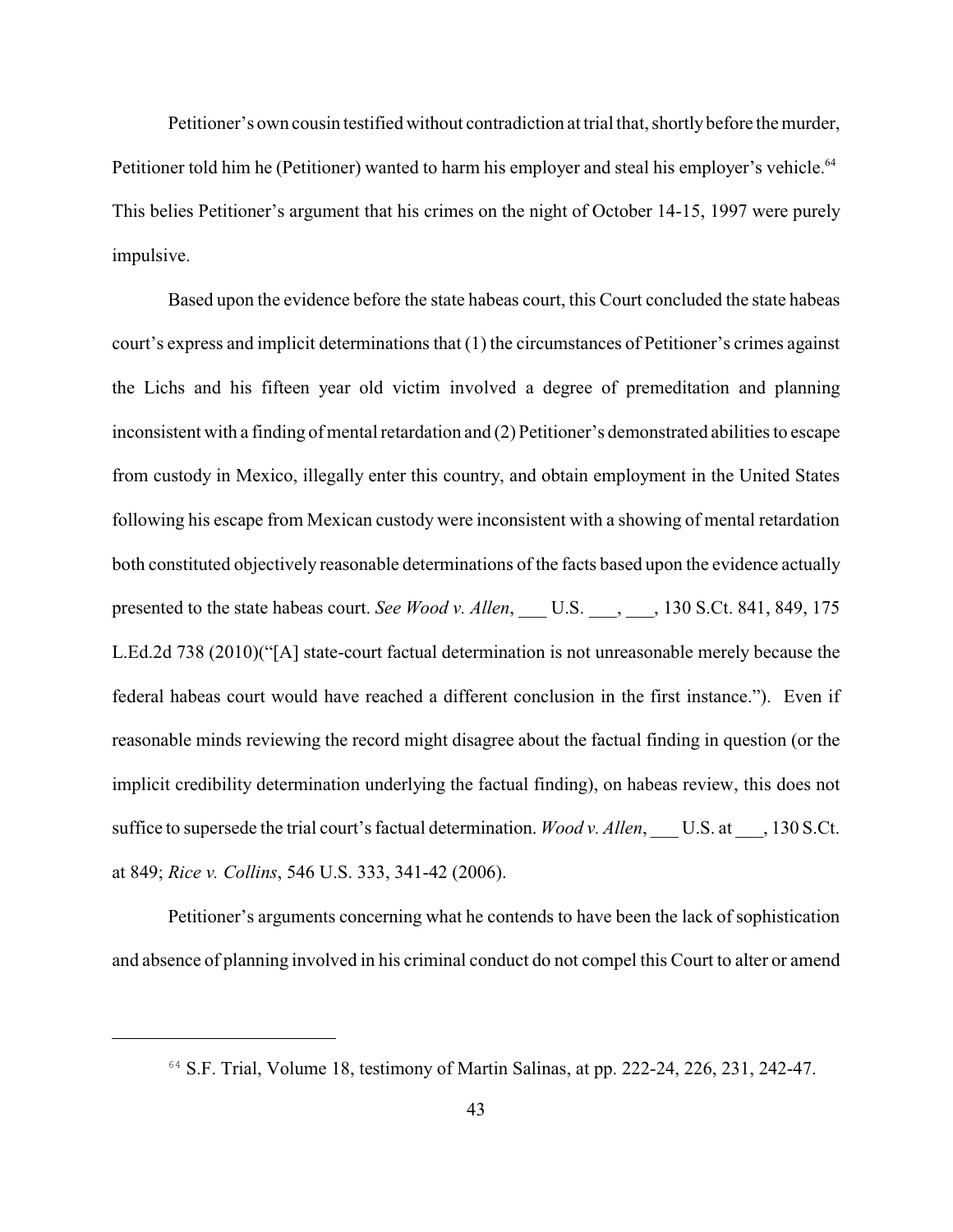Petitioner's own cousin testified without contradiction at trial that, shortly before the murder, Petitioner told him he (Petitioner) wanted to harm his employer and steal his employer's vehicle.[64] This belies Petitioner's argument that his crimes on the night of October 14-15, 1997 were purely impulsive.

Based upon the evidence before the state habeas court, this Court concluded the state habeas court's express and implicit determinations that (1) the circumstances of Petitioner's crimes against the Lichs and his fifteen year old victim involved a degree of premeditation and planning inconsistent with a finding of mental retardation and (2) Petitioner's demonstrated abilities to escape from custody in Mexico, illegally enter this country, and obtain employment in the United States following his escape from Mexican custody were inconsistent with a showing of mental retardation both constituted objectively reasonable determinations of the facts based upon the evidence actually presented to the state habeas court. *See Wood v. Allen*, ___ U.S. ___, ___, 130 S.Ct. 841, 849, 175 L.Ed.2d 738 (2010)("[A] state-court factual determination is not unreasonable merely because the federal habeas court would have reached a different conclusion in the first instance."). Even if reasonable minds reviewing the record might disagree about the factual finding in question (or the implicit credibility determination underlying the factual finding), on habeas review, this does not suffice to supersede the trial court's factual determination. *Wood v. Allen*, ___ U.S. at ___, 130 S.Ct. at 849; *Rice v. Collins*, 546 U.S. 333, 341-42 (2006).

Petitioner's arguments concerning what he contends to have been the lack of sophistication and absence of planning involved in his criminal conduct do not compel this Court to alter or amend

[64] S.F. Trial, Volume 18, testimony of Martin Salinas, at pp. 222-24, 226, 231, 242-47.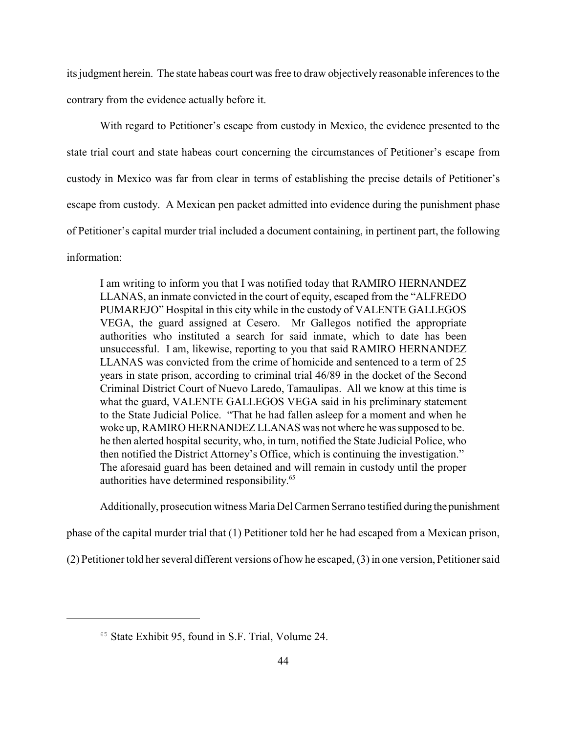its judgment herein. The state habeas court was free to draw objectively reasonable inferences to the contrary from the evidence actually before it.

With regard to Petitioner's escape from custody in Mexico, the evidence presented to the state trial court and state habeas court concerning the circumstances of Petitioner's escape from custody in Mexico was far from clear in terms of establishing the precise details of Petitioner's escape from custody. A Mexican pen packet admitted into evidence during the punishment phase of Petitioner's capital murder trial included a document containing, in pertinent part, the following information:

> I am writing to inform you that I was notified today that RAMIRO HERNANDEZ LLANAS, an inmate convicted in the court of equity, escaped from the "ALFREDO PUMAREJO" Hospital in this city while in the custody of VALENTE GALLEGOS VEGA, the guard assigned at Cesero. Mr Gallegos notified the appropriate authorities who instituted a search for said inmate, which to date has been unsuccessful. I am, likewise, reporting to you that said RAMIRO HERNANDEZ LLANAS was convicted from the crime of homicide and sentenced to a term of 25 years in state prison, according to criminal trial 46/89 in the docket of the Second Criminal District Court of Nuevo Laredo, Tamaulipas. All we know at this time is what the guard, VALENTE GALLEGOS VEGA said in his preliminary statement to the State Judicial Police. "That he had fallen asleep for a moment and when he woke up, RAMIRO HERNANDEZ LLANAS was not where he was supposed to be. he then alerted hospital security, who, in turn, notified the State Judicial Police, who then notified the District Attorney's Office, which is continuing the investigation." The aforesaid guard has been detained and will remain in custody until the proper authorities have determined responsibility.[65]

Additionally, prosecution witness Maria Del Carmen Serrano testified during the punishment phase of the capital murder trial that (1) Petitioner told her he had escaped from a Mexican prison, (2) Petitioner told her several different versions of how he escaped, (3) in one version, Petitioner said

---

[65] State Exhibit 95, found in S.F. Trial, Volume 24.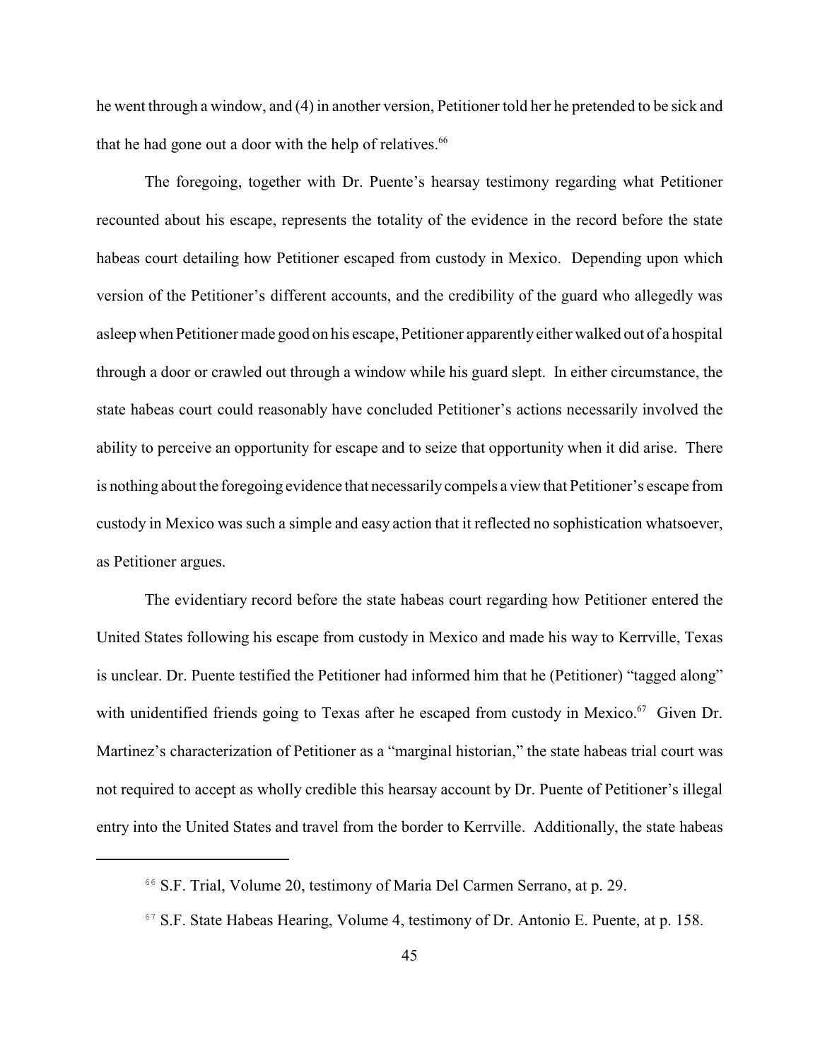he went through a window, and (4) in another version, Petitioner told her he pretended to be sick and that he had gone out a door with the help of relatives.[66]

The foregoing, together with Dr. Puente's hearsay testimony regarding what Petitioner recounted about his escape, represents the totality of the evidence in the record before the state habeas court detailing how Petitioner escaped from custody in Mexico. Depending upon which version of the Petitioner's different accounts, and the credibility of the guard who allegedly was asleep when Petitioner made good on his escape, Petitioner apparently either walked out of a hospital through a door or crawled out through a window while his guard slept. In either circumstance, the state habeas court could reasonably have concluded Petitioner's actions necessarily involved the ability to perceive an opportunity for escape and to seize that opportunity when it did arise. There is nothing about the foregoing evidence that necessarily compels a view that Petitioner's escape from custody in Mexico was such a simple and easy action that it reflected no sophistication whatsoever, as Petitioner argues.

The evidentiary record before the state habeas court regarding how Petitioner entered the United States following his escape from custody in Mexico and made his way to Kerrville, Texas is unclear. Dr. Puente testified the Petitioner had informed him that he (Petitioner) "tagged along" with unidentified friends going to Texas after he escaped from custody in Mexico.[67] Given Dr. Martinez's characterization of Petitioner as a "marginal historian," the state habeas trial court was not required to accept as wholly credible this hearsay account by Dr. Puente of Petitioner's illegal entry into the United States and travel from the border to Kerrville. Additionally, the state habeas

---

[66] S.F. Trial, Volume 20, testimony of Maria Del Carmen Serrano, at p. 29.

[67] S.F. State Habeas Hearing, Volume 4, testimony of Dr. Antonio E. Puente, at p. 158.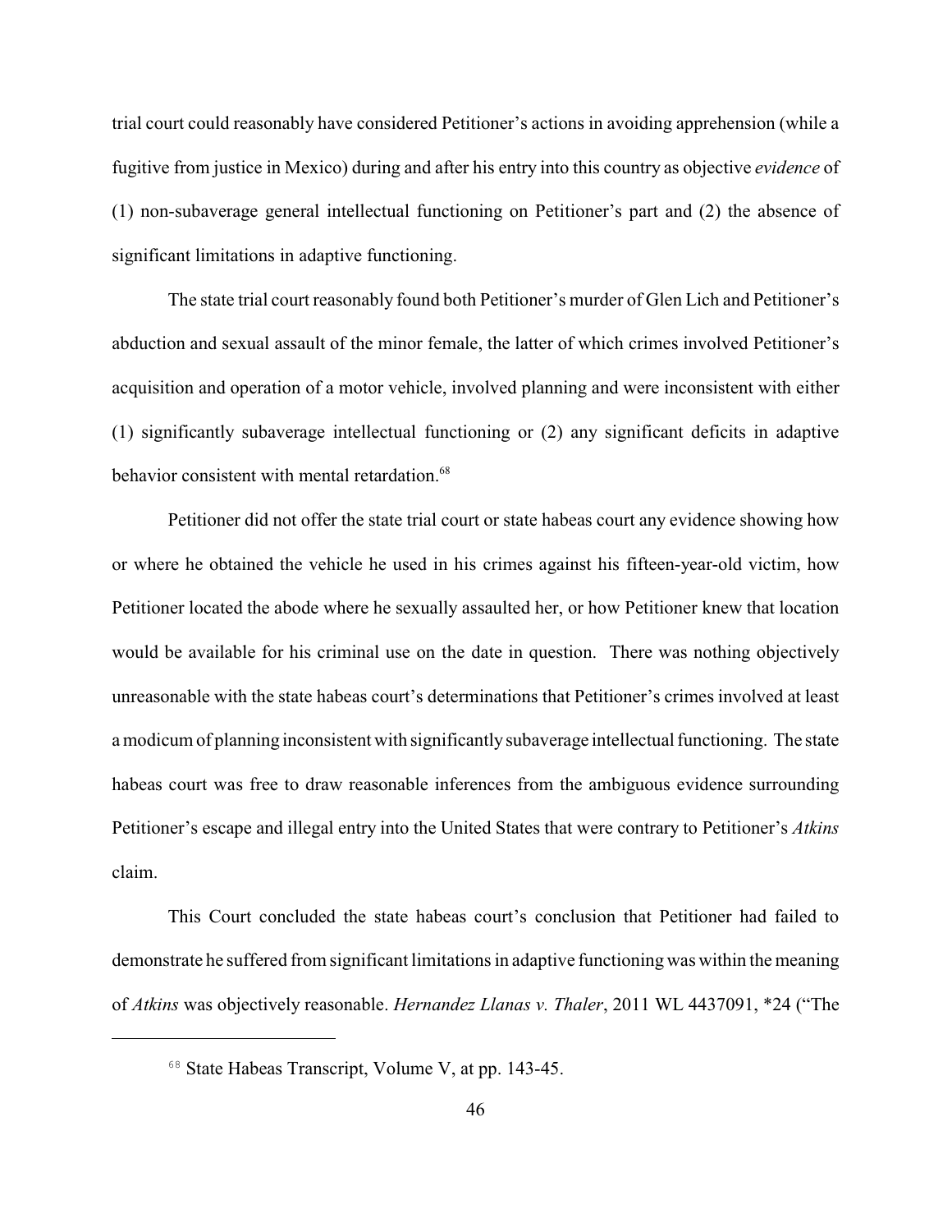trial court could reasonably have considered Petitioner's actions in avoiding apprehension (while a fugitive from justice in Mexico) during and after his entry into this country as objective *evidence* of (1) non-subaverage general intellectual functioning on Petitioner's part and (2) the absence of significant limitations in adaptive functioning.

The state trial court reasonably found both Petitioner's murder of Glen Lich and Petitioner's abduction and sexual assault of the minor female, the latter of which crimes involved Petitioner's acquisition and operation of a motor vehicle, involved planning and were inconsistent with either (1) significantly subaverage intellectual functioning or (2) any significant deficits in adaptive behavior consistent with mental retardation.[68]

Petitioner did not offer the state trial court or state habeas court any evidence showing how or where he obtained the vehicle he used in his crimes against his fifteen-year-old victim, how Petitioner located the abode where he sexually assaulted her, or how Petitioner knew that location would be available for his criminal use on the date in question. There was nothing objectively unreasonable with the state habeas court's determinations that Petitioner's crimes involved at least a modicum of planning inconsistent with significantly subaverage intellectual functioning. The state habeas court was free to draw reasonable inferences from the ambiguous evidence surrounding Petitioner's escape and illegal entry into the United States that were contrary to Petitioner's *Atkins* claim.

This Court concluded the state habeas court's conclusion that Petitioner had failed to demonstrate he suffered from significant limitations in adaptive functioning was within the meaning of *Atkins* was objectively reasonable. *Hernandez Llanas v. Thaler*, 2011 WL 4437091, *24 ("The

---

[68] State Habeas Transcript, Volume V, at pp. 143-45.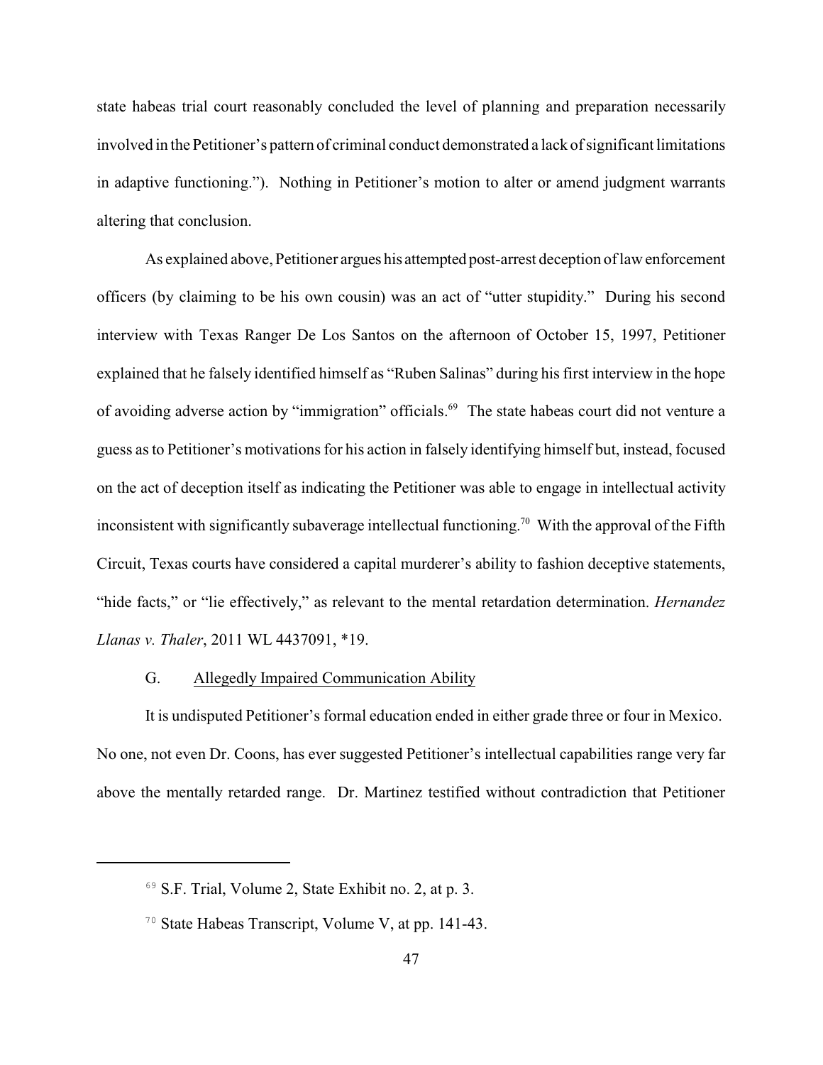state habeas trial court reasonably concluded the level of planning and preparation necessarily involved in the Petitioner's pattern of criminal conduct demonstrated a lack of significant limitations in adaptive functioning."). Nothing in Petitioner's motion to alter or amend judgment warrants altering that conclusion.

As explained above, Petitioner argues his attempted post-arrest deception of law enforcement officers (by claiming to be his own cousin) was an act of "utter stupidity." During his second interview with Texas Ranger De Los Santos on the afternoon of October 15, 1997, Petitioner explained that he falsely identified himself as "Ruben Salinas" during his first interview in the hope of avoiding adverse action by "immigration" officials.[69] The state habeas court did not venture a guess as to Petitioner's motivations for his action in falsely identifying himself but, instead, focused on the act of deception itself as indicating the Petitioner was able to engage in intellectual activity inconsistent with significantly subaverage intellectual functioning.[70] With the approval of the Fifth Circuit, Texas courts have considered a capital murderer's ability to fashion deceptive statements, "hide facts," or "lie effectively," as relevant to the mental retardation determination. *Hernandez Llanas v. Thaler*, 2011 WL 4437091, *19.

G. Allegedly Impaired Communication Ability

It is undisputed Petitioner's formal education ended in either grade three or four in Mexico. No one, not even Dr. Coons, has ever suggested Petitioner's intellectual capabilities range very far above the mentally retarded range. Dr. Martinez testified without contradiction that Petitioner

---

[69] S.F. Trial, Volume 2, State Exhibit no. 2, at p. 3.

[70] State Habeas Transcript, Volume V, at pp. 141-43.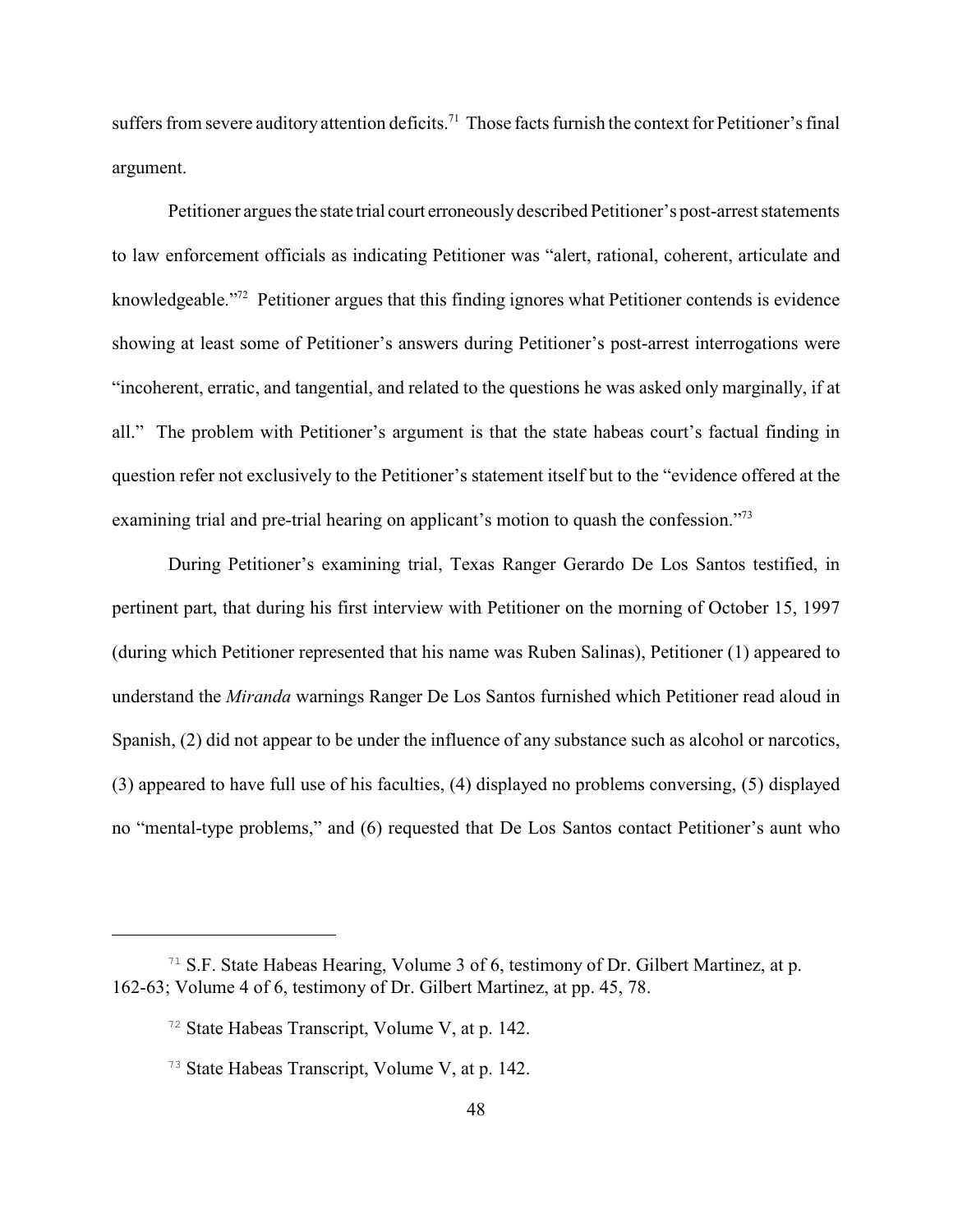suffers from severe auditory attention deficits.[71] Those facts furnish the context for Petitioner's final argument.

Petitioner argues the state trial court erroneously described Petitioner's post-arrest statements to law enforcement officials as indicating Petitioner was "alert, rational, coherent, articulate and knowledgeable."[72] Petitioner argues that this finding ignores what Petitioner contends is evidence showing at least some of Petitioner's answers during Petitioner's post-arrest interrogations were "incoherent, erratic, and tangential, and related to the questions he was asked only marginally, if at all." The problem with Petitioner's argument is that the state habeas court's factual finding in question refer not exclusively to the Petitioner's statement itself but to the "evidence offered at the examining trial and pre-trial hearing on applicant's motion to quash the confession."[73]

During Petitioner's examining trial, Texas Ranger Gerardo De Los Santos testified, in pertinent part, that during his first interview with Petitioner on the morning of October 15, 1997 (during which Petitioner represented that his name was Ruben Salinas), Petitioner (1) appeared to understand the *Miranda* warnings Ranger De Los Santos furnished which Petitioner read aloud in Spanish, (2) did not appear to be under the influence of any substance such as alcohol or narcotics, (3) appeared to have full use of his faculties, (4) displayed no problems conversing, (5) displayed no "mental-type problems," and (6) requested that De Los Santos contact Petitioner's aunt who

---

[71] S.F. State Habeas Hearing, Volume 3 of 6, testimony of Dr. Gilbert Martinez, at p. 162-63; Volume 4 of 6, testimony of Dr. Gilbert Martinez, at pp. 45, 78.

[72] State Habeas Transcript, Volume V, at p. 142.

[73] State Habeas Transcript, Volume V, at p. 142.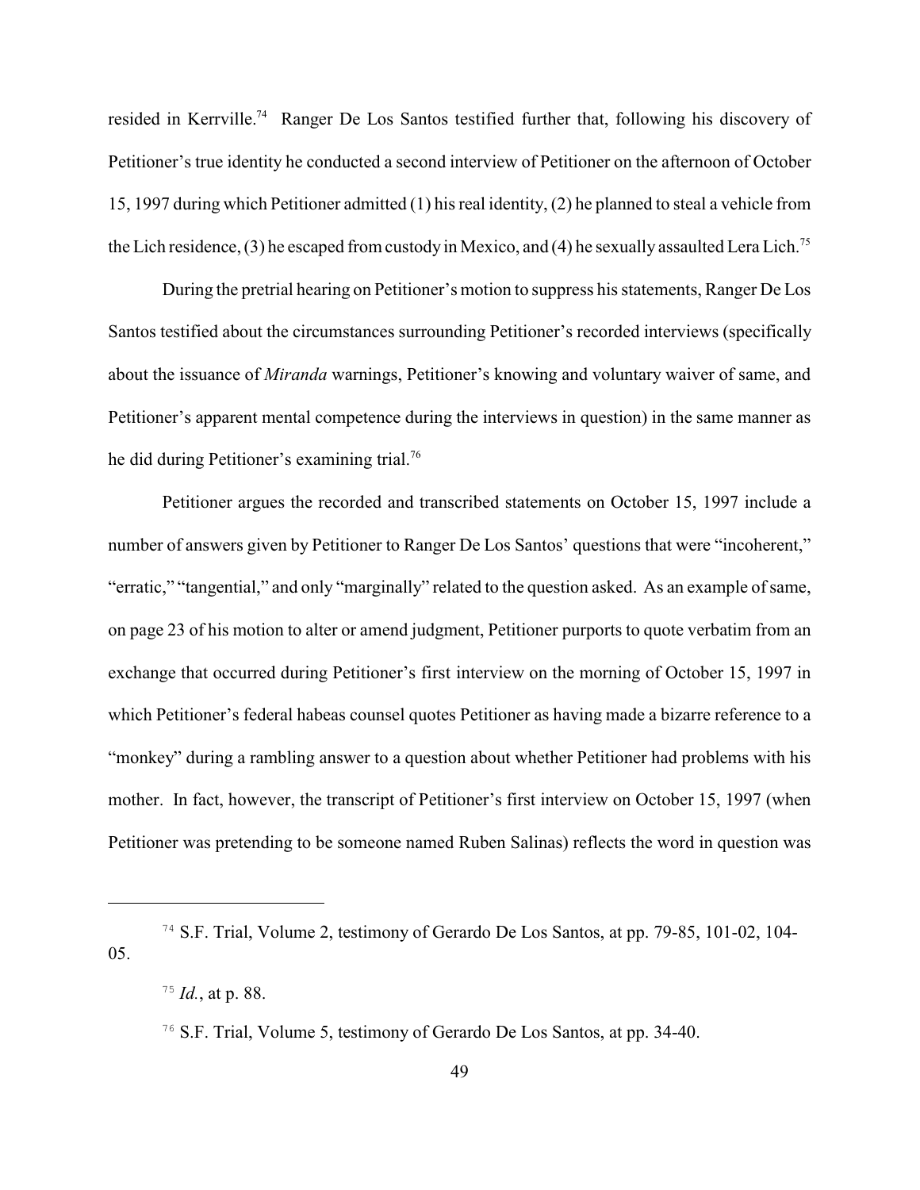resided in Kerrville.[74] Ranger De Los Santos testified further that, following his discovery of Petitioner's true identity he conducted a second interview of Petitioner on the afternoon of October 15, 1997 during which Petitioner admitted (1) his real identity, (2) he planned to steal a vehicle from the Lich residence, (3) he escaped from custody in Mexico, and (4) he sexually assaulted Lera Lich.[75]

During the pretrial hearing on Petitioner's motion to suppress his statements, Ranger De Los Santos testified about the circumstances surrounding Petitioner's recorded interviews (specifically about the issuance of *Miranda* warnings, Petitioner's knowing and voluntary waiver of same, and Petitioner's apparent mental competence during the interviews in question) in the same manner as he did during Petitioner's examining trial.[76]

Petitioner argues the recorded and transcribed statements on October 15, 1997 include a number of answers given by Petitioner to Ranger De Los Santos' questions that were "incoherent," "erratic," "tangential," and only "marginally" related to the question asked. As an example of same, on page 23 of his motion to alter or amend judgment, Petitioner purports to quote verbatim from an exchange that occurred during Petitioner's first interview on the morning of October 15, 1997 in which Petitioner's federal habeas counsel quotes Petitioner as having made a bizarre reference to a "monkey" during a rambling answer to a question about whether Petitioner had problems with his mother. In fact, however, the transcript of Petitioner's first interview on October 15, 1997 (when Petitioner was pretending to be someone named Ruben Salinas) reflects the word in question was

---

[74] S.F. Trial, Volume 2, testimony of Gerardo De Los Santos, at pp. 79-85, 101-02, 104-05.

[75] *Id.*, at p. 88.

[76] S.F. Trial, Volume 5, testimony of Gerardo De Los Santos, at pp. 34-40.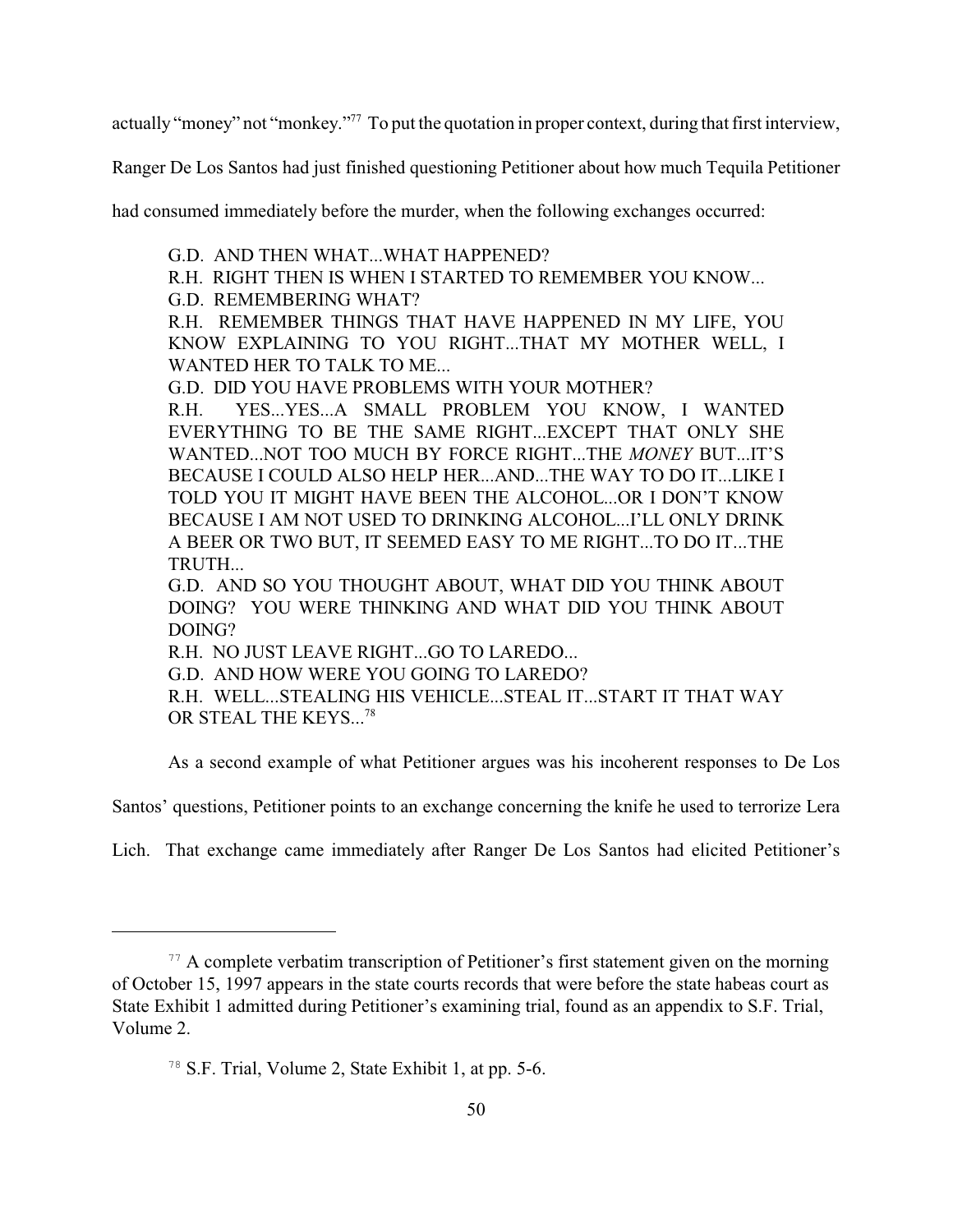actually "money" not "monkey."[77] To put the quotation in proper context, during that first interview, Ranger De Los Santos had just finished questioning Petitioner about how much Tequila Petitioner had consumed immediately before the murder, when the following exchanges occurred:

> G.D. AND THEN WHAT...WHAT HAPPENED?
> R.H. RIGHT THEN IS WHEN I STARTED TO REMEMBER YOU KNOW...
> G.D. REMEMBERING WHAT?
> R.H. REMEMBER THINGS THAT HAVE HAPPENED IN MY LIFE, YOU KNOW EXPLAINING TO YOU RIGHT...THAT MY MOTHER WELL, I WANTED HER TO TALK TO ME...
> G.D. DID YOU HAVE PROBLEMS WITH YOUR MOTHER?
> R.H. YES...YES...A SMALL PROBLEM YOU KNOW, I WANTED EVERYTHING TO BE THE SAME RIGHT...EXCEPT THAT ONLY SHE WANTED...NOT TOO MUCH BY FORCE RIGHT...THE *MONEY* BUT...IT'S BECAUSE I COULD ALSO HELP HER...AND...THE WAY TO DO IT...LIKE I TOLD YOU IT MIGHT HAVE BEEN THE ALCOHOL...OR I DON'T KNOW BECAUSE I AM NOT USED TO DRINKING ALCOHOL...I'LL ONLY DRINK A BEER OR TWO BUT, IT SEEMED EASY TO ME RIGHT...TO DO IT...THE TRUTH...
> G.D. AND SO YOU THOUGHT ABOUT, WHAT DID YOU THINK ABOUT DOING? YOU WERE THINKING AND WHAT DID YOU THINK ABOUT DOING?
> R.H. NO JUST LEAVE RIGHT...GO TO LAREDO...
> G.D. AND HOW WERE YOU GOING TO LAREDO?
> R.H. WELL...STEALING HIS VEHICLE...STEAL IT...START IT THAT WAY OR STEAL THE KEYS...[78]

As a second example of what Petitioner argues was his incoherent responses to De Los Santos' questions, Petitioner points to an exchange concerning the knife he used to terrorize Lera Lich. That exchange came immediately after Ranger De Los Santos had elicited Petitioner's

---

[77] A complete verbatim transcription of Petitioner's first statement given on the morning of October 15, 1997 appears in the state courts records that were before the state habeas court as State Exhibit 1 admitted during Petitioner's examining trial, found as an appendix to S.F. Trial, Volume 2.

[78] S.F. Trial, Volume 2, State Exhibit 1, at pp. 5-6.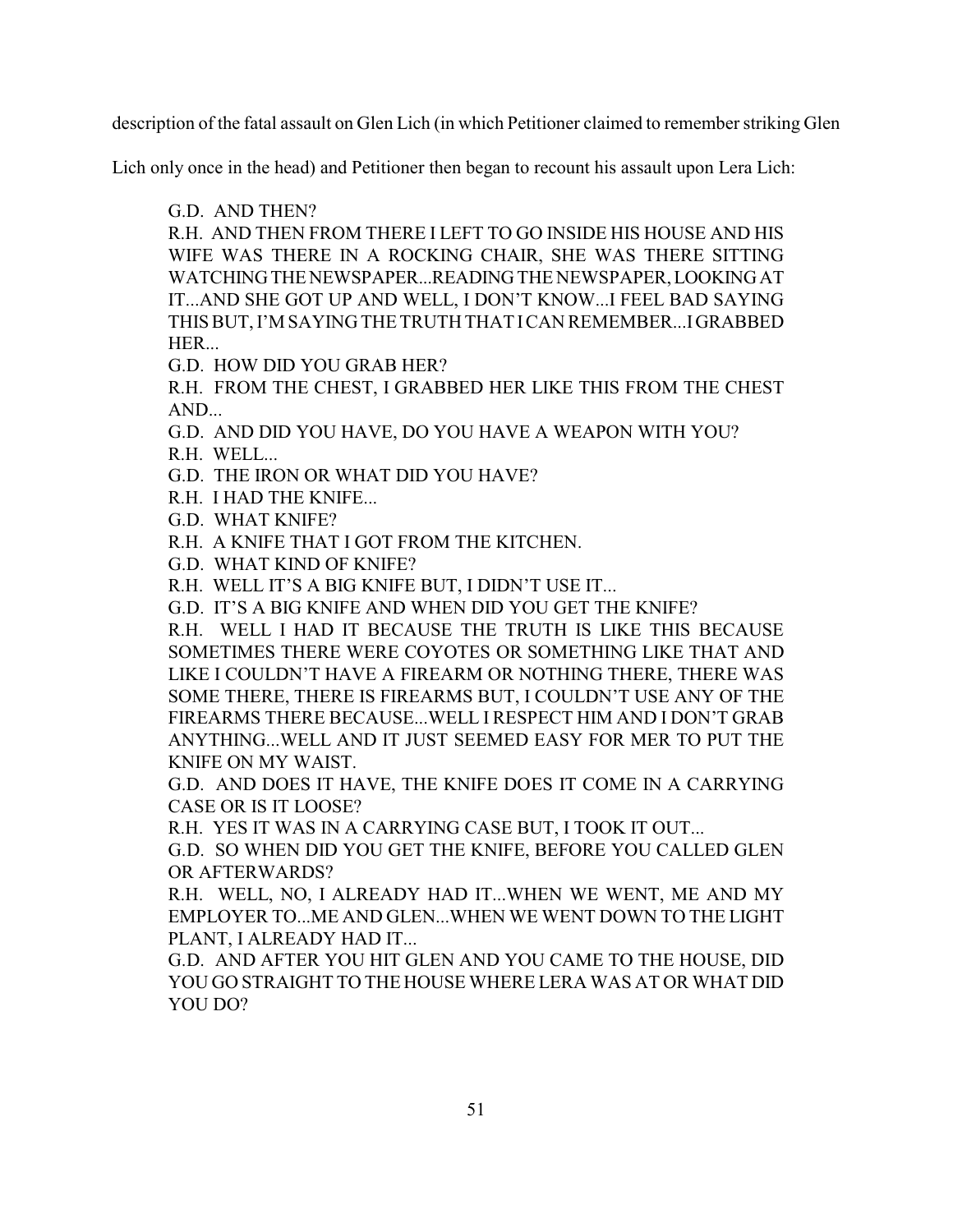description of the fatal assault on Glen Lich (in which Petitioner claimed to remember striking Glen Lich only once in the head) and Petitioner then began to recount his assault upon Lera Lich:

> G.D. AND THEN?
>
> R.H. AND THEN FROM THERE I LEFT TO GO INSIDE HIS HOUSE AND HIS WIFE WAS THERE IN A ROCKING CHAIR, SHE WAS THERE SITTING WATCHING THE NEWSPAPER...READING THE NEWSPAPER, LOOKING AT IT...AND SHE GOT UP AND WELL, I DON'T KNOW...I FEEL BAD SAYING THIS BUT, I'M SAYING THE TRUTH THAT I CAN REMEMBER...I GRABBED HER...
>
> G.D. HOW DID YOU GRAB HER?
>
> R.H. FROM THE CHEST, I GRABBED HER LIKE THIS FROM THE CHEST AND...
>
> G.D. AND DID YOU HAVE, DO YOU HAVE A WEAPON WITH YOU?
>
> R.H. WELL...
>
> G.D. THE IRON OR WHAT DID YOU HAVE?
>
> R.H. I HAD THE KNIFE...
>
> G.D. WHAT KNIFE?
>
> R.H. A KNIFE THAT I GOT FROM THE KITCHEN.
>
> G.D. WHAT KIND OF KNIFE?
>
> R.H. WELL IT'S A BIG KNIFE BUT, I DIDN'T USE IT...
>
> G.D. IT'S A BIG KNIFE AND WHEN DID YOU GET THE KNIFE?
>
> R.H. WELL I HAD IT BECAUSE THE TRUTH IS LIKE THIS BECAUSE SOMETIMES THERE WERE COYOTES OR SOMETHING LIKE THAT AND LIKE I COULDN'T HAVE A FIREARM OR NOTHING THERE, THERE WAS SOME THERE, THERE IS FIREARMS BUT, I COULDN'T USE ANY OF THE FIREARMS THERE BECAUSE...WELL I RESPECT HIM AND I DON'T GRAB ANYTHING...WELL AND IT JUST SEEMED EASY FOR MER TO PUT THE KNIFE ON MY WAIST.
>
> G.D. AND DOES IT HAVE, THE KNIFE DOES IT COME IN A CARRYING CASE OR IS IT LOOSE?
>
> R.H. YES IT WAS IN A CARRYING CASE BUT, I TOOK IT OUT...
>
> G.D. SO WHEN DID YOU GET THE KNIFE, BEFORE YOU CALLED GLEN OR AFTERWARDS?
>
> R.H. WELL, NO, I ALREADY HAD IT...WHEN WE WENT, ME AND MY EMPLOYER TO...ME AND GLEN...WHEN WE WENT DOWN TO THE LIGHT PLANT, I ALREADY HAD IT...
>
> G.D. AND AFTER YOU HIT GLEN AND YOU CAME TO THE HOUSE, DID YOU GO STRAIGHT TO THE HOUSE WHERE LERA WAS AT OR WHAT DID YOU DO?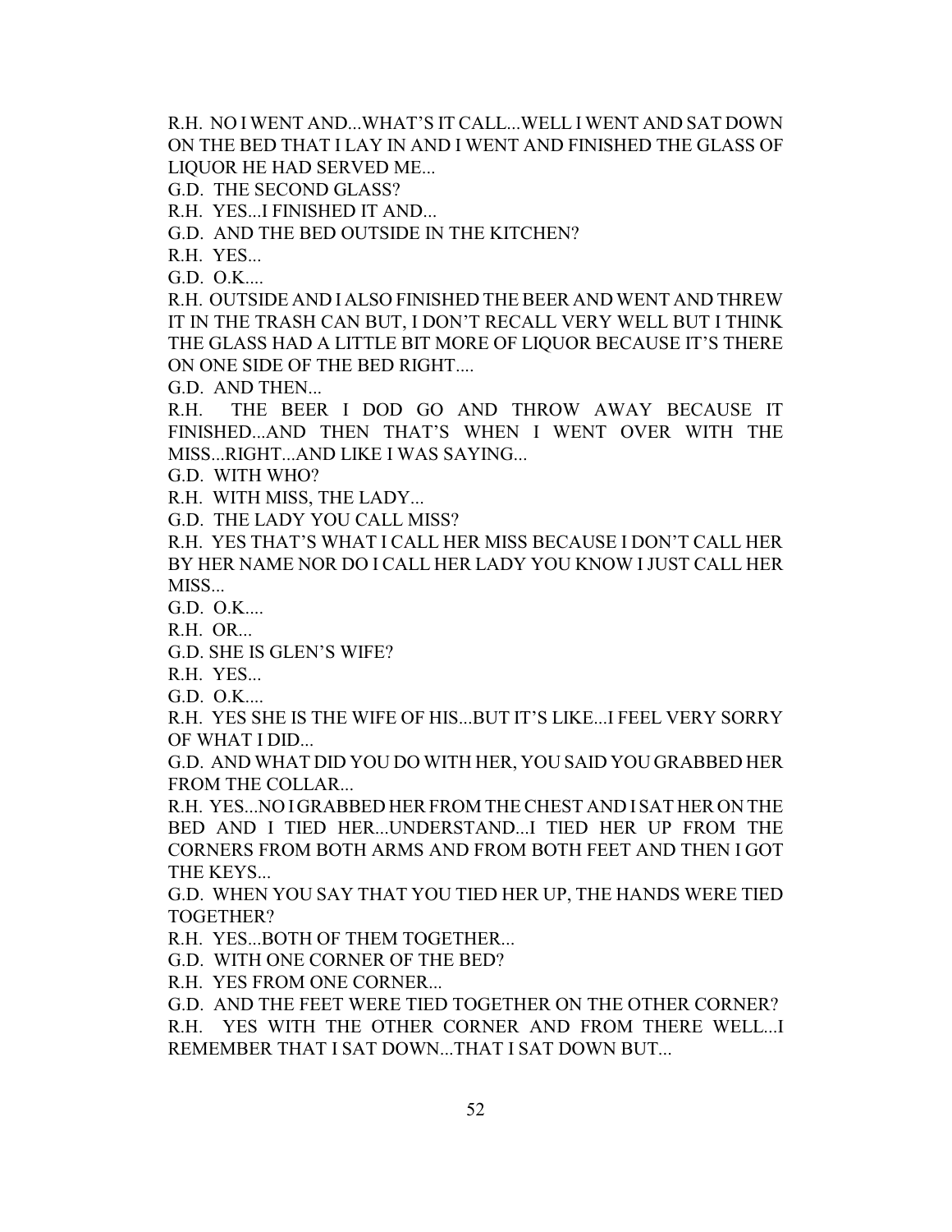R.H. NO I WENT AND...WHAT'S IT CALL...WELL I WENT AND SAT DOWN ON THE BED THAT I LAY IN AND I WENT AND FINISHED THE GLASS OF LIQUOR HE HAD SERVED ME...

G.D. THE SECOND GLASS?

R.H. YES...I FINISHED IT AND...

G.D. AND THE BED OUTSIDE IN THE KITCHEN?

R.H. YES...

G.D. O.K....

R.H. OUTSIDE AND I ALSO FINISHED THE BEER AND WENT AND THREW IT IN THE TRASH CAN BUT, I DON'T RECALL VERY WELL BUT I THINK THE GLASS HAD A LITTLE BIT MORE OF LIQUOR BECAUSE IT'S THERE ON ONE SIDE OF THE BED RIGHT....

G.D. AND THEN...

R.H. THE BEER I DOD GO AND THROW AWAY BECAUSE IT FINISHED...AND THEN THAT'S WHEN I WENT OVER WITH THE MISS...RIGHT...AND LIKE I WAS SAYING...

G.D. WITH WHO?

R.H. WITH MISS, THE LADY...

G.D. THE LADY YOU CALL MISS?

R.H. YES THAT'S WHAT I CALL HER MISS BECAUSE I DON'T CALL HER BY HER NAME NOR DO I CALL HER LADY YOU KNOW I JUST CALL HER MISS...

G.D. O.K....

R.H. OR...

G.D. SHE IS GLEN'S WIFE?

R.H. YES...

G.D. O.K....

R.H. YES SHE IS THE WIFE OF HIS...BUT IT'S LIKE...I FEEL VERY SORRY OF WHAT I DID...

G.D. AND WHAT DID YOU DO WITH HER, YOU SAID YOU GRABBED HER FROM THE COLLAR...

R.H. YES...NO I GRABBED HER FROM THE CHEST AND I SAT HER ON THE BED AND I TIED HER...UNDERSTAND...I TIED HER UP FROM THE CORNERS FROM BOTH ARMS AND FROM BOTH FEET AND THEN I GOT THE KEYS...

G.D. WHEN YOU SAY THAT YOU TIED HER UP, THE HANDS WERE TIED TOGETHER?

R.H. YES...BOTH OF THEM TOGETHER...

G.D. WITH ONE CORNER OF THE BED?

R.H. YES FROM ONE CORNER...

G.D. AND THE FEET WERE TIED TOGETHER ON THE OTHER CORNER?

R.H. YES WITH THE OTHER CORNER AND FROM THERE WELL...I REMEMBER THAT I SAT DOWN...THAT I SAT DOWN BUT...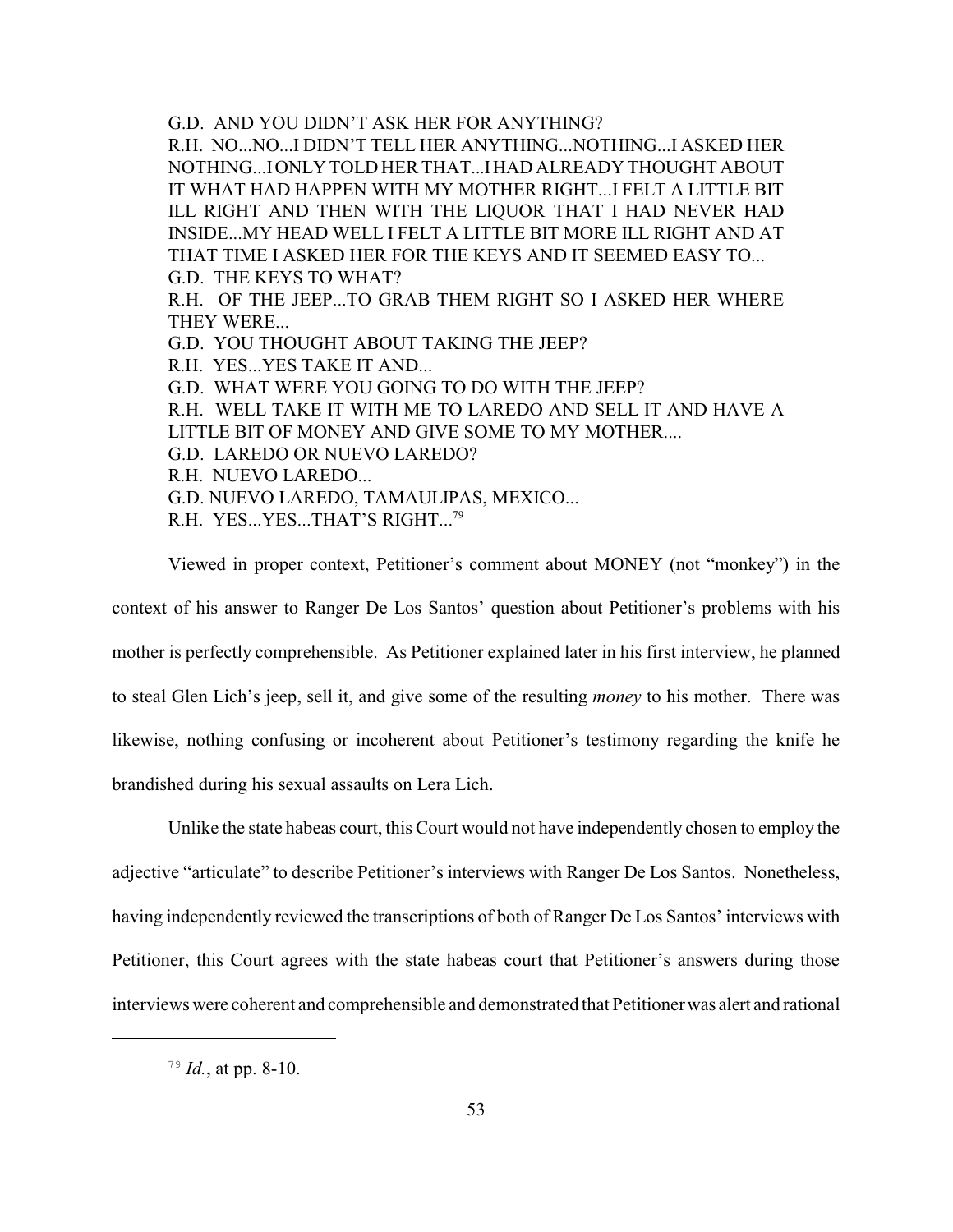G.D. AND YOU DIDN'T ASK HER FOR ANYTHING?
R.H. NO...NO...I DIDN'T TELL HER ANYTHING...NOTHING...I ASKED HER NOTHING...I ONLY TOLD HER THAT...I HAD ALREADY THOUGHT ABOUT IT WHAT HAD HAPPEN WITH MY MOTHER RIGHT...I FELT A LITTLE BIT ILL RIGHT AND THEN WITH THE LIQUOR THAT I HAD NEVER HAD INSIDE...MY HEAD WELL I FELT A LITTLE BIT MORE ILL RIGHT AND AT THAT TIME I ASKED HER FOR THE KEYS AND IT SEEMED EASY TO...
G.D. THE KEYS TO WHAT?
R.H. OF THE JEEP...TO GRAB THEM RIGHT SO I ASKED HER WHERE THEY WERE...
G.D. YOU THOUGHT ABOUT TAKING THE JEEP?
R.H. YES...YES TAKE IT AND...
G.D. WHAT WERE YOU GOING TO DO WITH THE JEEP?
R.H. WELL TAKE IT WITH ME TO LAREDO AND SELL IT AND HAVE A LITTLE BIT OF MONEY AND GIVE SOME TO MY MOTHER....
G.D. LAREDO OR NUEVO LAREDO?
R.H. NUEVO LAREDO...
G.D. NUEVO LAREDO, TAMAULIPAS, MEXICO...
R.H. YES...YES...THAT'S RIGHT...[79]

Viewed in proper context, Petitioner's comment about MONEY (not "monkey") in the context of his answer to Ranger De Los Santos' question about Petitioner's problems with his mother is perfectly comprehensible. As Petitioner explained later in his first interview, he planned to steal Glen Lich's jeep, sell it, and give some of the resulting *money* to his mother. There was likewise, nothing confusing or incoherent about Petitioner's testimony regarding the knife he brandished during his sexual assaults on Lera Lich.

Unlike the state habeas court, this Court would not have independently chosen to employ the adjective "articulate" to describe Petitioner's interviews with Ranger De Los Santos. Nonetheless, having independently reviewed the transcriptions of both of Ranger De Los Santos' interviews with Petitioner, this Court agrees with the state habeas court that Petitioner's answers during those interviews were coherent and comprehensible and demonstrated that Petitioner was alert and rational

---

[79] *Id.*, at pp. 8-10.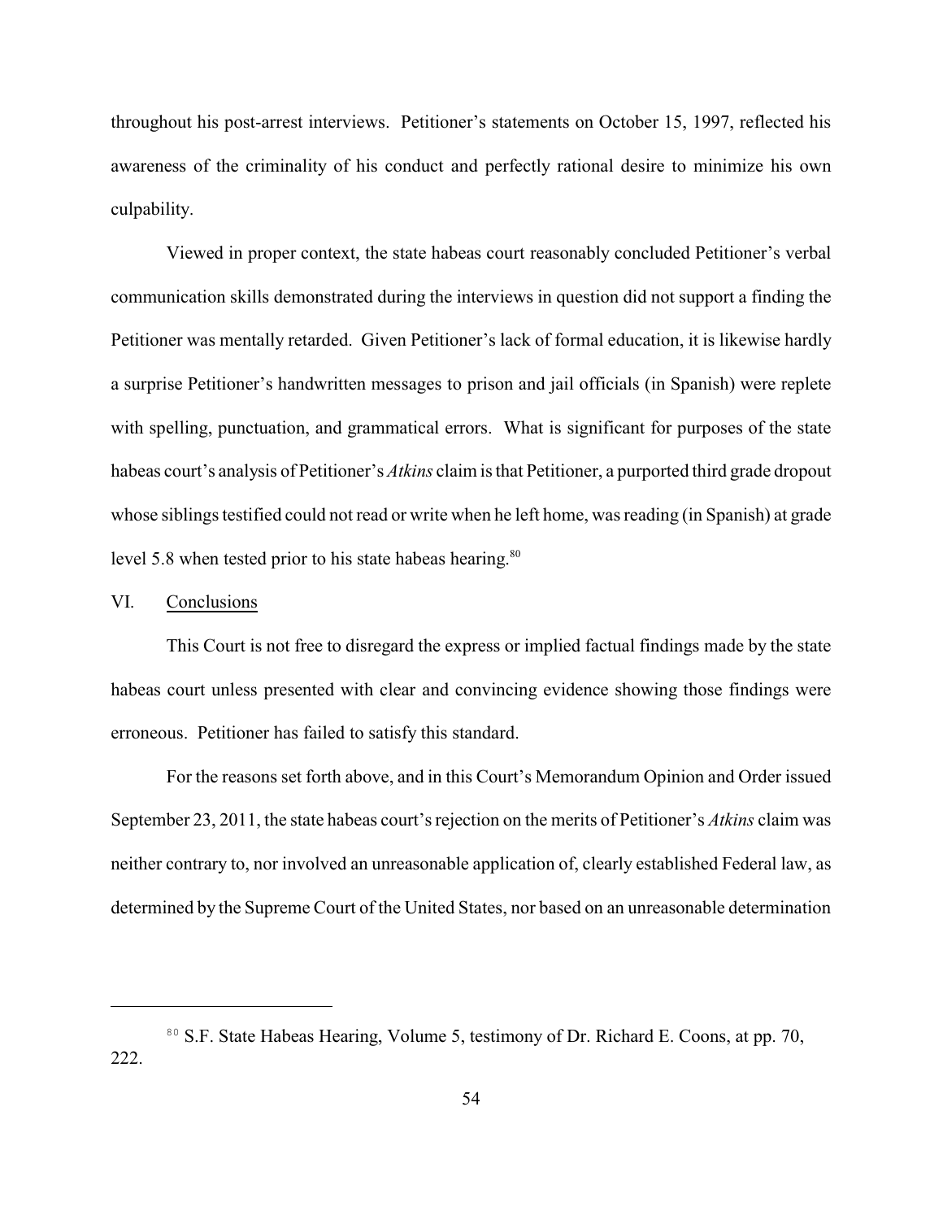throughout his post-arrest interviews. Petitioner's statements on October 15, 1997, reflected his awareness of the criminality of his conduct and perfectly rational desire to minimize his own culpability.

Viewed in proper context, the state habeas court reasonably concluded Petitioner's verbal communication skills demonstrated during the interviews in question did not support a finding the Petitioner was mentally retarded. Given Petitioner's lack of formal education, it is likewise hardly a surprise Petitioner's handwritten messages to prison and jail officials (in Spanish) were replete with spelling, punctuation, and grammatical errors. What is significant for purposes of the state habeas court's analysis of Petitioner's *Atkins* claim is that Petitioner, a purported third grade dropout whose siblings testified could not read or write when he left home, was reading (in Spanish) at grade level 5.8 when tested prior to his state habeas hearing.[80]

## VI. Conclusions

This Court is not free to disregard the express or implied factual findings made by the state habeas court unless presented with clear and convincing evidence showing those findings were erroneous. Petitioner has failed to satisfy this standard.

For the reasons set forth above, and in this Court's Memorandum Opinion and Order issued September 23, 2011, the state habeas court's rejection on the merits of Petitioner's *Atkins* claim was neither contrary to, nor involved an unreasonable application of, clearly established Federal law, as determined by the Supreme Court of the United States, nor based on an unreasonable determination

---

[80] S.F. State Habeas Hearing, Volume 5, testimony of Dr. Richard E. Coons, at pp. 70, 222.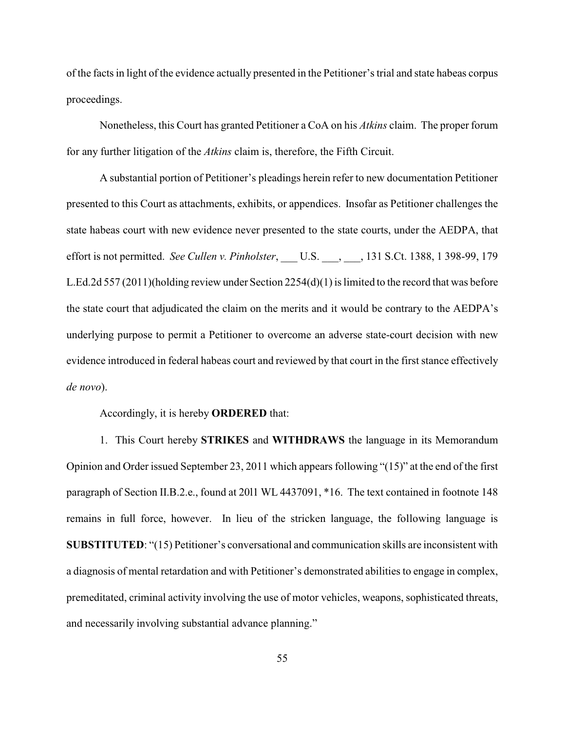of the facts in light of the evidence actually presented in the Petitioner's trial and state habeas corpus proceedings.

Nonetheless, this Court has granted Petitioner a CoA on his *Atkins* claim. The proper forum for any further litigation of the *Atkins* claim is, therefore, the Fifth Circuit.

A substantial portion of Petitioner's pleadings herein refer to new documentation Petitioner presented to this Court as attachments, exhibits, or appendices. Insofar as Petitioner challenges the state habeas court with new evidence never presented to the state courts, under the AEDPA, that effort is not permitted. *See Cullen v. Pinholster*, ___ U.S. ___, ___, 131 S.Ct. 1388, 1 398-99, 179 L.Ed.2d 557 (2011)(holding review under Section 2254(d)(1) is limited to the record that was before the state court that adjudicated the claim on the merits and it would be contrary to the AEDPA's underlying purpose to permit a Petitioner to overcome an adverse state-court decision with new evidence introduced in federal habeas court and reviewed by that court in the first stance effectively *de novo*).

Accordingly, it is hereby **ORDERED** that:

1. This Court hereby **STRIKES** and **WITHDRAWS** the language in its Memorandum Opinion and Order issued September 23, 2011 which appears following "(15)" at the end of the first paragraph of Section II.B.2.e., found at 20l1 WL 4437091, *16. The text contained in footnote 148 remains in full force, however. In lieu of the stricken language, the following language is **SUBSTITUTED**: "(15) Petitioner's conversational and communication skills are inconsistent with a diagnosis of mental retardation and with Petitioner's demonstrated abilities to engage in complex, premeditated, criminal activity involving the use of motor vehicles, weapons, sophisticated threats, and necessarily involving substantial advance planning."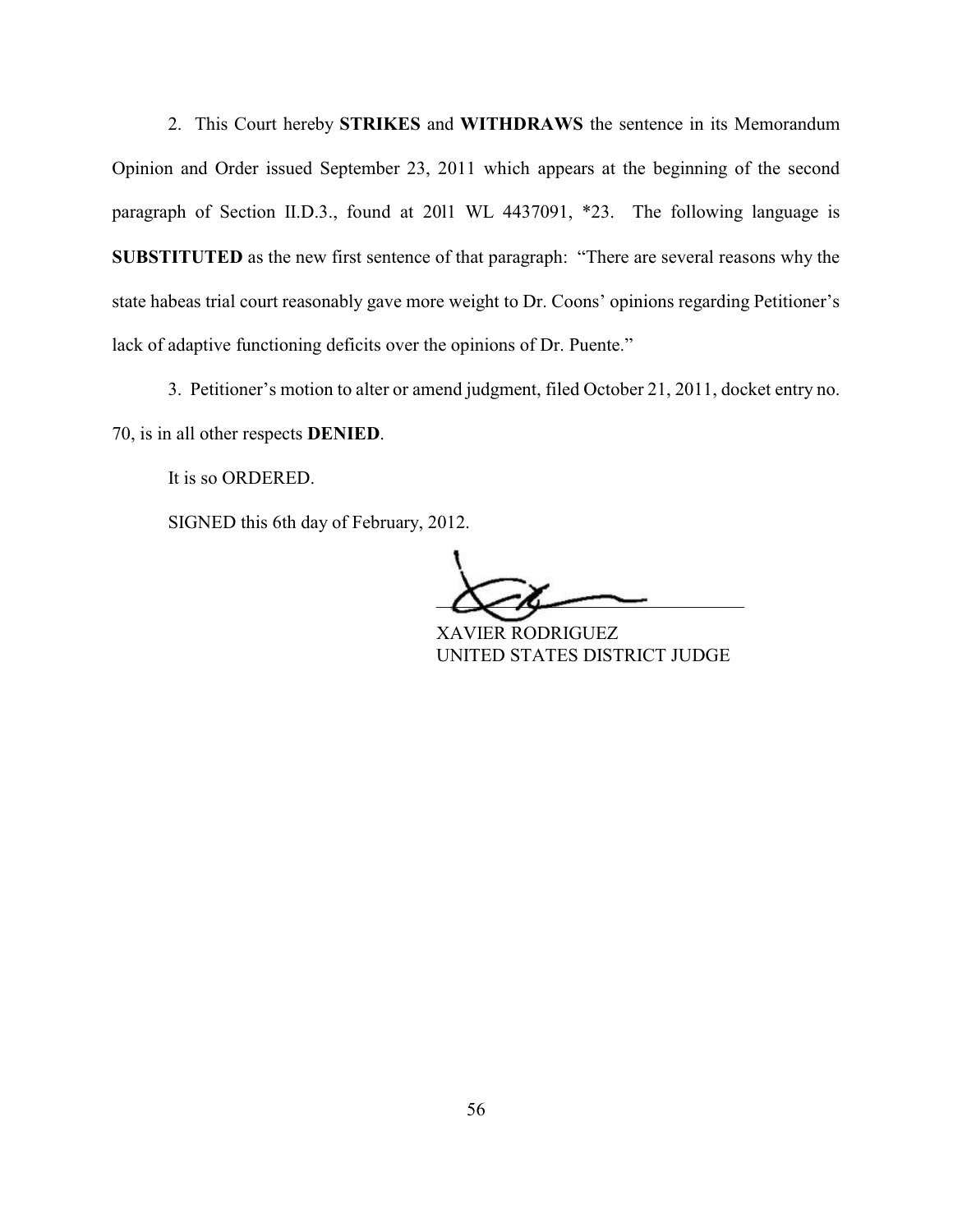2. This Court hereby **STRIKES** and **WITHDRAWS** the sentence in its Memorandum Opinion and Order issued September 23, 2011 which appears at the beginning of the second paragraph of Section II.D.3., found at 20l1 WL 4437091, *23. The following language is **SUBSTITUTED** as the new first sentence of that paragraph: "There are several reasons why the state habeas trial court reasonably gave more weight to Dr. Coons' opinions regarding Petitioner's lack of adaptive functioning deficits over the opinions of Dr. Puente."

3. Petitioner's motion to alter or amend judgment, filed October 21, 2011, docket entry no. 70, is in all other respects **DENIED**.

It is so ORDERED.

SIGNED this 6th day of February, 2012.

XAVIER RODRIGUEZ
UNITED STATES DISTRICT JUDGE